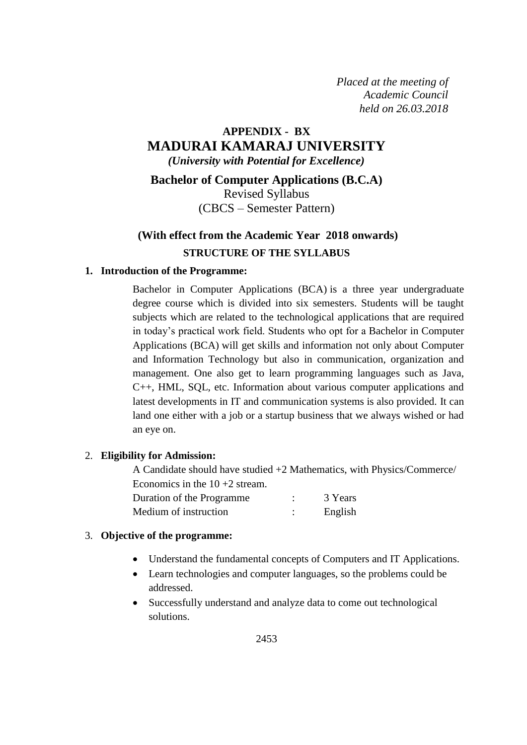*Placed at the meeting of*
*Academic Council*
*held on 26.03.2018*

**APPENDIX - BX**

# MADURAI KAMARAJ UNIVERSITY

***(University with Potential for Excellence)***

## Bachelor of Computer Applications (B.C.A)

Revised Syllabus

(CBCS – Semester Pattern)

### (With effect from the Academic Year 2018 onwards)

### STRUCTURE OF THE SYLLABUS

**1. Introduction of the Programme:**

Bachelor in Computer Applications (BCA) is a three year undergraduate degree course which is divided into six semesters. Students will be taught subjects which are related to the technological applications that are required in today's practical work field. Students who opt for a Bachelor in Computer Applications (BCA) will get skills and information not only about Computer and Information Technology but also in communication, organization and management. One also get to learn programming languages such as Java, C++, HML, SQL, etc. Information about various computer applications and latest developments in IT and communication systems is also provided. It can land one either with a job or a startup business that we always wished or had an eye on.

2. **Eligibility for Admission:**

A Candidate should have studied +2 Mathematics, with Physics/Commerce/ Economics in the 10 +2 stream.

| | | |
|---|---|---|
| Duration of the Programme | : | 3 Years |
| Medium of instruction | : | English |

3. **Objective of the programme:**

- Understand the fundamental concepts of Computers and IT Applications.
- Learn technologies and computer languages, so the problems could be addressed.
- Successfully understand and analyze data to come out technological solutions.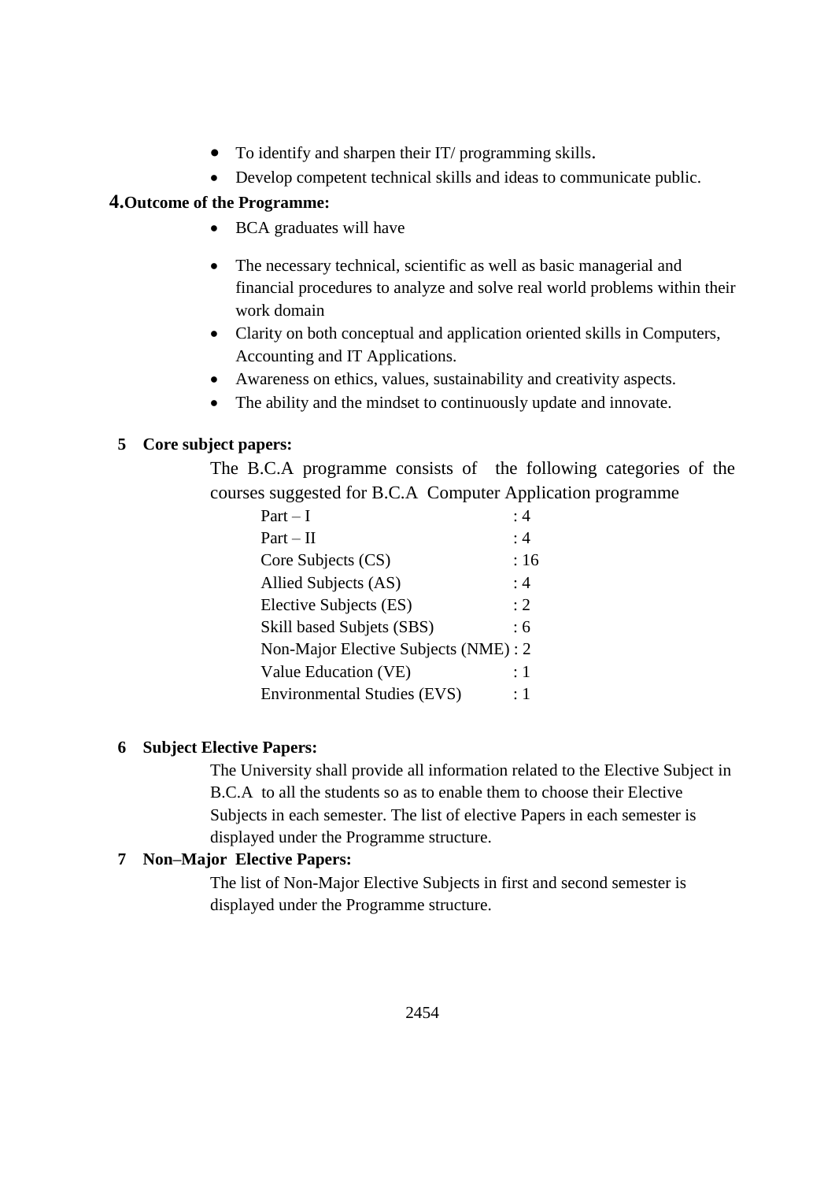- To identify and sharpen their IT/ programming skills.
- Develop competent technical skills and ideas to communicate public.

**4. Outcome of the Programme:**

- BCA graduates will have
- The necessary technical, scientific as well as basic managerial and financial procedures to analyze and solve real world problems within their work domain
- Clarity on both conceptual and application oriented skills in Computers, Accounting and IT Applications.
- Awareness on ethics, values, sustainability and creativity aspects.
- The ability and the mindset to continuously update and innovate.

**5 Core subject papers:**

The B.C.A programme consists of the following categories of the courses suggested for B.C.A Computer Application programme

| | |
|---|---|
| Part – I | : 4 |
| Part – II | : 4 |
| Core Subjects (CS) | : 16 |
| Allied Subjects (AS) | : 4 |
| Elective Subjects (ES) | : 2 |
| Skill based Subjets (SBS) | : 6 |
| Non-Major Elective Subjects (NME) | : 2 |
| Value Education (VE) | : 1 |
| Environmental Studies (EVS) | : 1 |

**6 Subject Elective Papers:**

The University shall provide all information related to the Elective Subject in B.C.A to all the students so as to enable them to choose their Elective Subjects in each semester. The list of elective Papers in each semester is displayed under the Programme structure.

**7 Non–Major Elective Papers:**

The list of Non-Major Elective Subjects in first and second semester is displayed under the Programme structure.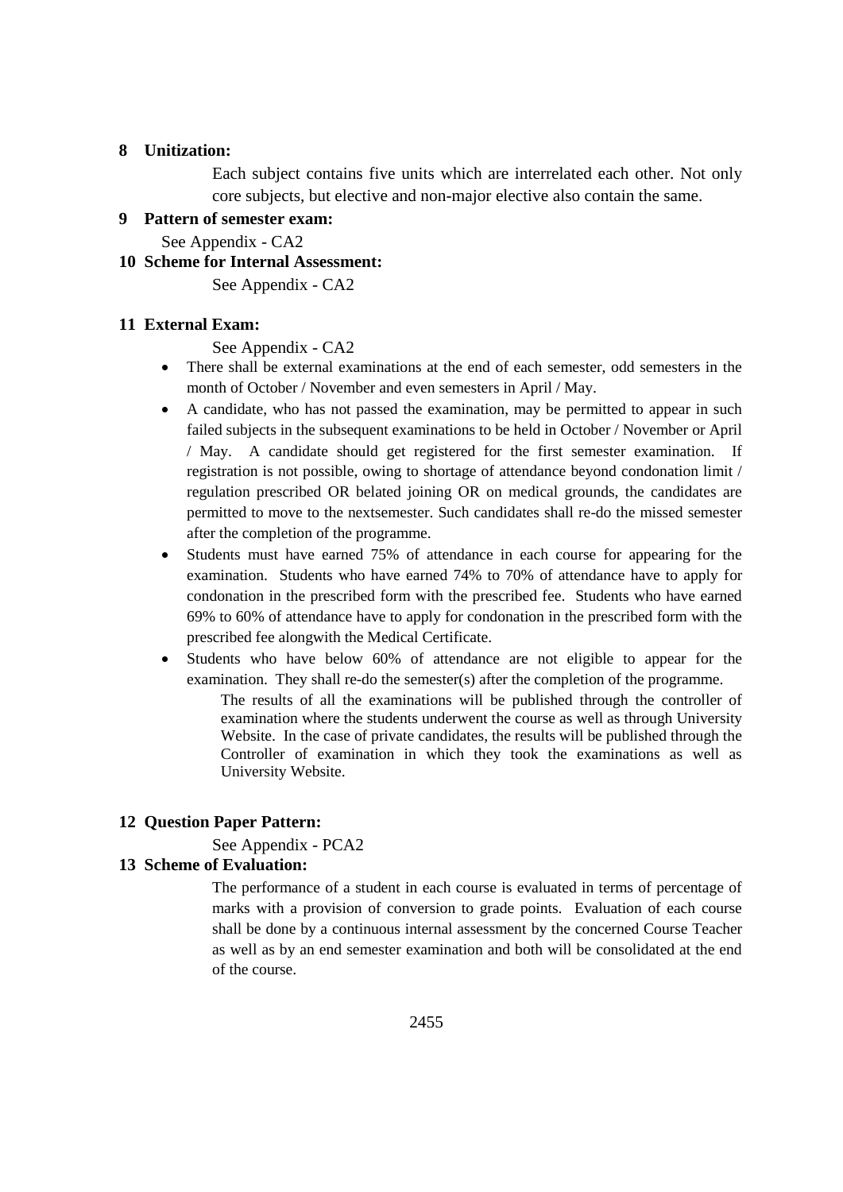**8 Unitization:**

Each subject contains five units which are interrelated each other. Not only core subjects, but elective and non-major elective also contain the same.

**9 Pattern of semester exam:**

See Appendix - CA2

**10 Scheme for Internal Assessment:**

See Appendix - CA2

**11 External Exam:**

See Appendix - CA2

- There shall be external examinations at the end of each semester, odd semesters in the month of October / November and even semesters in April / May.
- A candidate, who has not passed the examination, may be permitted to appear in such failed subjects in the subsequent examinations to be held in October / November or April / May. A candidate should get registered for the first semester examination. If registration is not possible, owing to shortage of attendance beyond condonation limit / regulation prescribed OR belated joining OR on medical grounds, the candidates are permitted to move to the nextsemester. Such candidates shall re-do the missed semester after the completion of the programme.
- Students must have earned 75% of attendance in each course for appearing for the examination. Students who have earned 74% to 70% of attendance have to apply for condonation in the prescribed form with the prescribed fee. Students who have earned 69% to 60% of attendance have to apply for condonation in the prescribed form with the prescribed fee alongwith the Medical Certificate.
- Students who have below 60% of attendance are not eligible to appear for the examination. They shall re-do the semester(s) after the completion of the programme.

  The results of all the examinations will be published through the controller of examination where the students underwent the course as well as through University Website. In the case of private candidates, the results will be published through the Controller of examination in which they took the examinations as well as University Website.

**12 Question Paper Pattern:**

See Appendix - PCA2

**13 Scheme of Evaluation:**

The performance of a student in each course is evaluated in terms of percentage of marks with a provision of conversion to grade points. Evaluation of each course shall be done by a continuous internal assessment by the concerned Course Teacher as well as by an end semester examination and both will be consolidated at the end of the course.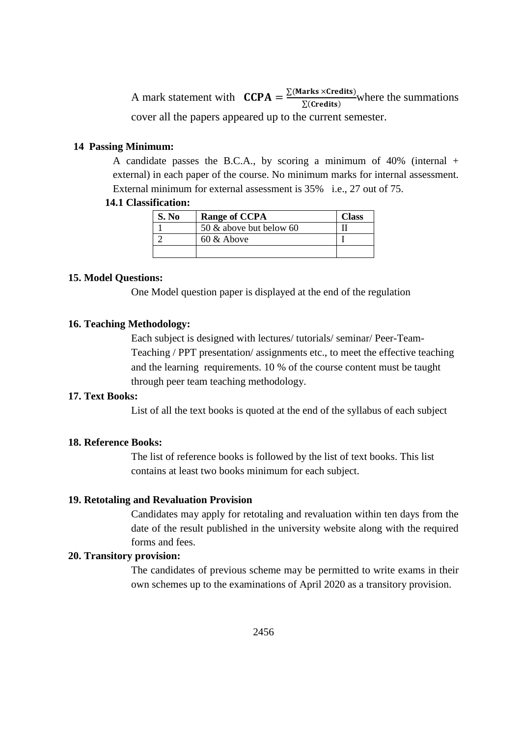A mark statement with $\mathbf{CCPA} = \frac{\sum(\mathbf{Marks} \times \mathbf{Credits})}{\sum(\mathbf{Credits})}$ where the summations cover all the papers appeared up to the current semester.

**14 Passing Minimum:**

A candidate passes the B.C.A., by scoring a minimum of 40% (internal + external) in each paper of the course. No minimum marks for internal assessment. External minimum for external assessment is 35% i.e., 27 out of 75.

**14.1 Classification:**

| S. No | Range of CCPA | Class |
|---|---|---|
| 1 | 50 & above but below 60 | II |
| 2 | 60 & Above | I |
| | | |

**15. Model Questions:**

One Model question paper is displayed at the end of the regulation

**16. Teaching Methodology:**

Each subject is designed with lectures/ tutorials/ seminar/ Peer-Team-Teaching / PPT presentation/ assignments etc., to meet the effective teaching and the learning requirements. 10 % of the course content must be taught through peer team teaching methodology.

**17. Text Books:**

List of all the text books is quoted at the end of the syllabus of each subject

**18. Reference Books:**

The list of reference books is followed by the list of text books. This list contains at least two books minimum for each subject.

**19. Retotaling and Revaluation Provision**

Candidates may apply for retotaling and revaluation within ten days from the date of the result published in the university website along with the required forms and fees.

**20. Transitory provision:**

The candidates of previous scheme may be permitted to write exams in their own schemes up to the examinations of April 2020 as a transitory provision.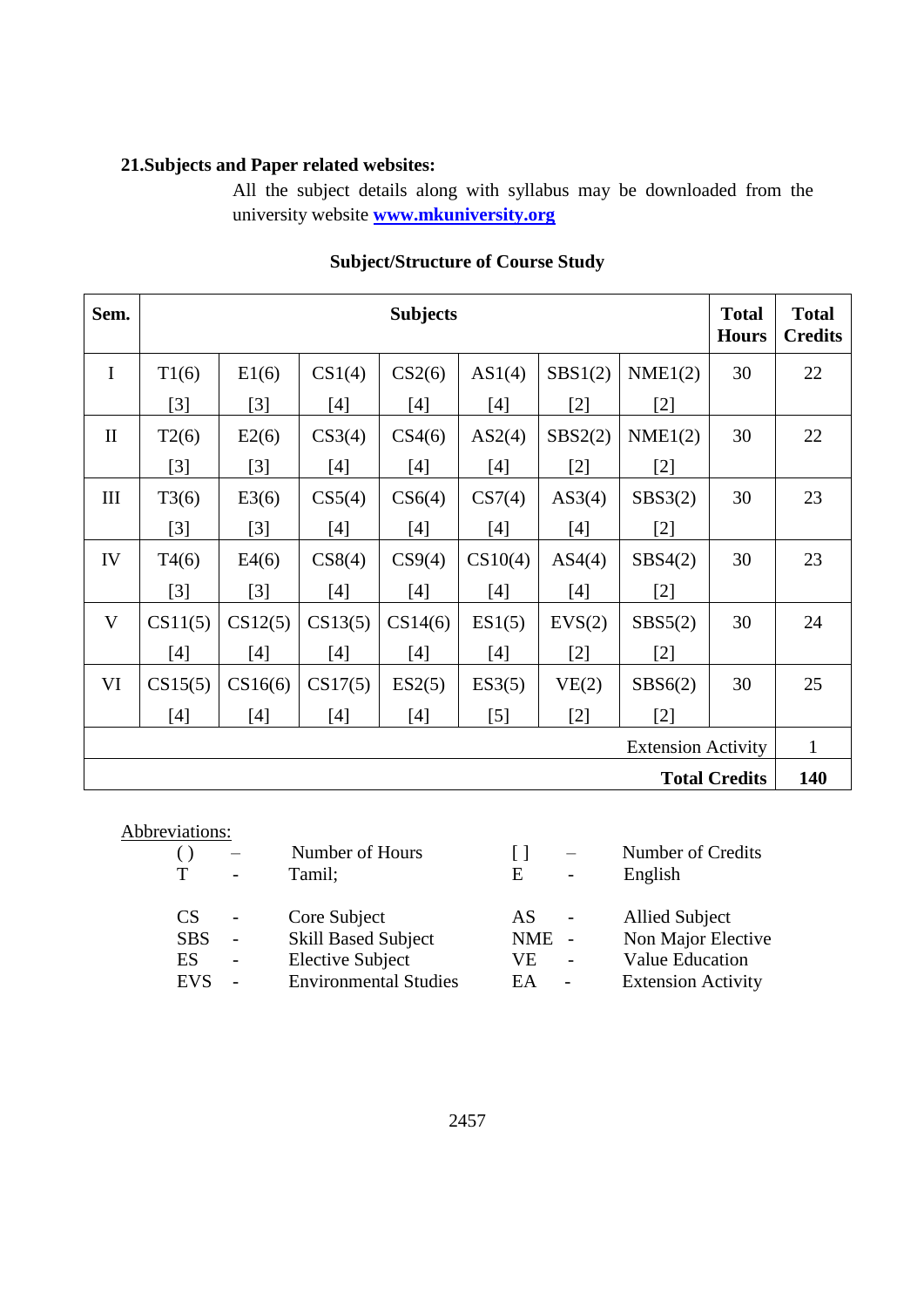**21.Subjects and Paper related websites:**

All the subject details along with syllabus may be downloaded from the university website **www.mkuniversity.org**

**Subject/Structure of Course Study**

| **Sem.** | **Subjects** | | | | | | | **Total Hours** | **Total Credits** |
|---|---|---|---|---|---|---|---|---|---|
| I | T1(6) [3] | E1(6) [3] | CS1(4) [4] | CS2(6) [4] | AS1(4) [4] | SBS1(2) [2] | NME1(2) [2] | 30 | 22 |
| II | T2(6) [3] | E2(6) [3] | CS3(4) [4] | CS4(6) [4] | AS2(4) [4] | SBS2(2) [2] | NME1(2) [2] | 30 | 22 |
| III | T3(6) [3] | E3(6) [3] | CS5(4) [4] | CS6(4) [4] | CS7(4) [4] | AS3(4) [4] | SBS3(2) [2] | 30 | 23 |
| IV | T4(6) [3] | E4(6) [3] | CS8(4) [4] | CS9(4) [4] | CS10(4) [4] | AS4(4) [4] | SBS4(2) [2] | 30 | 23 |
| V | CS11(5) [4] | CS12(5) [4] | CS13(5) [4] | CS14(6) [4] | ES1(5) [4] | EVS(2) [2] | SBS5(2) [2] | 30 | 24 |
| VI | CS15(5) [4] | CS16(6) [4] | CS17(5) [4] | ES2(5) [4] | ES3(5) [5] | VE(2) [2] | SBS6(2) [2] | 30 | 25 |
| | | | | | | | | Extension Activity | 1 |
| | | | | | | | | **Total Credits** | **140** |

Abbreviations:

| | | | | | |
|---|---|---|---|---|---|
| ( ) | – | Number of Hours | [ ] | – | Number of Credits |
| T | - | Tamil; | E | - | English |
| CS | - | Core Subject | AS | - | Allied Subject |
| SBS | - | Skill Based Subject | NME | - | Non Major Elective |
| ES | - | Elective Subject | VE | - | Value Education |
| EVS | - | Environmental Studies | EA | - | Extension Activity |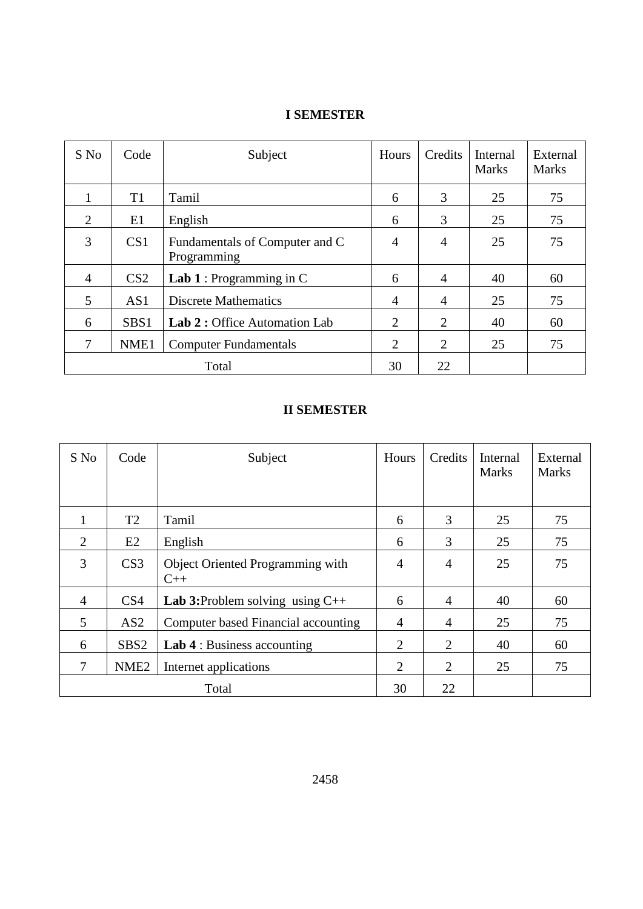## I SEMESTER

| S No | Code | Subject | Hours | Credits | Internal Marks | External Marks |
|---|---|---|---|---|---|---|
| 1 | T1 | Tamil | 6 | 3 | 25 | 75 |
| 2 | E1 | English | 6 | 3 | 25 | 75 |
| 3 | CS1 | Fundamentals of Computer and C Programming | 4 | 4 | 25 | 75 |
| 4 | CS2 | **Lab 1** : Programming in C | 6 | 4 | 40 | 60 |
| 5 | AS1 | Discrete Mathematics | 4 | 4 | 25 | 75 |
| 6 | SBS1 | **Lab 2 :** Office Automation Lab | 2 | 2 | 40 | 60 |
| 7 | NME1 | Computer Fundamentals | 2 | 2 | 25 | 75 |
| Total | | | 30 | 22 | | |

## II SEMESTER

| S No | Code | Subject | Hours | Credits | Internal Marks | External Marks |
|---|---|---|---|---|---|---|
| 1 | T2 | Tamil | 6 | 3 | 25 | 75 |
| 2 | E2 | English | 6 | 3 | 25 | 75 |
| 3 | CS3 | Object Oriented Programming with C++ | 4 | 4 | 25 | 75 |
| 4 | CS4 | **Lab 3:**Problem solving using C++ | 6 | 4 | 40 | 60 |
| 5 | AS2 | Computer based Financial accounting | 4 | 4 | 25 | 75 |
| 6 | SBS2 | **Lab 4** : Business accounting | 2 | 2 | 40 | 60 |
| 7 | NME2 | Internet applications | 2 | 2 | 25 | 75 |
| Total | | | 30 | 22 | | |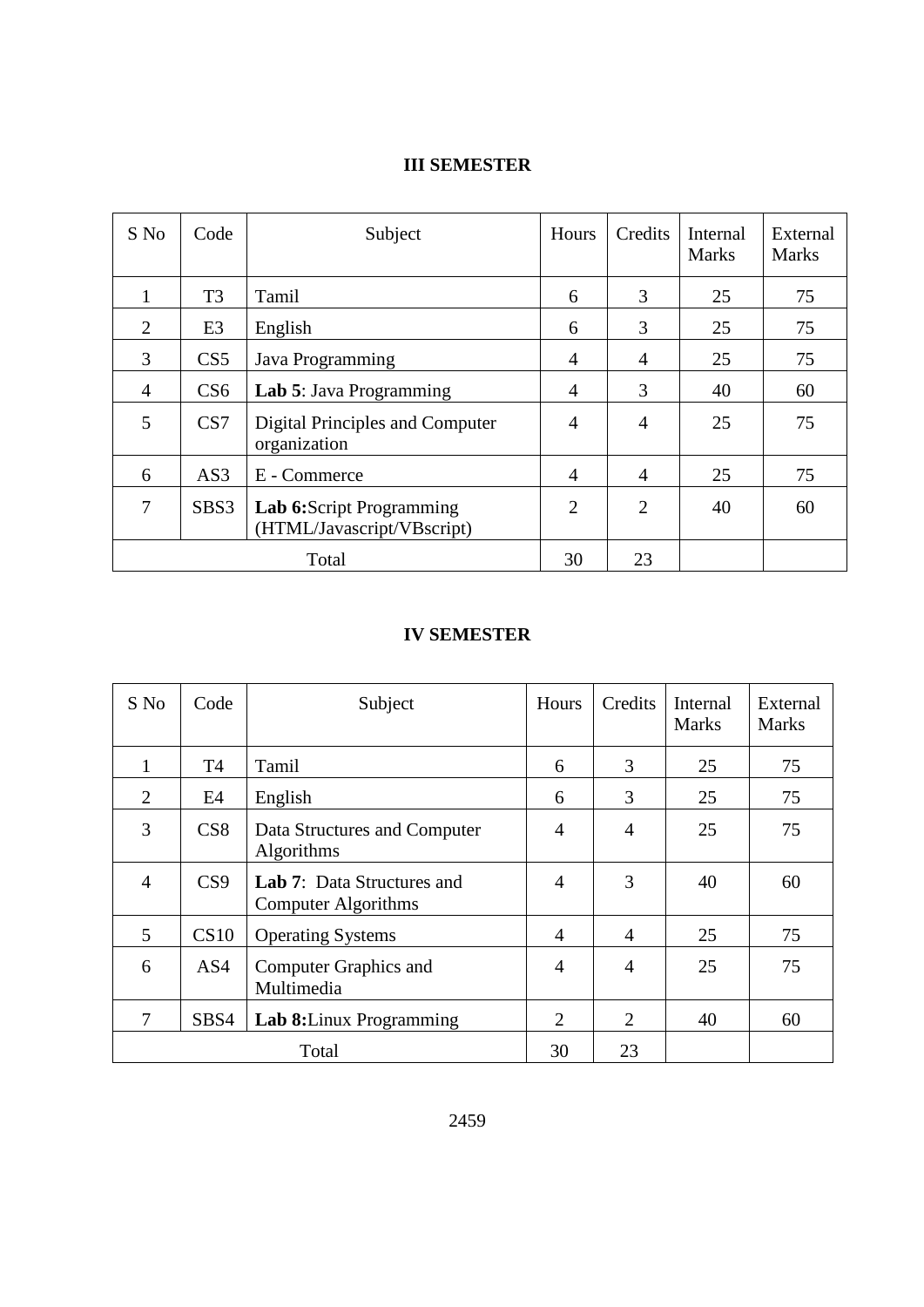## III SEMESTER

| S No | Code | Subject | Hours | Credits | Internal Marks | External Marks |
|---|---|---|---|---|---|---|
| 1 | T3 | Tamil | 6 | 3 | 25 | 75 |
| 2 | E3 | English | 6 | 3 | 25 | 75 |
| 3 | CS5 | Java Programming | 4 | 4 | 25 | 75 |
| 4 | CS6 | **Lab 5**: Java Programming | 4 | 3 | 40 | 60 |
| 5 | CS7 | Digital Principles and Computer organization | 4 | 4 | 25 | 75 |
| 6 | AS3 | E - Commerce | 4 | 4 | 25 | 75 |
| 7 | SBS3 | **Lab 6:**Script Programming (HTML/Javascript/VBscript) | 2 | 2 | 40 | 60 |
| Total | | | 30 | 23 | | |

## IV SEMESTER

| S No | Code | Subject | Hours | Credits | Internal Marks | External Marks |
|---|---|---|---|---|---|---|
| 1 | T4 | Tamil | 6 | 3 | 25 | 75 |
| 2 | E4 | English | 6 | 3 | 25 | 75 |
| 3 | CS8 | Data Structures and Computer Algorithms | 4 | 4 | 25 | 75 |
| 4 | CS9 | **Lab 7**: Data Structures and Computer Algorithms | 4 | 3 | 40 | 60 |
| 5 | CS10 | Operating Systems | 4 | 4 | 25 | 75 |
| 6 | AS4 | Computer Graphics and Multimedia | 4 | 4 | 25 | 75 |
| 7 | SBS4 | **Lab 8:**Linux Programming | 2 | 2 | 40 | 60 |
| Total | | | 30 | 23 | | |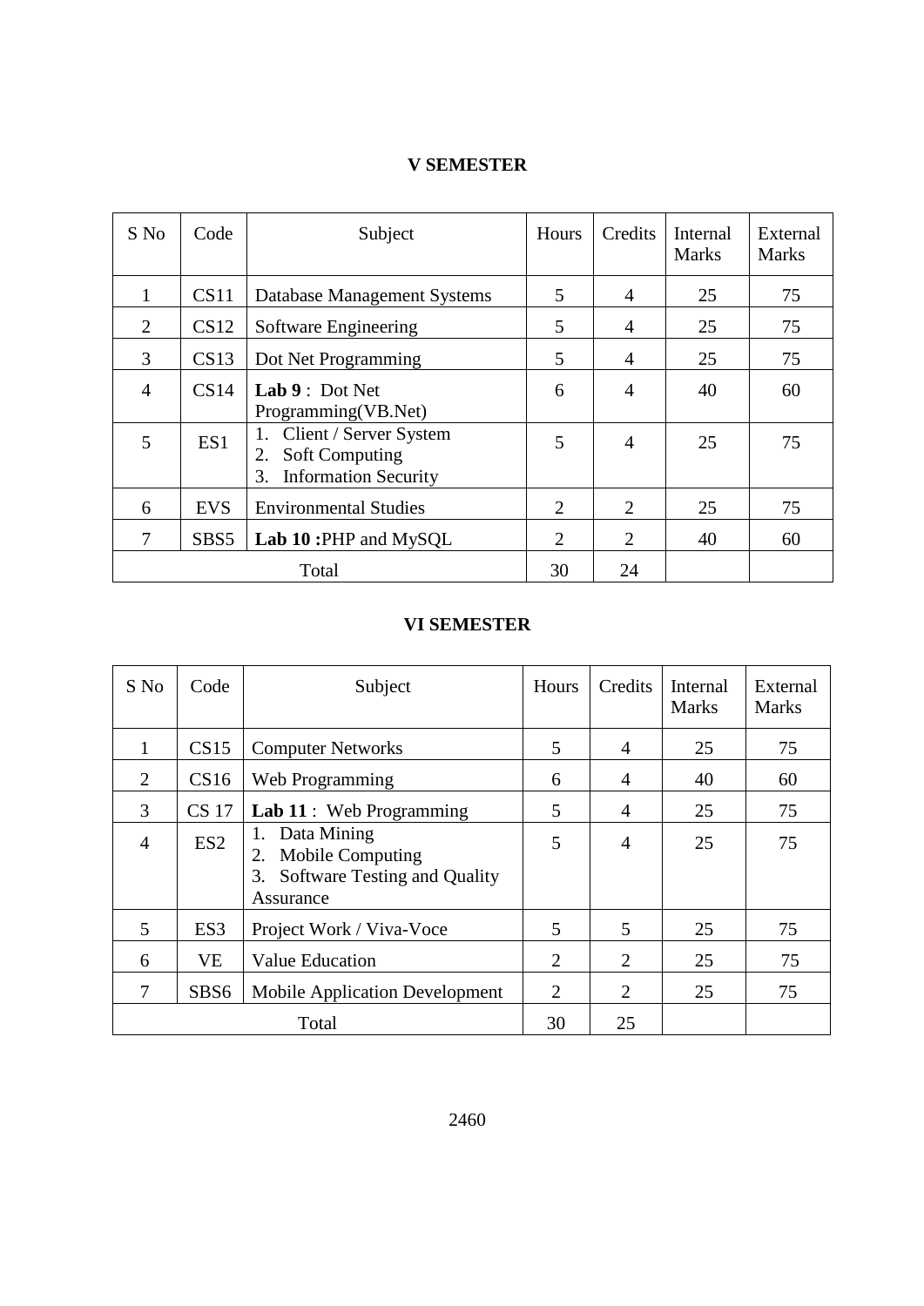## V SEMESTER

| S No | Code | Subject | Hours | Credits | Internal Marks | External Marks |
|---|---|---|---|---|---|---|
| 1 | CS11 | Database Management Systems | 5 | 4 | 25 | 75 |
| 2 | CS12 | Software Engineering | 5 | 4 | 25 | 75 |
| 3 | CS13 | Dot Net Programming | 5 | 4 | 25 | 75 |
| 4 | CS14 | **Lab 9** : Dot Net Programming(VB.Net) | 6 | 4 | 40 | 60 |
| 5 | ES1 | 1. Client / Server System<br>2. Soft Computing<br>3. Information Security | 5 | 4 | 25 | 75 |
| 6 | EVS | Environmental Studies | 2 | 2 | 25 | 75 |
| 7 | SBS5 | **Lab 10 :**PHP and MySQL | 2 | 2 | 40 | 60 |
| Total | | | 30 | 24 | | |

## VI SEMESTER

| S No | Code | Subject | Hours | Credits | Internal Marks | External Marks |
|---|---|---|---|---|---|---|
| 1 | CS15 | Computer Networks | 5 | 4 | 25 | 75 |
| 2 | CS16 | Web Programming | 6 | 4 | 40 | 60 |
| 3 | CS 17 | **Lab 11** : Web Programming | 5 | 4 | 25 | 75 |
| 4 | ES2 | 1. Data Mining<br>2. Mobile Computing<br>3. Software Testing and Quality Assurance | 5 | 4 | 25 | 75 |
| 5 | ES3 | Project Work / Viva-Voce | 5 | 5 | 25 | 75 |
| 6 | VE | Value Education | 2 | 2 | 25 | 75 |
| 7 | SBS6 | Mobile Application Development | 2 | 2 | 25 | 75 |
| Total | | | 30 | 25 | | |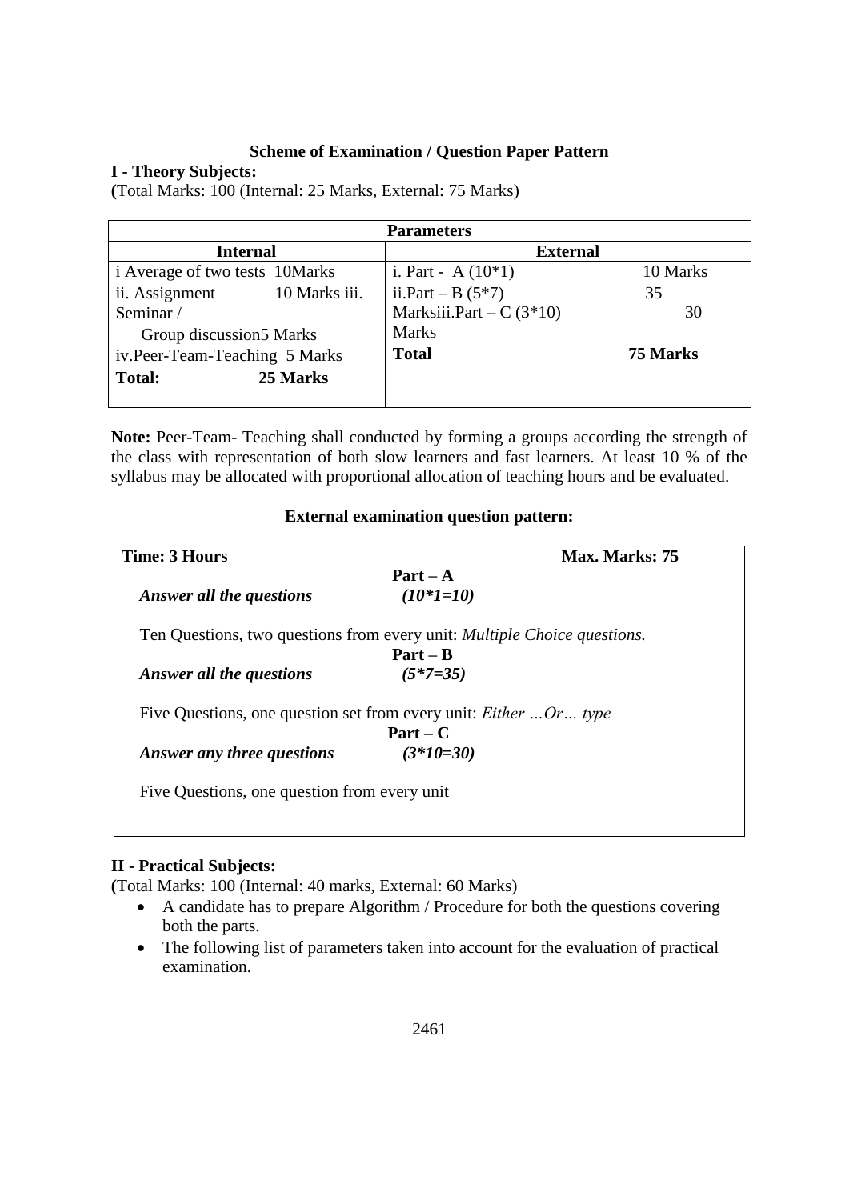**Scheme of Examination / Question Paper Pattern**

**I - Theory Subjects:**

**(**Total Marks: 100 (Internal: 25 Marks, External: 75 Marks)

| **Parameters** | |
|---|---|
| **Internal** | **External** |
| i Average of two tests 10Marks<br>ii. Assignment 10 Marks iii. Seminar / Group discussion5 Marks<br>iv.Peer-Team-Teaching 5 Marks<br>**Total: 25 Marks** | i. Part - A (10*1) 10 Marks<br>ii.Part – B (5*7) 35 Marksiii.Part – C (3*10) 30 Marks<br>**Total 75 Marks** |

**Note:** Peer-Team- Teaching shall conducted by forming a groups according the strength of the class with representation of both slow learners and fast learners. At least 10 % of the syllabus may be allocated with proportional allocation of teaching hours and be evaluated.

**External examination question pattern:**

**Time: 3 Hours** **Max. Marks: 75**

**Part – A**

***Answer all the questions*** ***(10*1=10)***

Ten Questions, two questions from every unit: *Multiple Choice questions.*

**Part – B**

***Answer all the questions*** ***(5*7=35)***

Five Questions, one question set from every unit: *Either …Or… type*

**Part – C**

***Answer any three questions*** ***(3*10=30)***

Five Questions, one question from every unit

**II - Practical Subjects:**

**(**Total Marks: 100 (Internal: 40 marks, External: 60 Marks)

- A candidate has to prepare Algorithm / Procedure for both the questions covering both the parts.
- The following list of parameters taken into account for the evaluation of practical examination.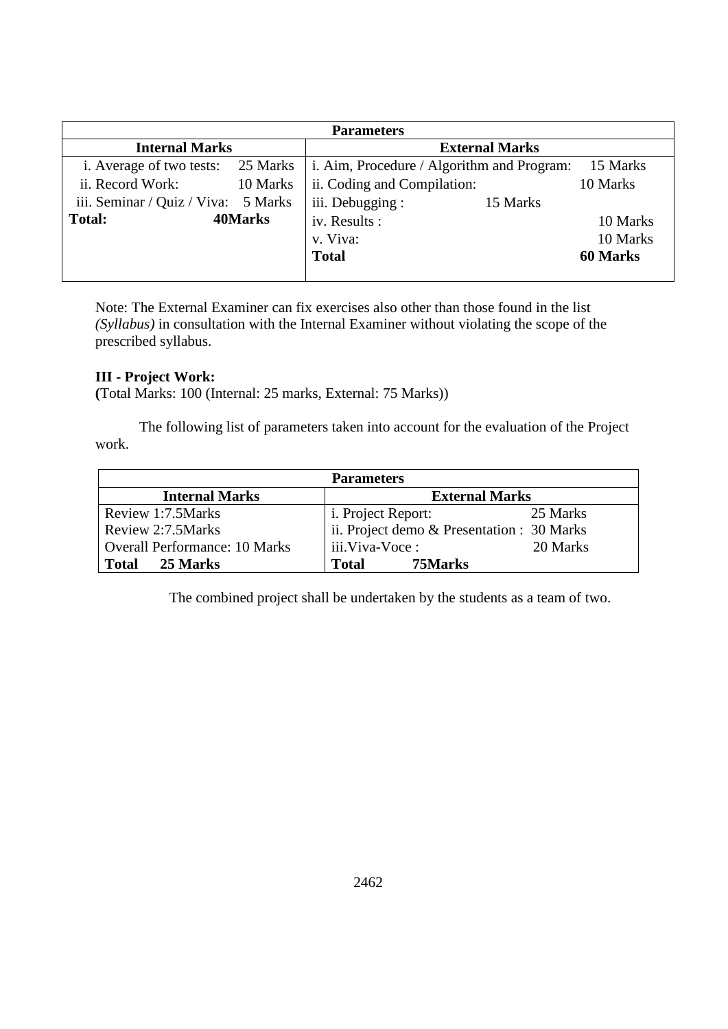| Parameters | |
|---|---|
| **Internal Marks** | **External Marks** |
| i. Average of two tests: 25 Marks | i. Aim, Procedure / Algorithm and Program: 15 Marks |
| ii. Record Work: 10 Marks | ii. Coding and Compilation: 10 Marks |
| iii. Seminar / Quiz / Viva: 5 Marks | iii. Debugging : 15 Marks |
| **Total: 40Marks** | iv. Results : 10 Marks |
| | v. Viva: 10 Marks |
| | **Total 60 Marks** |

Note: The External Examiner can fix exercises also other than those found in the list *(Syllabus)* in consultation with the Internal Examiner without violating the scope of the prescribed syllabus.

**III - Project Work:**

**(**Total Marks: 100 (Internal: 25 marks, External: 75 Marks))

The following list of parameters taken into account for the evaluation of the Project work.

| Parameters | |
|---|---|
| **Internal Marks** | **External Marks** |
| Review 1:7.5Marks | i. Project Report: 25 Marks |
| Review 2:7.5Marks | ii. Project demo & Presentation : 30 Marks |
| Overall Performance: 10 Marks | iii.Viva-Voce : 20 Marks |
| **Total 25 Marks** | **Total 75Marks** |

The combined project shall be undertaken by the students as a team of two.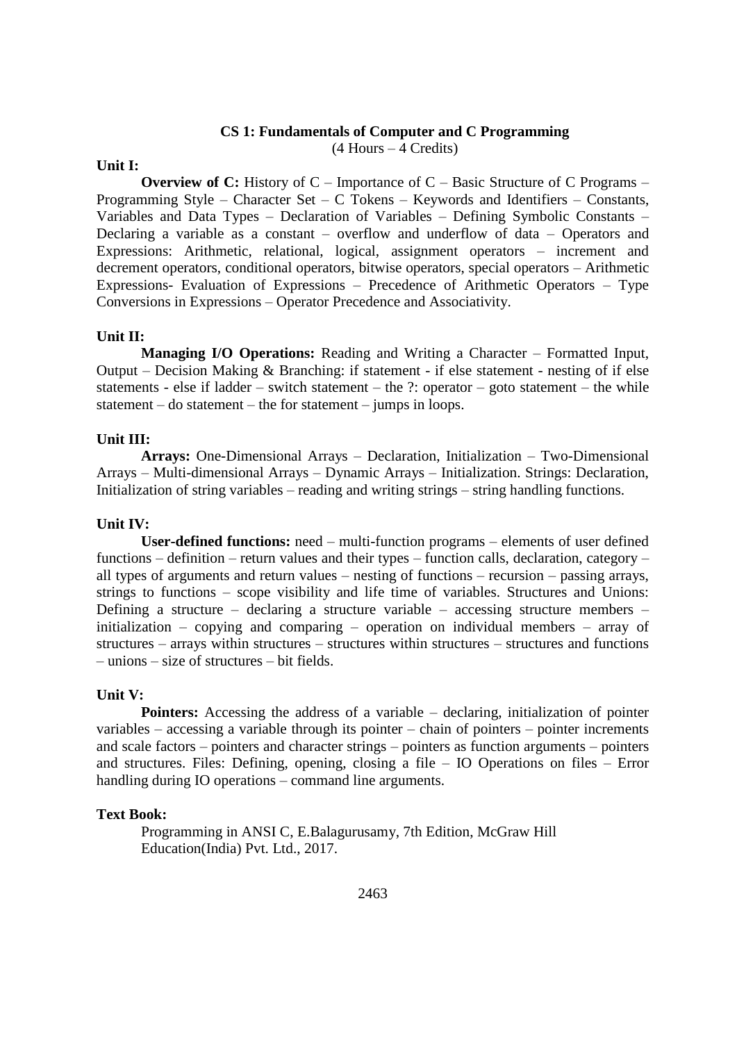## CS 1: Fundamentals of Computer and C Programming

(4 Hours – 4 Credits)

**Unit I:**

**Overview of C:** History of C – Importance of C – Basic Structure of C Programs – Programming Style – Character Set – C Tokens – Keywords and Identifiers – Constants, Variables and Data Types – Declaration of Variables – Defining Symbolic Constants – Declaring a variable as a constant – overflow and underflow of data – Operators and Expressions: Arithmetic, relational, logical, assignment operators – increment and decrement operators, conditional operators, bitwise operators, special operators – Arithmetic Expressions- Evaluation of Expressions – Precedence of Arithmetic Operators – Type Conversions in Expressions – Operator Precedence and Associativity.

**Unit II:**

**Managing I/O Operations:** Reading and Writing a Character – Formatted Input, Output – Decision Making & Branching: if statement - if else statement - nesting of if else statements - else if ladder – switch statement – the ?: operator – goto statement – the while statement – do statement – the for statement – jumps in loops.

**Unit III:**

**Arrays:** One-Dimensional Arrays – Declaration, Initialization – Two-Dimensional Arrays – Multi-dimensional Arrays – Dynamic Arrays – Initialization. Strings: Declaration, Initialization of string variables – reading and writing strings – string handling functions.

**Unit IV:**

**User-defined functions:** need – multi-function programs – elements of user defined functions – definition – return values and their types – function calls, declaration, category – all types of arguments and return values – nesting of functions – recursion – passing arrays, strings to functions – scope visibility and life time of variables. Structures and Unions: Defining a structure – declaring a structure variable – accessing structure members – initialization – copying and comparing – operation on individual members – array of structures – arrays within structures – structures within structures – structures and functions – unions – size of structures – bit fields.

**Unit V:**

**Pointers:** Accessing the address of a variable – declaring, initialization of pointer variables – accessing a variable through its pointer – chain of pointers – pointer increments and scale factors – pointers and character strings – pointers as function arguments – pointers and structures. Files: Defining, opening, closing a file – IO Operations on files – Error handling during IO operations – command line arguments.

**Text Book:**

Programming in ANSI C, E.Balagurusamy, 7th Edition, McGraw Hill Education(India) Pvt. Ltd., 2017.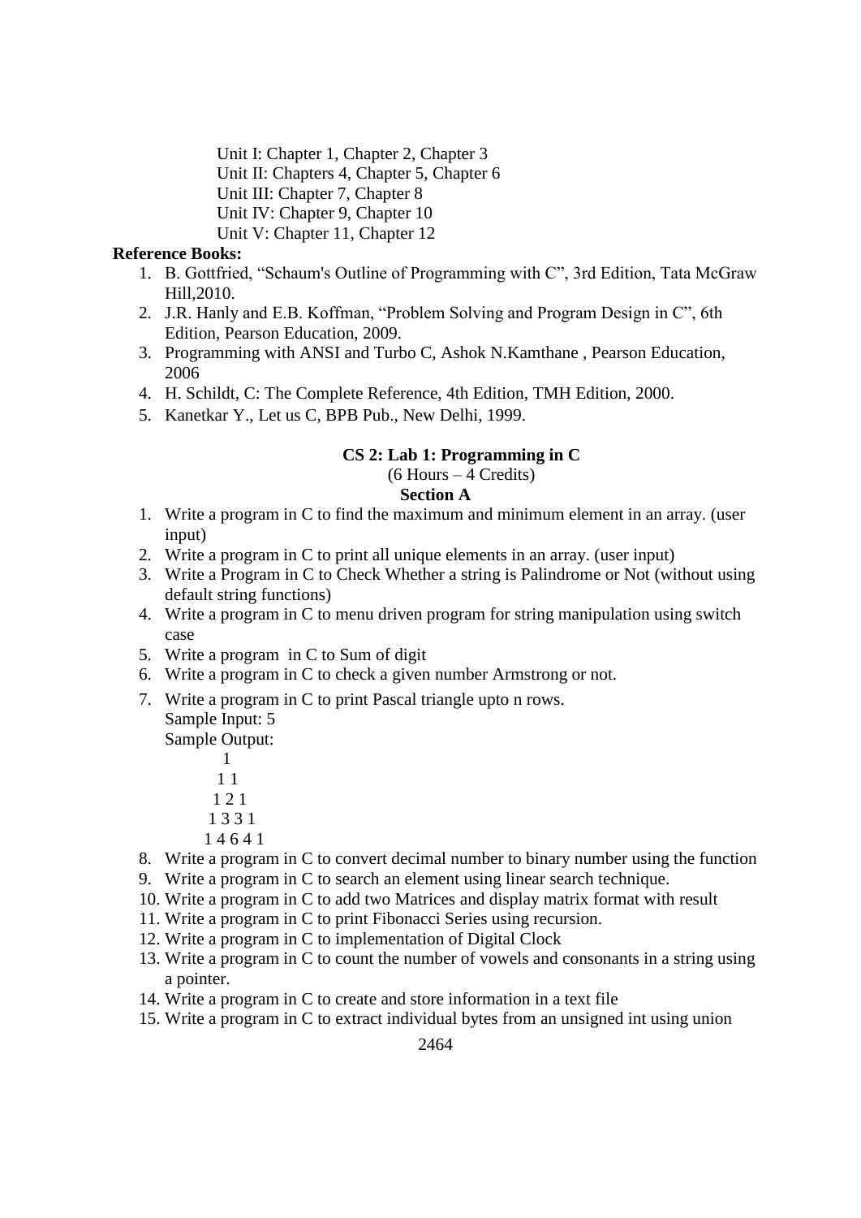Unit I: Chapter 1, Chapter 2, Chapter 3
Unit II: Chapters 4, Chapter 5, Chapter 6
Unit III: Chapter 7, Chapter 8
Unit IV: Chapter 9, Chapter 10
Unit V: Chapter 11, Chapter 12

**Reference Books:**

1. B. Gottfried, "Schaum's Outline of Programming with C", 3rd Edition, Tata McGraw Hill,2010.
2. J.R. Hanly and E.B. Koffman, "Problem Solving and Program Design in C", 6th Edition, Pearson Education, 2009.
3. Programming with ANSI and Turbo C, Ashok N.Kamthane , Pearson Education, 2006
4. H. Schildt, C: The Complete Reference, 4th Edition, TMH Edition, 2000.
5. Kanetkar Y., Let us C, BPB Pub., New Delhi, 1999.

## CS 2: Lab 1: Programming in C

(6 Hours – 4 Credits)

### Section A

1. Write a program in C to find the maximum and minimum element in an array. (user input)
2. Write a program in C to print all unique elements in an array. (user input)
3. Write a Program in C to Check Whether a string is Palindrome or Not (without using default string functions)
4. Write a program in C to menu driven program for string manipulation using switch case
5. Write a program in C to Sum of digit
6. Write a program in C to check a given number Armstrong or not.
7. Write a program in C to print Pascal triangle upto n rows.
   Sample Input: 5
   Sample Output:
   ```
       1
      1 1
     1 2 1
    1 3 3 1
   1 4 6 4 1
   ```
8. Write a program in C to convert decimal number to binary number using the function
9. Write a program in C to search an element using linear search technique.
10. Write a program in C to add two Matrices and display matrix format with result
11. Write a program in C to print Fibonacci Series using recursion.
12. Write a program in C to implementation of Digital Clock
13. Write a program in C to count the number of vowels and consonants in a string using a pointer.
14. Write a program in C to create and store information in a text file
15. Write a program in C to extract individual bytes from an unsigned int using union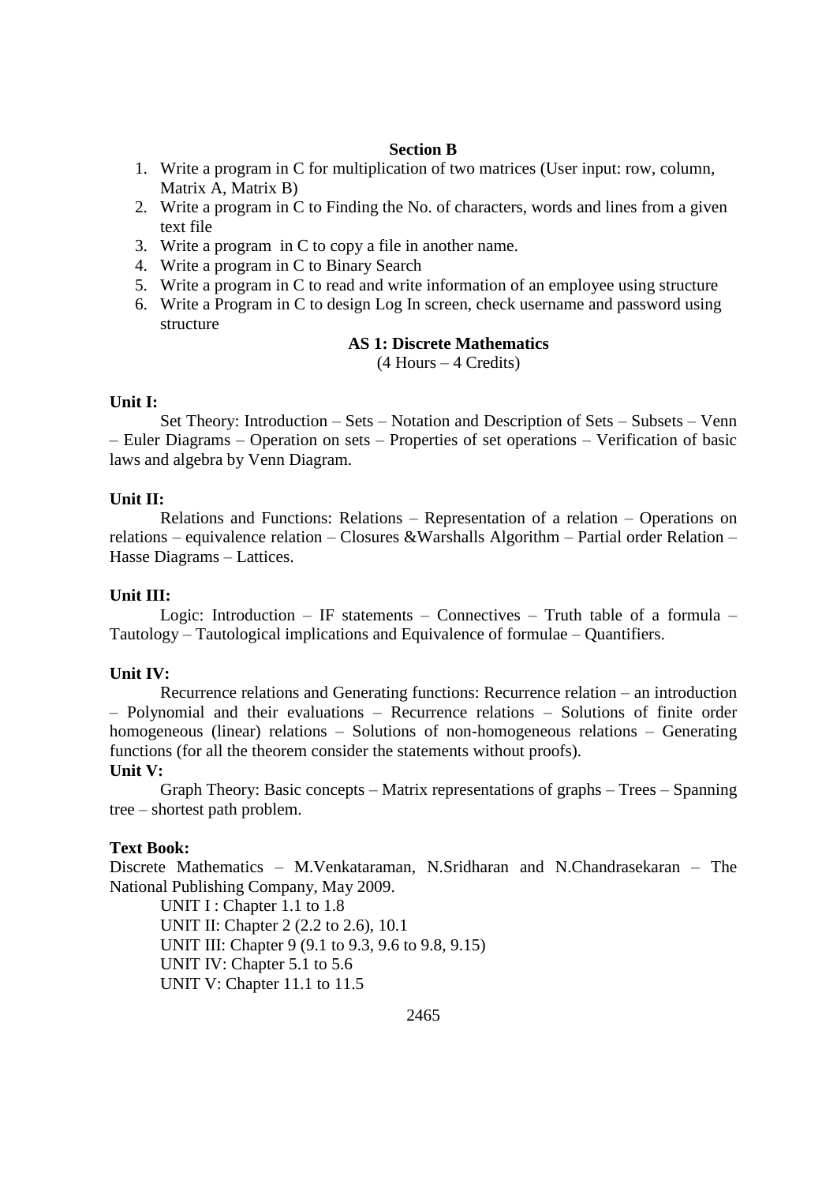### Section B

1. Write a program in C for multiplication of two matrices (User input: row, column, Matrix A, Matrix B)
2. Write a program in C to Finding the No. of characters, words and lines from a given text file
3. Write a program in C to copy a file in another name.
4. Write a program in C to Binary Search
5. Write a program in C to read and write information of an employee using structure
6. Write a Program in C to design Log In screen, check username and password using structure

## AS 1: Discrete Mathematics

(4 Hours – 4 Credits)

**Unit I:**

Set Theory: Introduction – Sets – Notation and Description of Sets – Subsets – Venn – Euler Diagrams – Operation on sets – Properties of set operations – Verification of basic laws and algebra by Venn Diagram.

**Unit II:**

Relations and Functions: Relations – Representation of a relation – Operations on relations – equivalence relation – Closures &Warshalls Algorithm – Partial order Relation – Hasse Diagrams – Lattices.

**Unit III:**

Logic: Introduction – IF statements – Connectives – Truth table of a formula – Tautology – Tautological implications and Equivalence of formulae – Quantifiers.

**Unit IV:**

Recurrence relations and Generating functions: Recurrence relation – an introduction – Polynomial and their evaluations – Recurrence relations – Solutions of finite order homogeneous (linear) relations – Solutions of non-homogeneous relations – Generating functions (for all the theorem consider the statements without proofs).

**Unit V:**

Graph Theory: Basic concepts – Matrix representations of graphs – Trees – Spanning tree – shortest path problem.

**Text Book:**

Discrete Mathematics – M.Venkataraman, N.Sridharan and N.Chandrasekaran – The National Publishing Company, May 2009.

UNIT I : Chapter 1.1 to 1.8
UNIT II: Chapter 2 (2.2 to 2.6), 10.1
UNIT III: Chapter 9 (9.1 to 9.3, 9.6 to 9.8, 9.15)
UNIT IV: Chapter 5.1 to 5.6
UNIT V: Chapter 11.1 to 11.5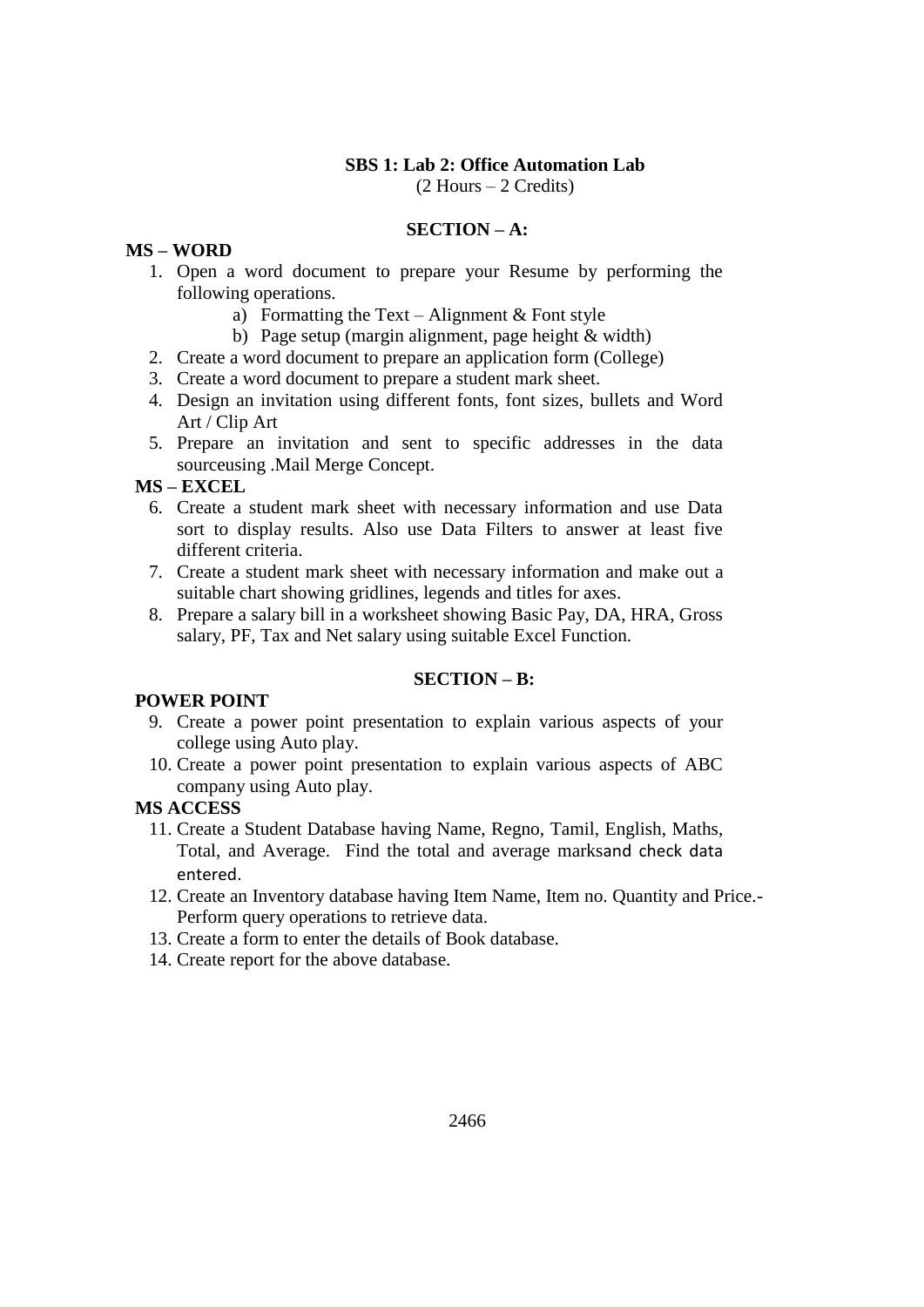## SBS 1: Lab 2: Office Automation Lab

(2 Hours – 2 Credits)

### SECTION – A:

**MS – WORD**

1. Open a word document to prepare your Resume by performing the following operations.
   a) Formatting the Text – Alignment & Font style
   b) Page setup (margin alignment, page height & width)
2. Create a word document to prepare an application form (College)
3. Create a word document to prepare a student mark sheet.
4. Design an invitation using different fonts, font sizes, bullets and Word Art / Clip Art
5. Prepare an invitation and sent to specific addresses in the data sourceusing .Mail Merge Concept.

**MS – EXCEL**

6. Create a student mark sheet with necessary information and use Data sort to display results. Also use Data Filters to answer at least five different criteria.
7. Create a student mark sheet with necessary information and make out a suitable chart showing gridlines, legends and titles for axes.
8. Prepare a salary bill in a worksheet showing Basic Pay, DA, HRA, Gross salary, PF, Tax and Net salary using suitable Excel Function.

### SECTION – B:

**POWER POINT**

9. Create a power point presentation to explain various aspects of your college using Auto play.
10. Create a power point presentation to explain various aspects of ABC company using Auto play.

**MS ACCESS**

11. Create a Student Database having Name, Regno, Tamil, English, Maths, Total, and Average. Find the total and average marksand check data entered.
12. Create an Inventory database having Item Name, Item no. Quantity and Price.- Perform query operations to retrieve data.
13. Create a form to enter the details of Book database.
14. Create report for the above database.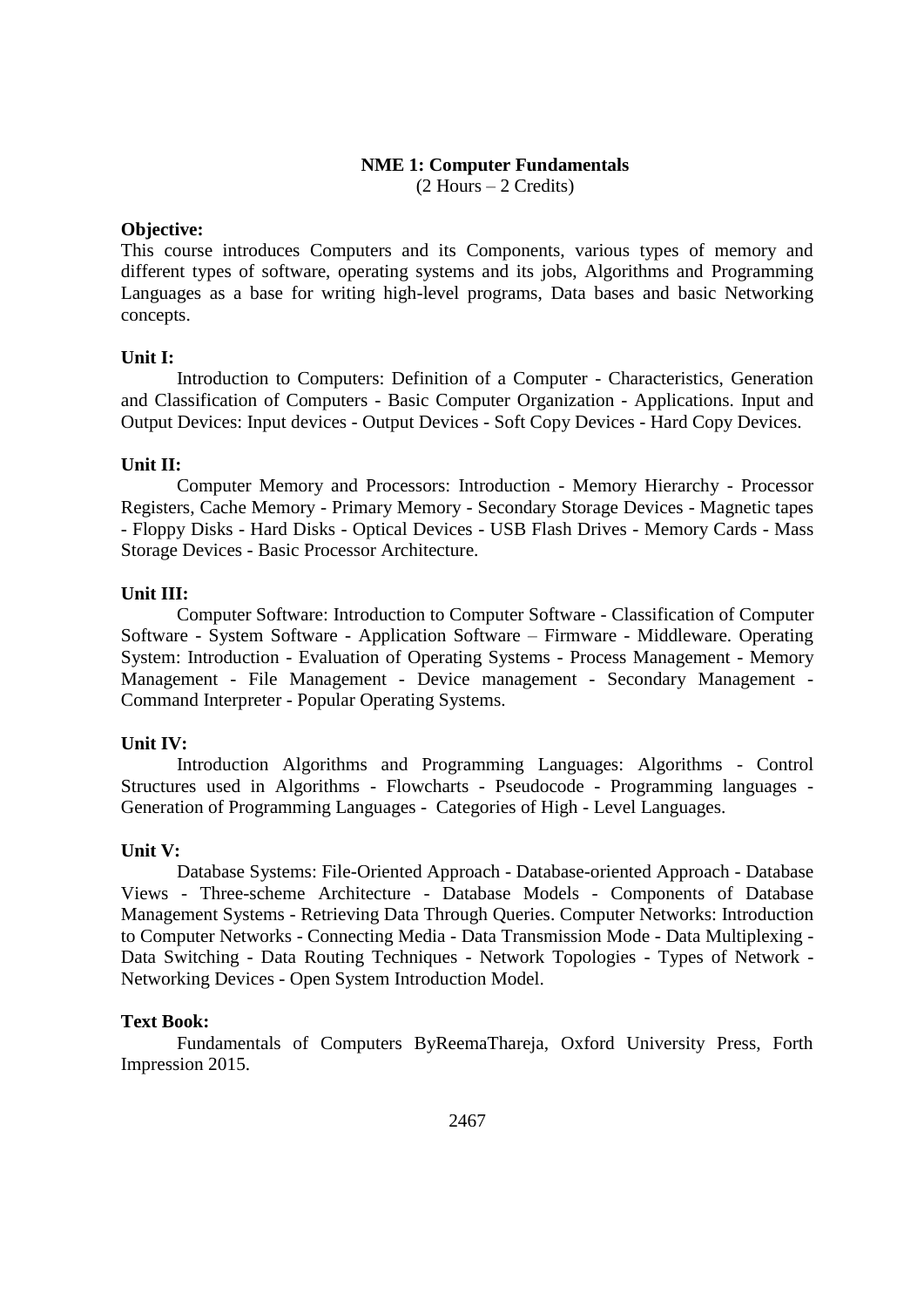## NME 1: Computer Fundamentals

(2 Hours – 2 Credits)

**Objective:**

This course introduces Computers and its Components, various types of memory and different types of software, operating systems and its jobs, Algorithms and Programming Languages as a base for writing high-level programs, Data bases and basic Networking concepts.

**Unit I:**

Introduction to Computers: Definition of a Computer - Characteristics, Generation and Classification of Computers - Basic Computer Organization - Applications. Input and Output Devices: Input devices - Output Devices - Soft Copy Devices - Hard Copy Devices.

**Unit II:**

Computer Memory and Processors: Introduction - Memory Hierarchy - Processor Registers, Cache Memory - Primary Memory - Secondary Storage Devices - Magnetic tapes - Floppy Disks - Hard Disks - Optical Devices - USB Flash Drives - Memory Cards - Mass Storage Devices - Basic Processor Architecture.

**Unit III:**

Computer Software: Introduction to Computer Software - Classification of Computer Software - System Software - Application Software – Firmware - Middleware. Operating System: Introduction - Evaluation of Operating Systems - Process Management - Memory Management - File Management - Device management - Secondary Management - Command Interpreter - Popular Operating Systems.

**Unit IV:**

Introduction Algorithms and Programming Languages: Algorithms - Control Structures used in Algorithms - Flowcharts - Pseudocode - Programming languages - Generation of Programming Languages - Categories of High - Level Languages.

**Unit V:**

Database Systems: File-Oriented Approach - Database-oriented Approach - Database Views - Three-scheme Architecture - Database Models - Components of Database Management Systems - Retrieving Data Through Queries. Computer Networks: Introduction to Computer Networks - Connecting Media - Data Transmission Mode - Data Multiplexing - Data Switching - Data Routing Techniques - Network Topologies - Types of Network - Networking Devices - Open System Introduction Model.

**Text Book:**

Fundamentals of Computers ByReemaThareja, Oxford University Press, Forth Impression 2015.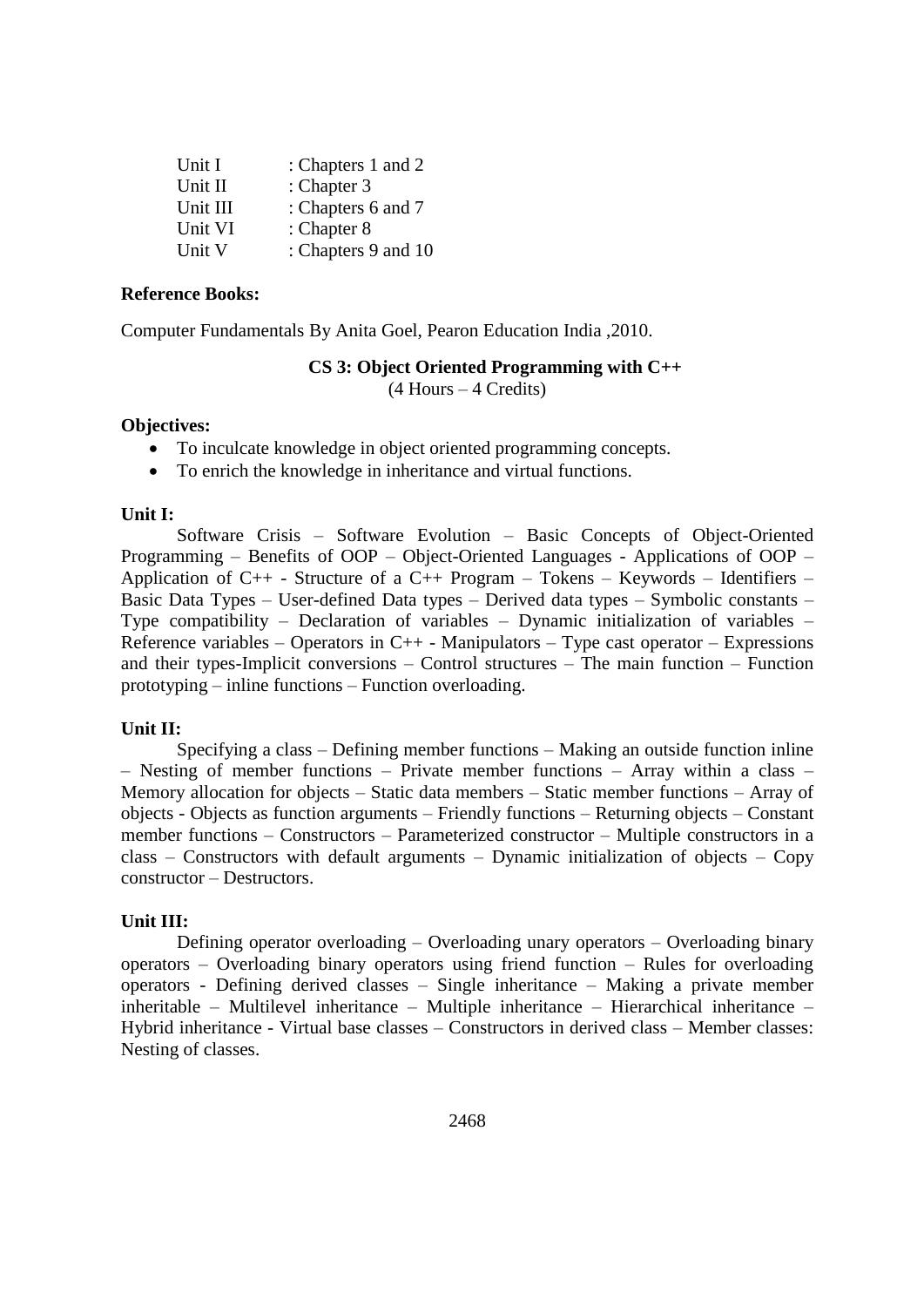| | |
|---|---|
| Unit I | : Chapters 1 and 2 |
| Unit II | : Chapter 3 |
| Unit III | : Chapters 6 and 7 |
| Unit VI | : Chapter 8 |
| Unit V | : Chapters 9 and 10 |

**Reference Books:**

Computer Fundamentals By Anita Goel, Pearon Education India ,2010.

## CS 3: Object Oriented Programming with C++

(4 Hours – 4 Credits)

**Objectives:**

- To inculcate knowledge in object oriented programming concepts.
- To enrich the knowledge in inheritance and virtual functions.

**Unit I:**

Software Crisis – Software Evolution – Basic Concepts of Object-Oriented Programming – Benefits of OOP – Object-Oriented Languages - Applications of OOP – Application of C++ - Structure of a C++ Program – Tokens – Keywords – Identifiers – Basic Data Types – User-defined Data types – Derived data types – Symbolic constants – Type compatibility – Declaration of variables – Dynamic initialization of variables – Reference variables – Operators in C++ - Manipulators – Type cast operator – Expressions and their types-Implicit conversions – Control structures – The main function – Function prototyping – inline functions – Function overloading.

**Unit II:**

Specifying a class – Defining member functions – Making an outside function inline – Nesting of member functions – Private member functions – Array within a class – Memory allocation for objects – Static data members – Static member functions – Array of objects - Objects as function arguments – Friendly functions – Returning objects – Constant member functions – Constructors – Parameterized constructor – Multiple constructors in a class – Constructors with default arguments – Dynamic initialization of objects – Copy constructor – Destructors.

**Unit III:**

Defining operator overloading – Overloading unary operators – Overloading binary operators – Overloading binary operators using friend function – Rules for overloading operators - Defining derived classes – Single inheritance – Making a private member inheritable – Multilevel inheritance – Multiple inheritance – Hierarchical inheritance – Hybrid inheritance - Virtual base classes – Constructors in derived class – Member classes: Nesting of classes.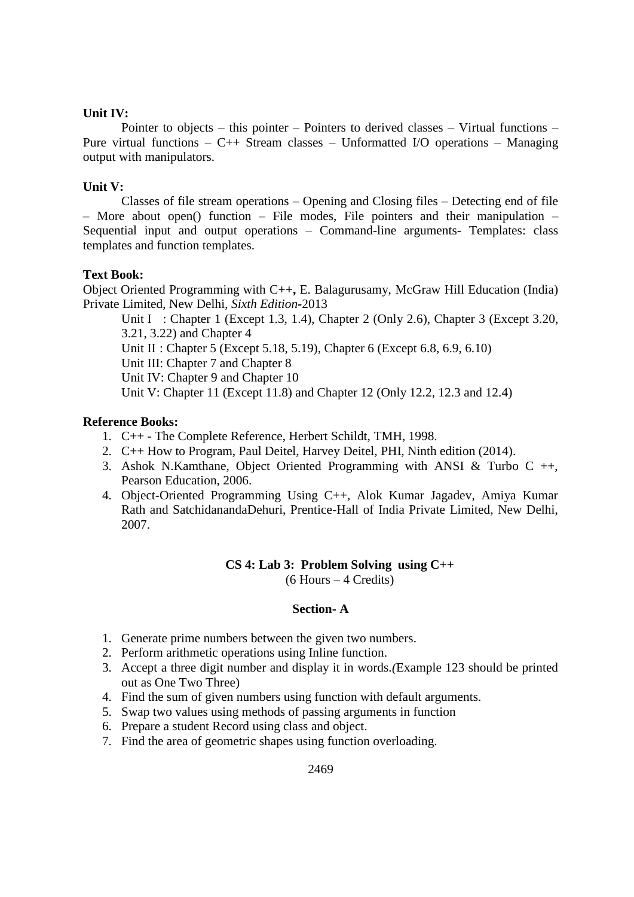**Unit IV:**

Pointer to objects – this pointer – Pointers to derived classes – Virtual functions – Pure virtual functions – C++ Stream classes – Unformatted I/O operations – Managing output with manipulators.

**Unit V:**

Classes of file stream operations – Opening and Closing files – Detecting end of file – More about open() function – File modes, File pointers and their manipulation – Sequential input and output operations – Command-line arguments- Templates: class templates and function templates.

**Text Book:**

Object Oriented Programming with C**++,** E. Balagurusamy, McGraw Hill Education (India) Private Limited, New Delhi, *Sixth Edition*-2013

Unit I : Chapter 1 (Except 1.3, 1.4), Chapter 2 (Only 2.6), Chapter 3 (Except 3.20, 3.21, 3.22) and Chapter 4

Unit II : Chapter 5 (Except 5.18, 5.19), Chapter 6 (Except 6.8, 6.9, 6.10)

Unit III: Chapter 7 and Chapter 8

Unit IV: Chapter 9 and Chapter 10

Unit V: Chapter 11 (Except 11.8) and Chapter 12 (Only 12.2, 12.3 and 12.4)

**Reference Books:**

1. C++ - The Complete Reference, Herbert Schildt, TMH, 1998.
2. C++ How to Program, Paul Deitel, Harvey Deitel, PHI, Ninth edition (2014).
3. Ashok N.Kamthane, Object Oriented Programming with ANSI & Turbo C ++, Pearson Education, 2006.
4. Object-Oriented Programming Using C++, Alok Kumar Jagadev, Amiya Kumar Rath and SatchidanandaDehuri, Prentice-Hall of India Private Limited, New Delhi, 2007.

**CS 4: Lab 3: Problem Solving using C++**

(6 Hours – 4 Credits)

**Section- A**

1. Generate prime numbers between the given two numbers.
2. Perform arithmetic operations using Inline function.
3. Accept a three digit number and display it in words.*(*Example 123 should be printed out as One Two Three)
4. Find the sum of given numbers using function with default arguments.
5. Swap two values using methods of passing arguments in function
6. Prepare a student Record using class and object.
7. Find the area of geometric shapes using function overloading.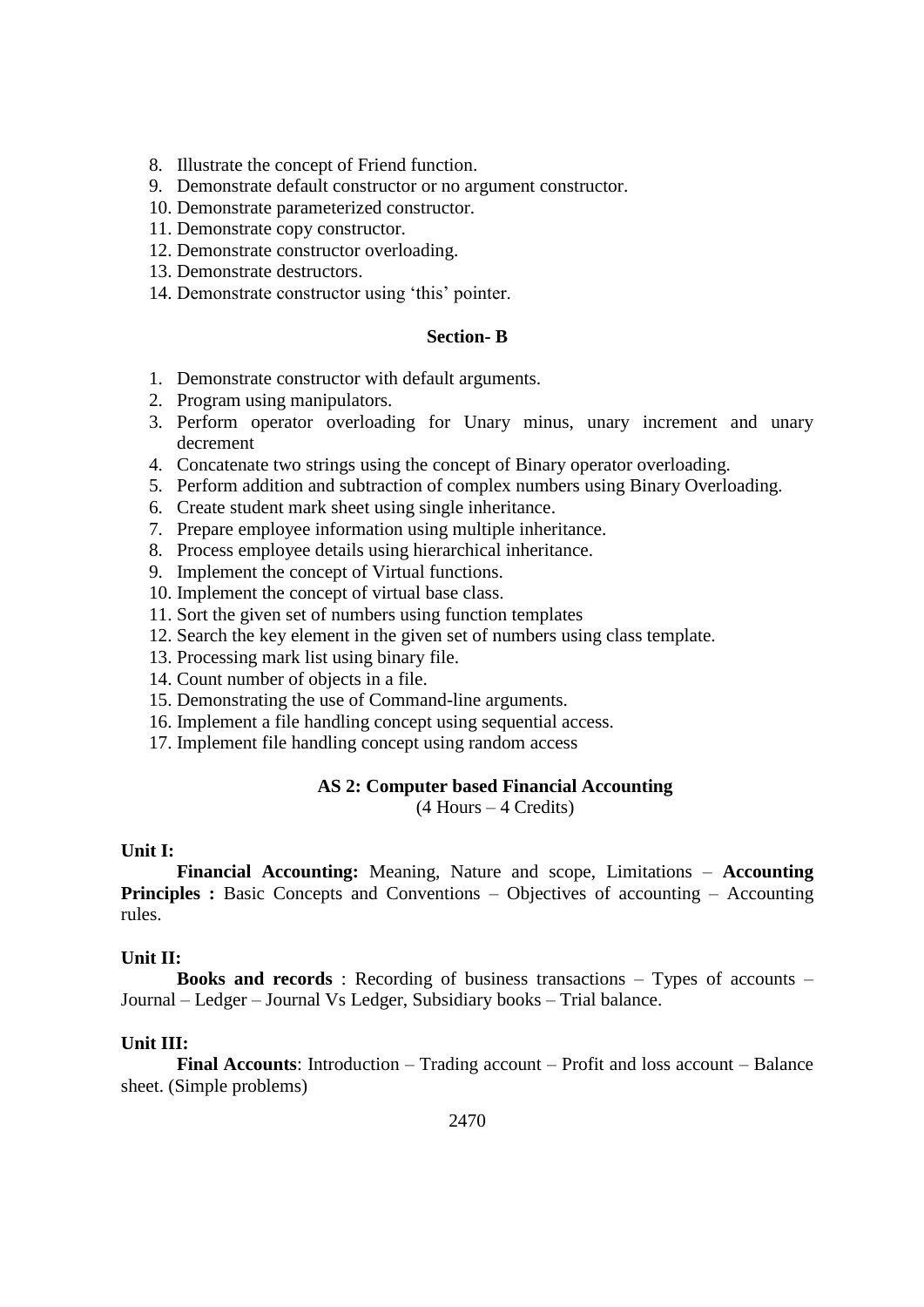8. Illustrate the concept of Friend function.
9. Demonstrate default constructor or no argument constructor.
10. Demonstrate parameterized constructor.
11. Demonstrate copy constructor.
12. Demonstrate constructor overloading.
13. Demonstrate destructors.
14. Demonstrate constructor using 'this' pointer.

**Section- B**

1. Demonstrate constructor with default arguments.
2. Program using manipulators.
3. Perform operator overloading for Unary minus, unary increment and unary decrement
4. Concatenate two strings using the concept of Binary operator overloading.
5. Perform addition and subtraction of complex numbers using Binary Overloading.
6. Create student mark sheet using single inheritance.
7. Prepare employee information using multiple inheritance.
8. Process employee details using hierarchical inheritance.
9. Implement the concept of Virtual functions.
10. Implement the concept of virtual base class.
11. Sort the given set of numbers using function templates
12. Search the key element in the given set of numbers using class template.
13. Processing mark list using binary file.
14. Count number of objects in a file.
15. Demonstrating the use of Command-line arguments.
16. Implement a file handling concept using sequential access.
17. Implement file handling concept using random access

**AS 2: Computer based Financial Accounting**

(4 Hours – 4 Credits)

**Unit I:**

**Financial Accounting:** Meaning, Nature and scope, Limitations – **Accounting Principles :** Basic Concepts and Conventions – Objectives of accounting – Accounting rules.

**Unit II:**

**Books and records** : Recording of business transactions – Types of accounts – Journal – Ledger – Journal Vs Ledger, Subsidiary books – Trial balance.

**Unit III:**

**Final Accounts**: Introduction – Trading account – Profit and loss account – Balance sheet. (Simple problems)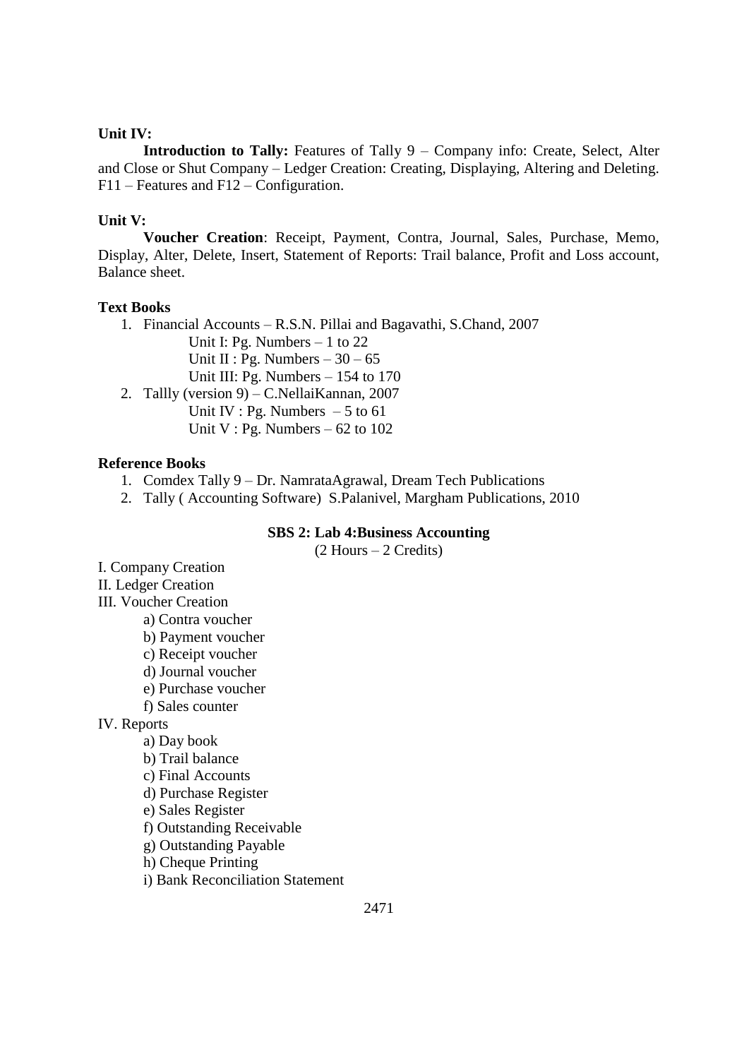**Unit IV:**

**Introduction to Tally:** Features of Tally 9 – Company info: Create, Select, Alter and Close or Shut Company – Ledger Creation: Creating, Displaying, Altering and Deleting. F11 – Features and F12 – Configuration.

**Unit V:**

**Voucher Creation**: Receipt, Payment, Contra, Journal, Sales, Purchase, Memo, Display, Alter, Delete, Insert, Statement of Reports: Trail balance, Profit and Loss account, Balance sheet.

**Text Books**

1. Financial Accounts – R.S.N. Pillai and Bagavathi, S.Chand, 2007
   - Unit I: Pg. Numbers – 1 to 22
   - Unit II : Pg. Numbers – 30 – 65
   - Unit III: Pg. Numbers – 154 to 170
2. Tallly (version 9) – C.NellaiKannan, 2007
   - Unit IV : Pg. Numbers – 5 to 61
   - Unit V : Pg. Numbers – 62 to 102

**Reference Books**

1. Comdex Tally 9 – Dr. NamrataAgrawal, Dream Tech Publications
2. Tally ( Accounting Software) S.Palanivel, Margham Publications, 2010

## SBS 2: Lab 4:Business Accounting

(2 Hours – 2 Credits)

I. Company Creation

II. Ledger Creation

III. Voucher Creation

- a) Contra voucher
- b) Payment voucher
- c) Receipt voucher
- d) Journal voucher
- e) Purchase voucher
- f) Sales counter

IV. Reports

- a) Day book
- b) Trail balance
- c) Final Accounts
- d) Purchase Register
- e) Sales Register
- f) Outstanding Receivable
- g) Outstanding Payable
- h) Cheque Printing
- i) Bank Reconciliation Statement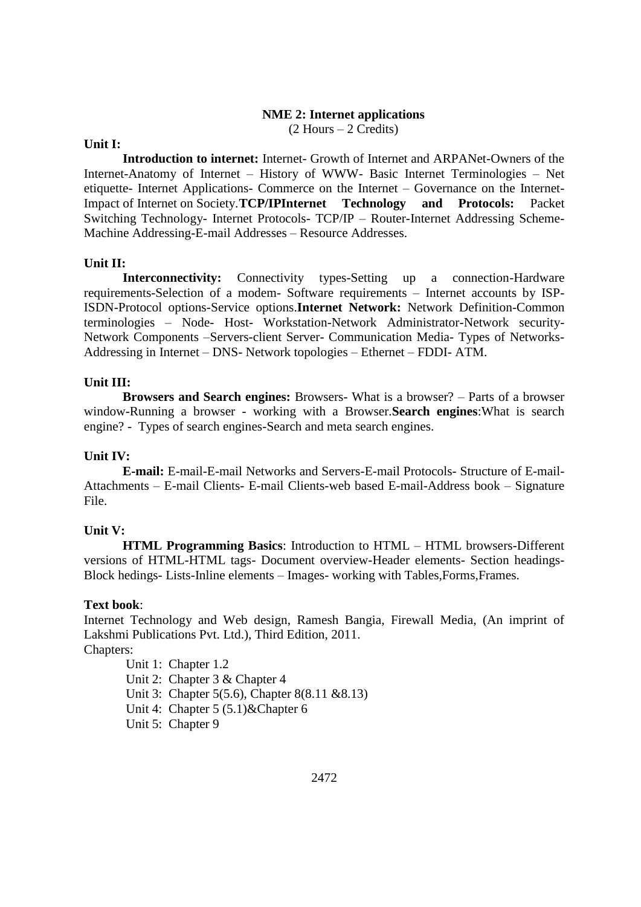## NME 2: Internet applications

(2 Hours – 2 Credits)

**Unit I:**

**Introduction to internet:** Internet- Growth of Internet and ARPANet-Owners of the Internet-Anatomy of Internet – History of WWW- Basic Internet Terminologies – Net etiquette- Internet Applications- Commerce on the Internet – Governance on the Internet-Impact of Internet on Society.**TCP/IPInternet Technology and Protocols:** Packet Switching Technology- Internet Protocols- TCP/IP – Router-Internet Addressing Scheme-Machine Addressing-E-mail Addresses – Resource Addresses.

**Unit II:**

**Interconnectivity:** Connectivity types-Setting up a connection-Hardware requirements-Selection of a modem- Software requirements – Internet accounts by ISP-ISDN-Protocol options-Service options.**Internet Network:** Network Definition-Common terminologies – Node- Host- Workstation-Network Administrator-Network security-Network Components –Servers-client Server- Communication Media- Types of Networks-Addressing in Internet – DNS- Network topologies – Ethernet – FDDI- ATM.

**Unit III:**

**Browsers and Search engines:** Browsers- What is a browser? – Parts of a browser window-Running a browser - working with a Browser.**Search engines**:What is search engine? - Types of search engines-Search and meta search engines.

**Unit IV:**

**E-mail:** E-mail-E-mail Networks and Servers-E-mail Protocols- Structure of E-mail-Attachments – E-mail Clients- E-mail Clients-web based E-mail-Address book – Signature File.

**Unit V:**

**HTML Programming Basics**: Introduction to HTML – HTML browsers-Different versions of HTML-HTML tags- Document overview-Header elements- Section headings-Block hedings- Lists-Inline elements – Images- working with Tables,Forms,Frames.

**Text book**:

Internet Technology and Web design, Ramesh Bangia, Firewall Media, (An imprint of Lakshmi Publications Pvt. Ltd.), Third Edition, 2011.

Chapters:

- Unit 1: Chapter 1.2
- Unit 2: Chapter 3 & Chapter 4
- Unit 3: Chapter 5(5.6), Chapter 8(8.11 &8.13)
- Unit 4: Chapter 5 (5.1)&Chapter 6
- Unit 5: Chapter 9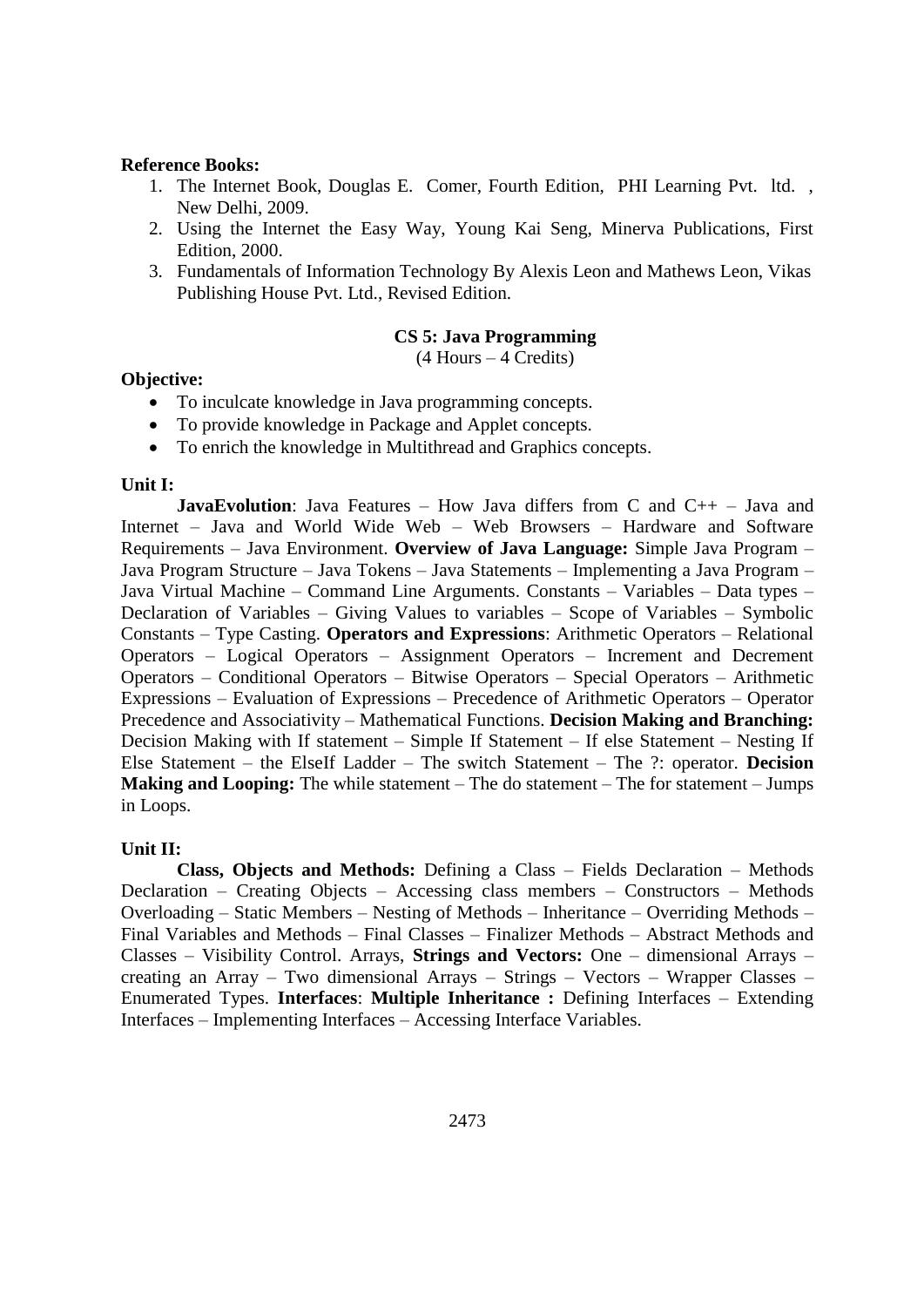**Reference Books:**

1. The Internet Book, Douglas E. Comer, Fourth Edition, PHI Learning Pvt. ltd. , New Delhi, 2009.
2. Using the Internet the Easy Way, Young Kai Seng, Minerva Publications, First Edition, 2000.
3. Fundamentals of Information Technology By Alexis Leon and Mathews Leon, Vikas Publishing House Pvt. Ltd., Revised Edition.

## CS 5: Java Programming

(4 Hours – 4 Credits)

**Objective:**

- To inculcate knowledge in Java programming concepts.
- To provide knowledge in Package and Applet concepts.
- To enrich the knowledge in Multithread and Graphics concepts.

**Unit I:**

**JavaEvolution**: Java Features – How Java differs from C and C++ – Java and Internet – Java and World Wide Web – Web Browsers – Hardware and Software Requirements – Java Environment. **Overview of Java Language:** Simple Java Program – Java Program Structure – Java Tokens – Java Statements – Implementing a Java Program – Java Virtual Machine – Command Line Arguments. Constants – Variables – Data types – Declaration of Variables – Giving Values to variables – Scope of Variables – Symbolic Constants – Type Casting. **Operators and Expressions**: Arithmetic Operators – Relational Operators – Logical Operators – Assignment Operators – Increment and Decrement Operators – Conditional Operators – Bitwise Operators – Special Operators – Arithmetic Expressions – Evaluation of Expressions – Precedence of Arithmetic Operators – Operator Precedence and Associativity – Mathematical Functions. **Decision Making and Branching:** Decision Making with If statement – Simple If Statement – If else Statement – Nesting If Else Statement – the ElseIf Ladder – The switch Statement – The ?: operator. **Decision Making and Looping:** The while statement – The do statement – The for statement – Jumps in Loops.

**Unit II:**

**Class, Objects and Methods:** Defining a Class – Fields Declaration – Methods Declaration – Creating Objects – Accessing class members – Constructors – Methods Overloading – Static Members – Nesting of Methods – Inheritance – Overriding Methods – Final Variables and Methods – Final Classes – Finalizer Methods – Abstract Methods and Classes – Visibility Control. Arrays, **Strings and Vectors:** One – dimensional Arrays – creating an Array – Two dimensional Arrays – Strings – Vectors – Wrapper Classes – Enumerated Types. **Interfaces**: **Multiple Inheritance :** Defining Interfaces – Extending Interfaces – Implementing Interfaces – Accessing Interface Variables.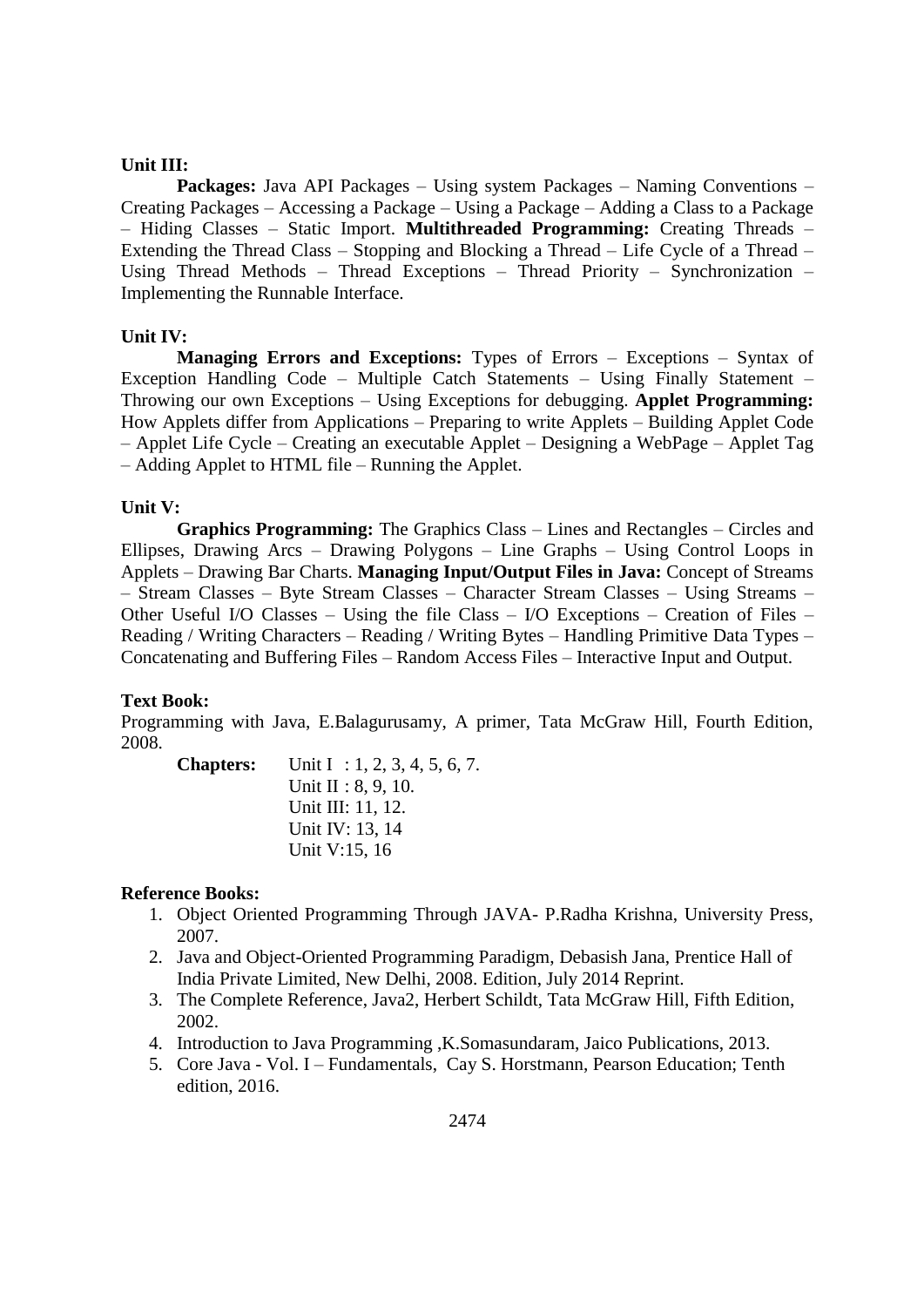**Unit III:**

**Packages:** Java API Packages – Using system Packages – Naming Conventions – Creating Packages – Accessing a Package – Using a Package – Adding a Class to a Package – Hiding Classes – Static Import. **Multithreaded Programming:** Creating Threads – Extending the Thread Class – Stopping and Blocking a Thread – Life Cycle of a Thread – Using Thread Methods – Thread Exceptions – Thread Priority – Synchronization – Implementing the Runnable Interface.

**Unit IV:**

**Managing Errors and Exceptions:** Types of Errors – Exceptions – Syntax of Exception Handling Code – Multiple Catch Statements – Using Finally Statement – Throwing our own Exceptions – Using Exceptions for debugging. **Applet Programming:** How Applets differ from Applications – Preparing to write Applets – Building Applet Code – Applet Life Cycle – Creating an executable Applet – Designing a WebPage – Applet Tag – Adding Applet to HTML file – Running the Applet.

**Unit V:**

**Graphics Programming:** The Graphics Class – Lines and Rectangles – Circles and Ellipses, Drawing Arcs – Drawing Polygons – Line Graphs – Using Control Loops in Applets – Drawing Bar Charts. **Managing Input/Output Files in Java:** Concept of Streams – Stream Classes – Byte Stream Classes – Character Stream Classes – Using Streams – Other Useful I/O Classes – Using the file Class – I/O Exceptions – Creation of Files – Reading / Writing Characters – Reading / Writing Bytes – Handling Primitive Data Types – Concatenating and Buffering Files – Random Access Files – Interactive Input and Output.

**Text Book:**

Programming with Java, E.Balagurusamy, A primer, Tata McGraw Hill, Fourth Edition, 2008.

**Chapters:**
Unit I : 1, 2, 3, 4, 5, 6, 7.
Unit II : 8, 9, 10.
Unit III: 11, 12.
Unit IV: 13, 14
Unit V:15, 16

**Reference Books:**

1. Object Oriented Programming Through JAVA- P.Radha Krishna, University Press, 2007.
2. Java and Object-Oriented Programming Paradigm, Debasish Jana, Prentice Hall of India Private Limited, New Delhi, 2008. Edition, July 2014 Reprint.
3. The Complete Reference, Java2, Herbert Schildt, Tata McGraw Hill, Fifth Edition, 2002.
4. Introduction to Java Programming ,K.Somasundaram, Jaico Publications, 2013.
5. Core Java - Vol. I – Fundamentals, Cay S. Horstmann, Pearson Education; Tenth edition, 2016.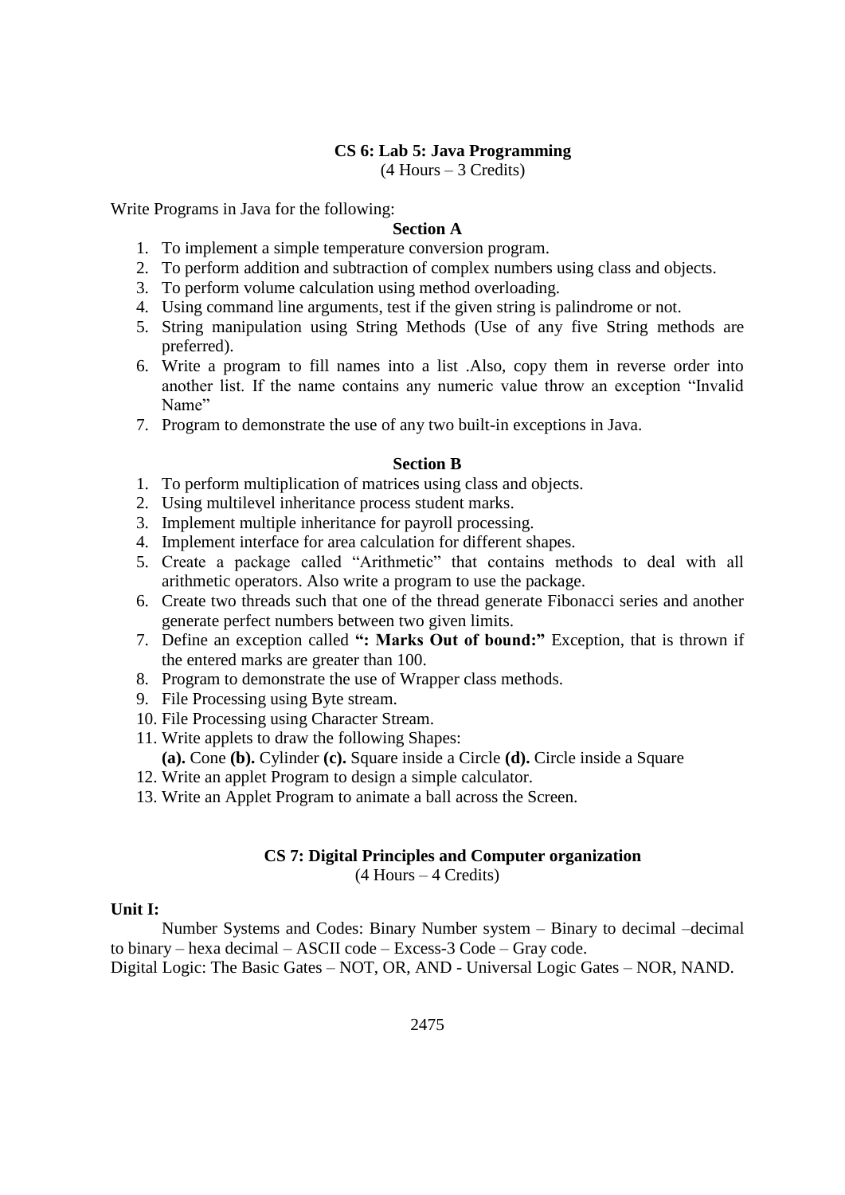## CS 6: Lab 5: Java Programming

(4 Hours – 3 Credits)

Write Programs in Java for the following:

### Section A

1. To implement a simple temperature conversion program.
2. To perform addition and subtraction of complex numbers using class and objects.
3. To perform volume calculation using method overloading.
4. Using command line arguments, test if the given string is palindrome or not.
5. String manipulation using String Methods (Use of any five String methods are preferred).
6. Write a program to fill names into a list .Also, copy them in reverse order into another list. If the name contains any numeric value throw an exception "Invalid Name"
7. Program to demonstrate the use of any two built-in exceptions in Java.

### Section B

1. To perform multiplication of matrices using class and objects.
2. Using multilevel inheritance process student marks.
3. Implement multiple inheritance for payroll processing.
4. Implement interface for area calculation for different shapes.
5. Create a package called "Arithmetic" that contains methods to deal with all arithmetic operators. Also write a program to use the package.
6. Create two threads such that one of the thread generate Fibonacci series and another generate perfect numbers between two given limits.
7. Define an exception called **": Marks Out of bound:"** Exception, that is thrown if the entered marks are greater than 100.
8. Program to demonstrate the use of Wrapper class methods.
9. File Processing using Byte stream.
10. File Processing using Character Stream.
11. Write applets to draw the following Shapes:
    **(a).** Cone **(b).** Cylinder **(c).** Square inside a Circle **(d).** Circle inside a Square
12. Write an applet Program to design a simple calculator.
13. Write an Applet Program to animate a ball across the Screen.

## CS 7: Digital Principles and Computer organization

(4 Hours – 4 Credits)

**Unit I:**

Number Systems and Codes: Binary Number system – Binary to decimal –decimal to binary – hexa decimal – ASCII code – Excess-3 Code – Gray code.
Digital Logic: The Basic Gates – NOT, OR, AND - Universal Logic Gates – NOR, NAND.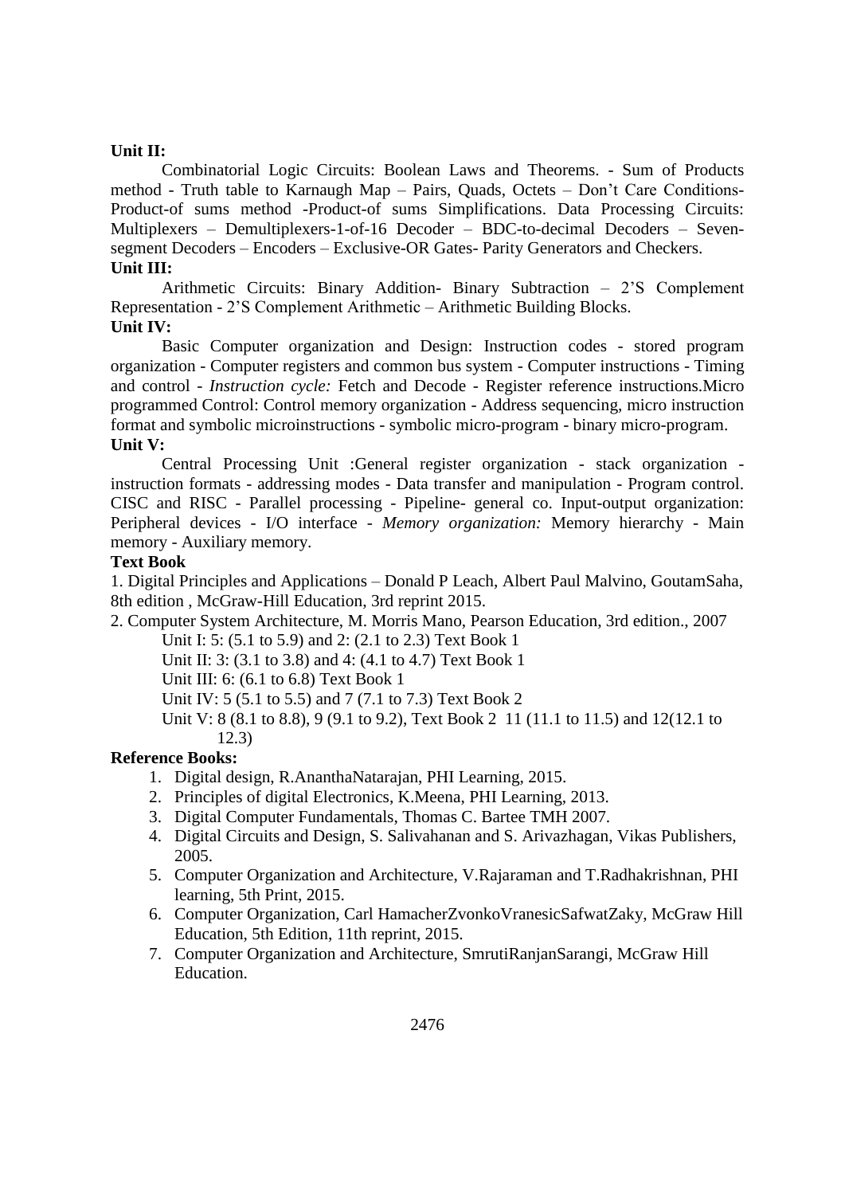**Unit II:**

Combinatorial Logic Circuits: Boolean Laws and Theorems. - Sum of Products method - Truth table to Karnaugh Map – Pairs, Quads, Octets – Don't Care Conditions- Product-of sums method -Product-of sums Simplifications. Data Processing Circuits: Multiplexers – Demultiplexers-1-of-16 Decoder – BDC-to-decimal Decoders – Seven-segment Decoders – Encoders – Exclusive-OR Gates- Parity Generators and Checkers.

**Unit III:**

Arithmetic Circuits: Binary Addition- Binary Subtraction – 2'S Complement Representation - 2'S Complement Arithmetic – Arithmetic Building Blocks.

**Unit IV:**

Basic Computer organization and Design: Instruction codes - stored program organization - Computer registers and common bus system - Computer instructions - Timing and control - *Instruction cycle:* Fetch and Decode - Register reference instructions.Micro programmed Control: Control memory organization - Address sequencing, micro instruction format and symbolic microinstructions - symbolic micro-program - binary micro-program.

**Unit V:**

Central Processing Unit :General register organization - stack organization - instruction formats - addressing modes - Data transfer and manipulation - Program control. CISC and RISC - Parallel processing - Pipeline- general co. Input-output organization: Peripheral devices - I/O interface - *Memory organization:* Memory hierarchy - Main memory - Auxiliary memory.

**Text Book**

1. Digital Principles and Applications – Donald P Leach, Albert Paul Malvino, GoutamSaha, 8th edition , McGraw-Hill Education, 3rd reprint 2015.
2. Computer System Architecture, M. Morris Mano, Pearson Education, 3rd edition., 2007

Unit I: 5: (5.1 to 5.9) and 2: (2.1 to 2.3) Text Book 1

Unit II: 3: (3.1 to 3.8) and 4: (4.1 to 4.7) Text Book 1

Unit III: 6: (6.1 to 6.8) Text Book 1

Unit IV: 5 (5.1 to 5.5) and 7 (7.1 to 7.3) Text Book 2

Unit V: 8 (8.1 to 8.8), 9 (9.1 to 9.2), Text Book 2 11 (11.1 to 11.5) and 12(12.1 to 12.3)

**Reference Books:**

1. Digital design, R.AnanthaNatarajan, PHI Learning, 2015.
2. Principles of digital Electronics, K.Meena, PHI Learning, 2013.
3. Digital Computer Fundamentals, Thomas C. Bartee TMH 2007.
4. Digital Circuits and Design, S. Salivahanan and S. Arivazhagan, Vikas Publishers, 2005.
5. Computer Organization and Architecture, V.Rajaraman and T.Radhakrishnan, PHI learning, 5th Print, 2015.
6. Computer Organization, Carl HamacherZvonkoVranesicSafwatZaky, McGraw Hill Education, 5th Edition, 11th reprint, 2015.
7. Computer Organization and Architecture, SmrutiRanjanSarangi, McGraw Hill Education.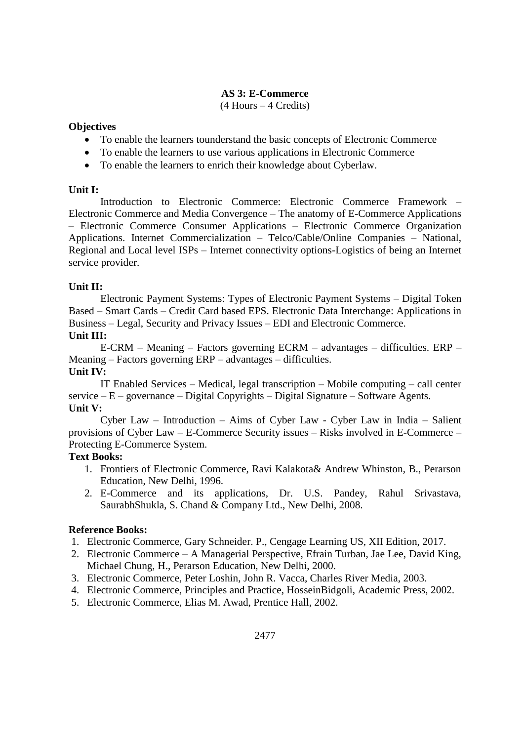## AS 3: E-Commerce

(4 Hours – 4 Credits)

**Objectives**

- To enable the learners tounderstand the basic concepts of Electronic Commerce
- To enable the learners to use various applications in Electronic Commerce
- To enable the learners to enrich their knowledge about Cyberlaw.

**Unit I:**

Introduction to Electronic Commerce: Electronic Commerce Framework – Electronic Commerce and Media Convergence – The anatomy of E-Commerce Applications – Electronic Commerce Consumer Applications – Electronic Commerce Organization Applications. Internet Commercialization – Telco/Cable/Online Companies – National, Regional and Local level ISPs – Internet connectivity options-Logistics of being an Internet service provider.

**Unit II:**

Electronic Payment Systems: Types of Electronic Payment Systems – Digital Token Based – Smart Cards – Credit Card based EPS. Electronic Data Interchange: Applications in Business – Legal, Security and Privacy Issues – EDI and Electronic Commerce.

**Unit III:**

E-CRM – Meaning – Factors governing ECRM – advantages – difficulties. ERP – Meaning – Factors governing ERP – advantages – difficulties.

**Unit IV:**

IT Enabled Services – Medical, legal transcription – Mobile computing – call center service – E – governance – Digital Copyrights – Digital Signature – Software Agents.

**Unit V:**

Cyber Law – Introduction – Aims of Cyber Law - Cyber Law in India – Salient provisions of Cyber Law – E-Commerce Security issues – Risks involved in E-Commerce – Protecting E-Commerce System.

**Text Books:**

1. Frontiers of Electronic Commerce, Ravi Kalakota& Andrew Whinston, B., Perarson Education, New Delhi, 1996.
2. E-Commerce and its applications, Dr. U.S. Pandey, Rahul Srivastava, SaurabhShukla, S. Chand & Company Ltd., New Delhi, 2008.

**Reference Books:**

1. Electronic Commerce, Gary Schneider. P., Cengage Learning US, XII Edition, 2017.
2. Electronic Commerce – A Managerial Perspective, Efrain Turban, Jae Lee, David King, Michael Chung, H., Perarson Education, New Delhi, 2000.
3. Electronic Commerce, Peter Loshin, John R. Vacca, Charles River Media, 2003.
4. Electronic Commerce, Principles and Practice, HosseinBidgoli, Academic Press, 2002.
5. Electronic Commerce, Elias M. Awad, Prentice Hall, 2002.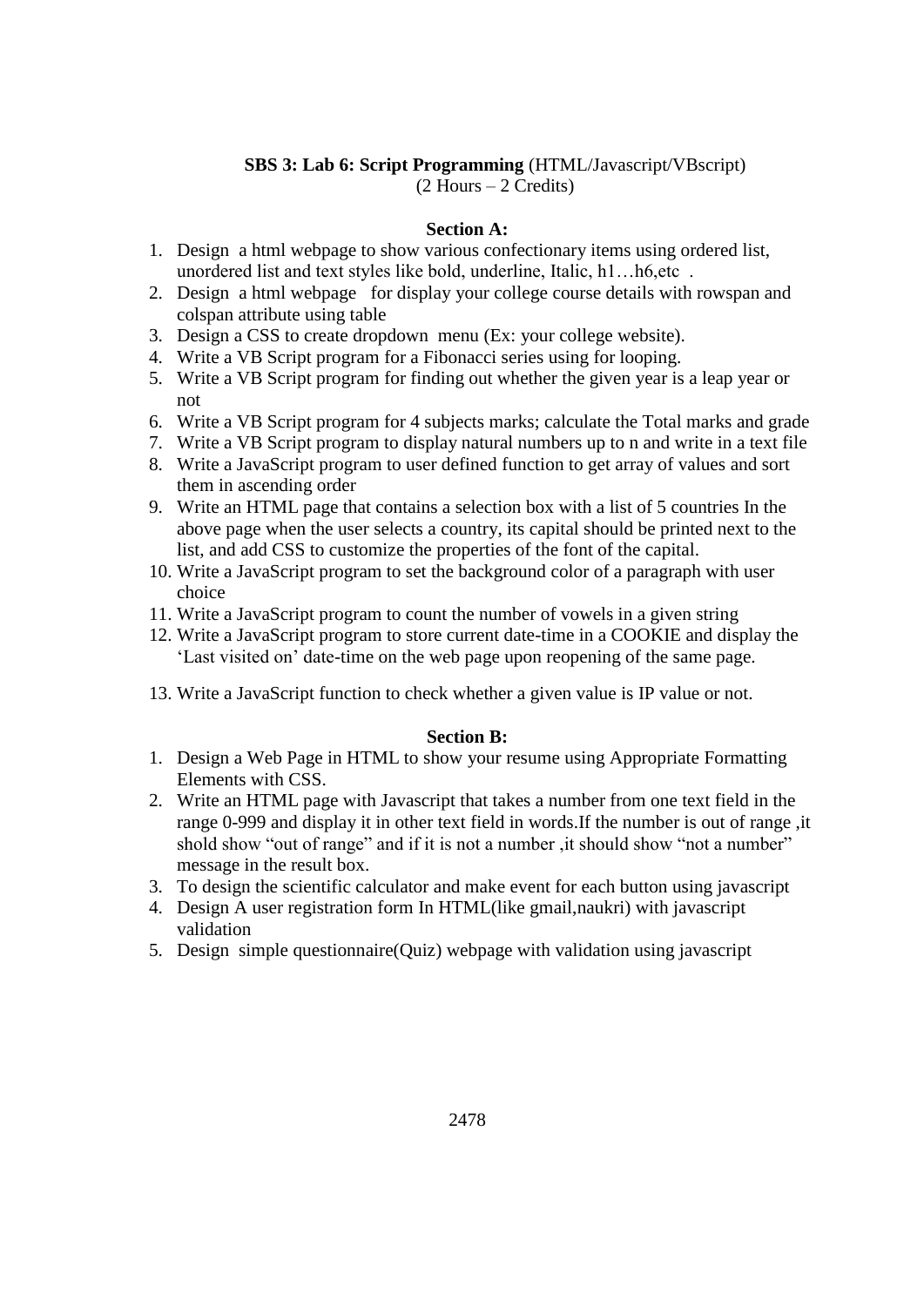**SBS 3: Lab 6: Script Programming** (HTML/Javascript/VBscript)
(2 Hours – 2 Credits)

**Section A:**

1. Design a html webpage to show various confectionary items using ordered list, unordered list and text styles like bold, underline, Italic, h1…h6,etc .
2. Design a html webpage for display your college course details with rowspan and colspan attribute using table
3. Design a CSS to create dropdown menu (Ex: your college website).
4. Write a VB Script program for a Fibonacci series using for looping.
5. Write a VB Script program for finding out whether the given year is a leap year or not
6. Write a VB Script program for 4 subjects marks; calculate the Total marks and grade
7. Write a VB Script program to display natural numbers up to n and write in a text file
8. Write a JavaScript program to user defined function to get array of values and sort them in ascending order
9. Write an HTML page that contains a selection box with a list of 5 countries In the above page when the user selects a country, its capital should be printed next to the list, and add CSS to customize the properties of the font of the capital.
10. Write a JavaScript program to set the background color of a paragraph with user choice
11. Write a JavaScript program to count the number of vowels in a given string
12. Write a JavaScript program to store current date-time in a COOKIE and display the 'Last visited on' date-time on the web page upon reopening of the same page.
13. Write a JavaScript function to check whether a given value is IP value or not.

**Section B:**

1. Design a Web Page in HTML to show your resume using Appropriate Formatting Elements with CSS.
2. Write an HTML page with Javascript that takes a number from one text field in the range 0-999 and display it in other text field in words.If the number is out of range ,it shold show "out of range" and if it is not a number ,it should show "not a number" message in the result box.
3. To design the scientific calculator and make event for each button using javascript
4. Design A user registration form In HTML(like gmail,naukri) with javascript validation
5. Design simple questionnaire(Quiz) webpage with validation using javascript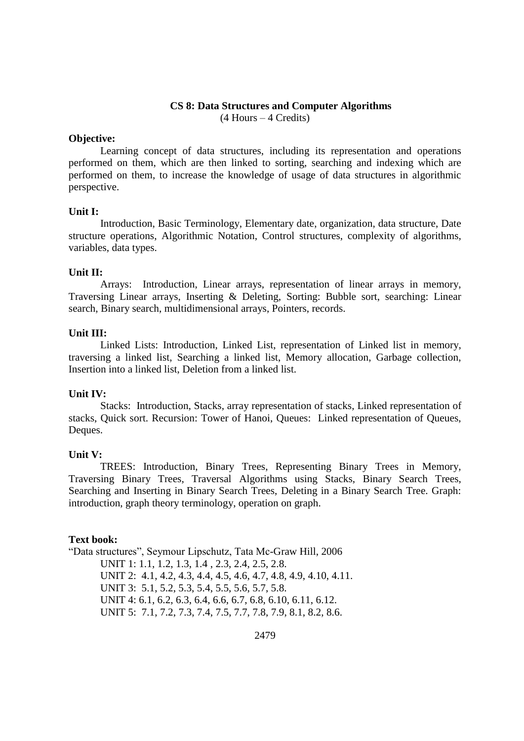## CS 8: Data Structures and Computer Algorithms

(4 Hours – 4 Credits)

**Objective:**

Learning concept of data structures, including its representation and operations performed on them, which are then linked to sorting, searching and indexing which are performed on them, to increase the knowledge of usage of data structures in algorithmic perspective.

**Unit I:**

Introduction, Basic Terminology, Elementary date, organization, data structure, Date structure operations, Algorithmic Notation, Control structures, complexity of algorithms, variables, data types.

**Unit II:**

Arrays: Introduction, Linear arrays, representation of linear arrays in memory, Traversing Linear arrays, Inserting & Deleting, Sorting: Bubble sort, searching: Linear search, Binary search, multidimensional arrays, Pointers, records.

**Unit III:**

Linked Lists: Introduction, Linked List, representation of Linked list in memory, traversing a linked list, Searching a linked list, Memory allocation, Garbage collection, Insertion into a linked list, Deletion from a linked list.

**Unit IV:**

Stacks: Introduction, Stacks, array representation of stacks, Linked representation of stacks, Quick sort. Recursion: Tower of Hanoi, Queues: Linked representation of Queues, Deques.

**Unit V:**

TREES: Introduction, Binary Trees, Representing Binary Trees in Memory, Traversing Binary Trees, Traversal Algorithms using Stacks, Binary Search Trees, Searching and Inserting in Binary Search Trees, Deleting in a Binary Search Tree. Graph: introduction, graph theory terminology, operation on graph.

**Text book:**

"Data structures", Seymour Lipschutz, Tata Mc-Graw Hill, 2006

UNIT 1: 1.1, 1.2, 1.3, 1.4 , 2.3, 2.4, 2.5, 2.8.
UNIT 2: 4.1, 4.2, 4.3, 4.4, 4.5, 4.6, 4.7, 4.8, 4.9, 4.10, 4.11.
UNIT 3: 5.1, 5.2, 5.3, 5.4, 5.5, 5.6, 5.7, 5.8.
UNIT 4: 6.1, 6.2, 6.3, 6.4, 6.6, 6.7, 6.8, 6.10, 6.11, 6.12.
UNIT 5: 7.1, 7.2, 7.3, 7.4, 7.5, 7.7, 7.8, 7.9, 8.1, 8.2, 8.6.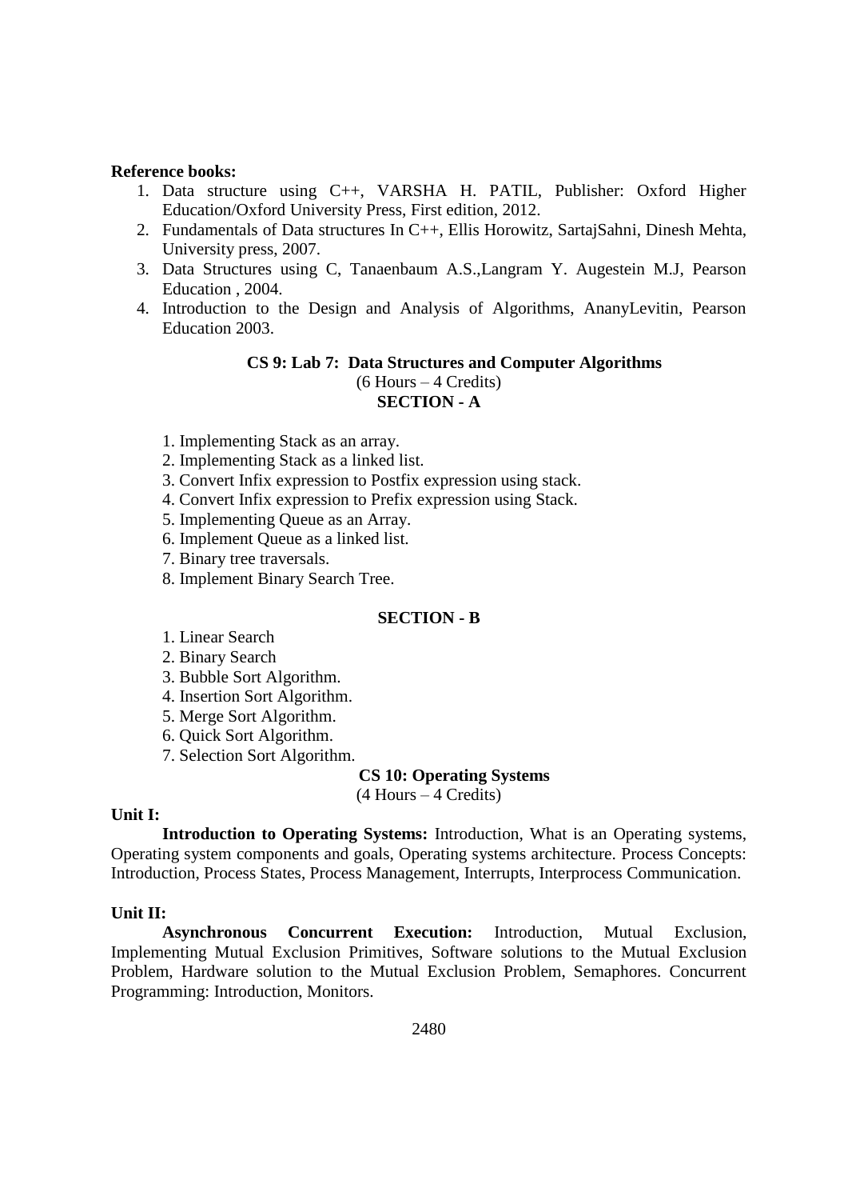**Reference books:**

1. Data structure using C++, VARSHA H. PATIL, Publisher: Oxford Higher Education/Oxford University Press, First edition, 2012.
2. Fundamentals of Data structures In C++, Ellis Horowitz, SartajSahni, Dinesh Mehta, University press, 2007.
3. Data Structures using C, Tanaenbaum A.S.,Langram Y. Augestein M.J, Pearson Education , 2004.
4. Introduction to the Design and Analysis of Algorithms, AnanyLevitin, Pearson Education 2003.

## CS 9: Lab 7: Data Structures and Computer Algorithms

(6 Hours – 4 Credits)

### SECTION - A

1. Implementing Stack as an array.
2. Implementing Stack as a linked list.
3. Convert Infix expression to Postfix expression using stack.
4. Convert Infix expression to Prefix expression using Stack.
5. Implementing Queue as an Array.
6. Implement Queue as a linked list.
7. Binary tree traversals.
8. Implement Binary Search Tree.

### SECTION - B

1. Linear Search
2. Binary Search
3. Bubble Sort Algorithm.
4. Insertion Sort Algorithm.
5. Merge Sort Algorithm.
6. Quick Sort Algorithm.
7. Selection Sort Algorithm.

## CS 10: Operating Systems

(4 Hours – 4 Credits)

**Unit I:**

**Introduction to Operating Systems:** Introduction, What is an Operating systems, Operating system components and goals, Operating systems architecture. Process Concepts: Introduction, Process States, Process Management, Interrupts, Interprocess Communication.

**Unit II:**

**Asynchronous Concurrent Execution:** Introduction, Mutual Exclusion, Implementing Mutual Exclusion Primitives, Software solutions to the Mutual Exclusion Problem, Hardware solution to the Mutual Exclusion Problem, Semaphores. Concurrent Programming: Introduction, Monitors.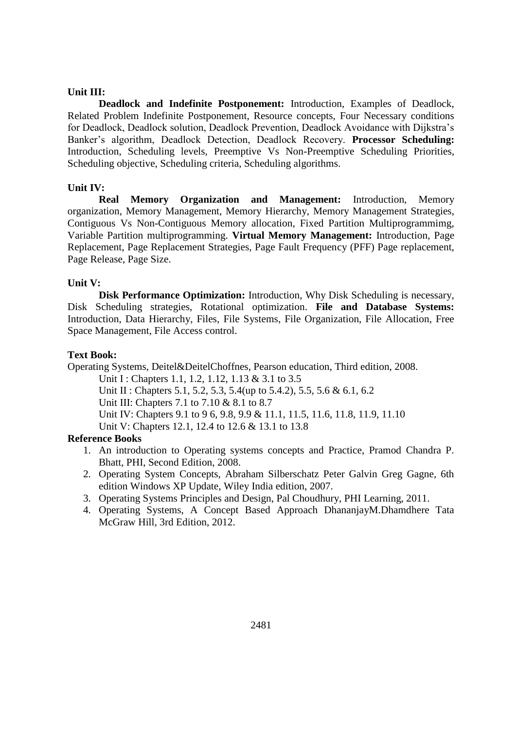**Unit III:**

**Deadlock and Indefinite Postponement:** Introduction, Examples of Deadlock, Related Problem Indefinite Postponement, Resource concepts, Four Necessary conditions for Deadlock, Deadlock solution, Deadlock Prevention, Deadlock Avoidance with Dijkstra's Banker's algorithm, Deadlock Detection, Deadlock Recovery. **Processor Scheduling:** Introduction, Scheduling levels, Preemptive Vs Non-Preemptive Scheduling Priorities, Scheduling objective, Scheduling criteria, Scheduling algorithms.

**Unit IV:**

**Real Memory Organization and Management:** Introduction, Memory organization, Memory Management, Memory Hierarchy, Memory Management Strategies, Contiguous Vs Non-Contiguous Memory allocation, Fixed Partition Multiprogrammimg, Variable Partition multiprogramming. **Virtual Memory Management:** Introduction, Page Replacement, Page Replacement Strategies, Page Fault Frequency (PFF) Page replacement, Page Release, Page Size.

**Unit V:**

**Disk Performance Optimization:** Introduction, Why Disk Scheduling is necessary, Disk Scheduling strategies, Rotational optimization. **File and Database Systems:** Introduction, Data Hierarchy, Files, File Systems, File Organization, File Allocation, Free Space Management, File Access control.

**Text Book:**

Operating Systems, Deitel&DeitelChoffnes, Pearson education, Third edition, 2008.

Unit I : Chapters 1.1, 1.2, 1.12, 1.13 & 3.1 to 3.5

Unit II : Chapters 5.1, 5.2, 5.3, 5.4(up to 5.4.2), 5.5, 5.6 & 6.1, 6.2

Unit III: Chapters 7.1 to 7.10 & 8.1 to 8.7

Unit IV: Chapters 9.1 to 9 6, 9.8, 9.9 & 11.1, 11.5, 11.6, 11.8, 11.9, 11.10

Unit V: Chapters 12.1, 12.4 to 12.6 & 13.1 to 13.8

**Reference Books**

1. An introduction to Operating systems concepts and Practice, Pramod Chandra P. Bhatt, PHI, Second Edition, 2008.
2. Operating System Concepts, Abraham Silberschatz Peter Galvin Greg Gagne, 6th edition Windows XP Update, Wiley India edition, 2007.
3. Operating Systems Principles and Design, Pal Choudhury, PHI Learning, 2011.
4. Operating Systems, A Concept Based Approach DhananjayM.Dhamdhere Tata McGraw Hill, 3rd Edition, 2012.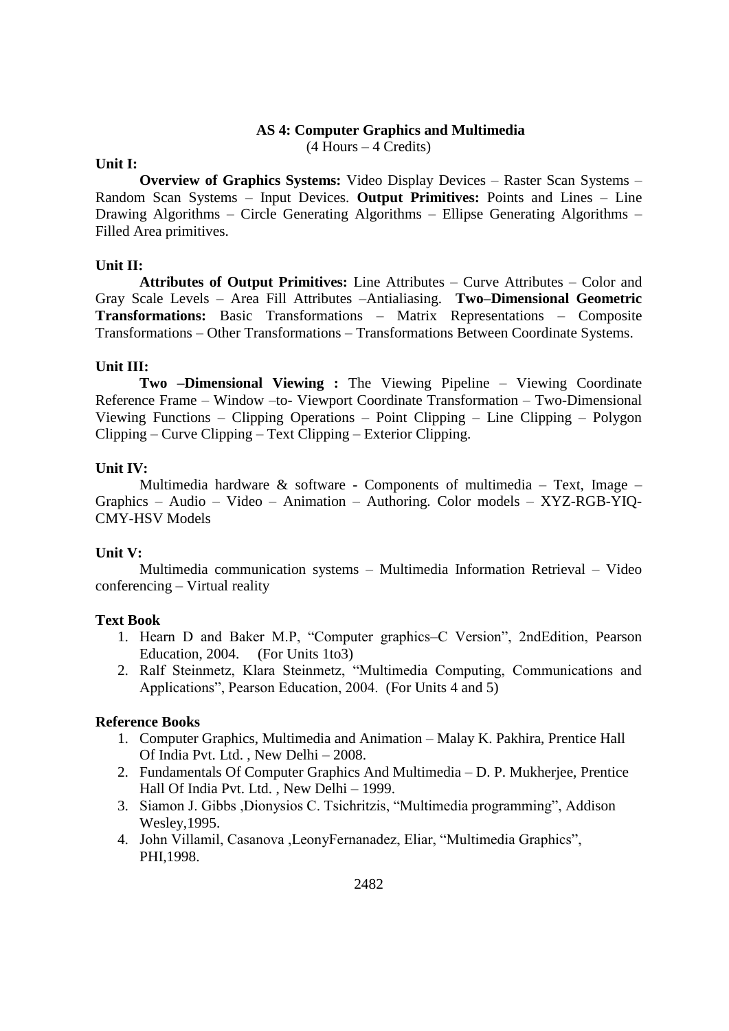## AS 4: Computer Graphics and Multimedia

(4 Hours – 4 Credits)

**Unit I:**

**Overview of Graphics Systems:** Video Display Devices – Raster Scan Systems – Random Scan Systems – Input Devices. **Output Primitives:** Points and Lines – Line Drawing Algorithms – Circle Generating Algorithms – Ellipse Generating Algorithms – Filled Area primitives.

**Unit II:**

**Attributes of Output Primitives:** Line Attributes – Curve Attributes – Color and Gray Scale Levels – Area Fill Attributes –Antialiasing. **Two–Dimensional Geometric Transformations:** Basic Transformations – Matrix Representations – Composite Transformations – Other Transformations – Transformations Between Coordinate Systems.

**Unit III:**

**Two –Dimensional Viewing :** The Viewing Pipeline – Viewing Coordinate Reference Frame – Window –to- Viewport Coordinate Transformation – Two-Dimensional Viewing Functions – Clipping Operations – Point Clipping – Line Clipping – Polygon Clipping – Curve Clipping – Text Clipping – Exterior Clipping.

**Unit IV:**

Multimedia hardware & software - Components of multimedia – Text, Image – Graphics – Audio – Video – Animation – Authoring. Color models – XYZ-RGB-YIQ-CMY-HSV Models

**Unit V:**

Multimedia communication systems – Multimedia Information Retrieval – Video conferencing – Virtual reality

**Text Book**

1. Hearn D and Baker M.P, "Computer graphics–C Version", 2ndEdition, Pearson Education, 2004. (For Units 1to3)
2. Ralf Steinmetz, Klara Steinmetz, "Multimedia Computing, Communications and Applications", Pearson Education, 2004. (For Units 4 and 5)

**Reference Books**

1. Computer Graphics, Multimedia and Animation – Malay K. Pakhira, Prentice Hall Of India Pvt. Ltd. , New Delhi – 2008.
2. Fundamentals Of Computer Graphics And Multimedia – D. P. Mukherjee, Prentice Hall Of India Pvt. Ltd. , New Delhi – 1999.
3. Siamon J. Gibbs ,Dionysios C. Tsichritzis, "Multimedia programming", Addison Wesley,1995.
4. John Villamil, Casanova ,LeonyFernanadez, Eliar, "Multimedia Graphics", PHI,1998.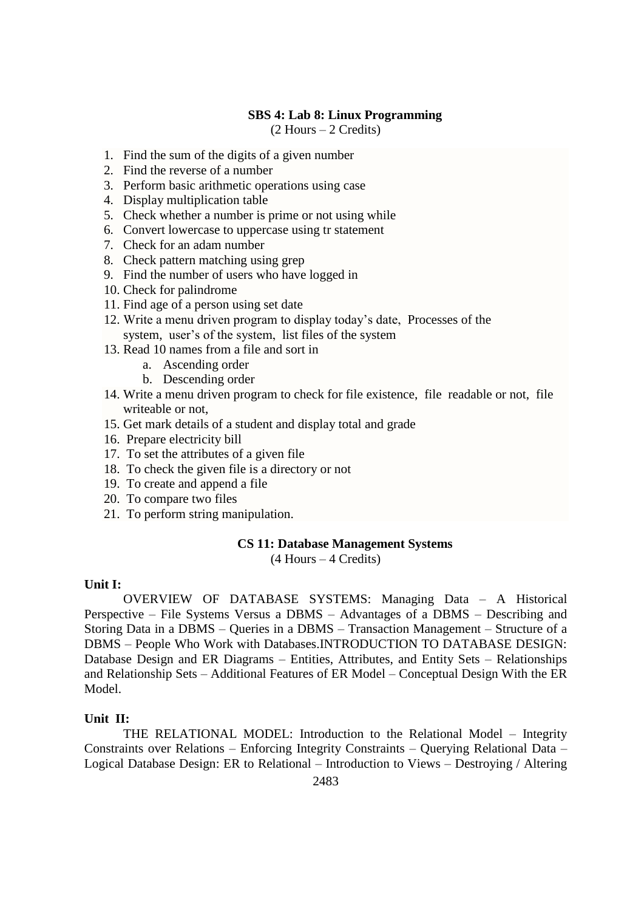**SBS 4: Lab 8: Linux Programming**
(2 Hours – 2 Credits)

1. Find the sum of the digits of a given number
2. Find the reverse of a number
3. Perform basic arithmetic operations using case
4. Display multiplication table
5. Check whether a number is prime or not using while
6. Convert lowercase to uppercase using tr statement
7. Check for an adam number
8. Check pattern matching using grep
9. Find the number of users who have logged in
10. Check for palindrome
11. Find age of a person using set date
12. Write a menu driven program to display today's date, Processes of the system, user's of the system, list files of the system
13. Read 10 names from a file and sort in
    a. Ascending order
    b. Descending order
14. Write a menu driven program to check for file existence, file readable or not, file writeable or not,
15. Get mark details of a student and display total and grade
16. Prepare electricity bill
17. To set the attributes of a given file
18. To check the given file is a directory or not
19. To create and append a file
20. To compare two files
21. To perform string manipulation.

**CS 11: Database Management Systems**
(4 Hours – 4 Credits)

**Unit I:**

OVERVIEW OF DATABASE SYSTEMS: Managing Data – A Historical Perspective – File Systems Versus a DBMS – Advantages of a DBMS – Describing and Storing Data in a DBMS – Queries in a DBMS – Transaction Management – Structure of a DBMS – People Who Work with Databases.INTRODUCTION TO DATABASE DESIGN: Database Design and ER Diagrams – Entities, Attributes, and Entity Sets – Relationships and Relationship Sets – Additional Features of ER Model – Conceptual Design With the ER Model.

**Unit II:**

THE RELATIONAL MODEL: Introduction to the Relational Model – Integrity Constraints over Relations – Enforcing Integrity Constraints – Querying Relational Data – Logical Database Design: ER to Relational – Introduction to Views – Destroying / Altering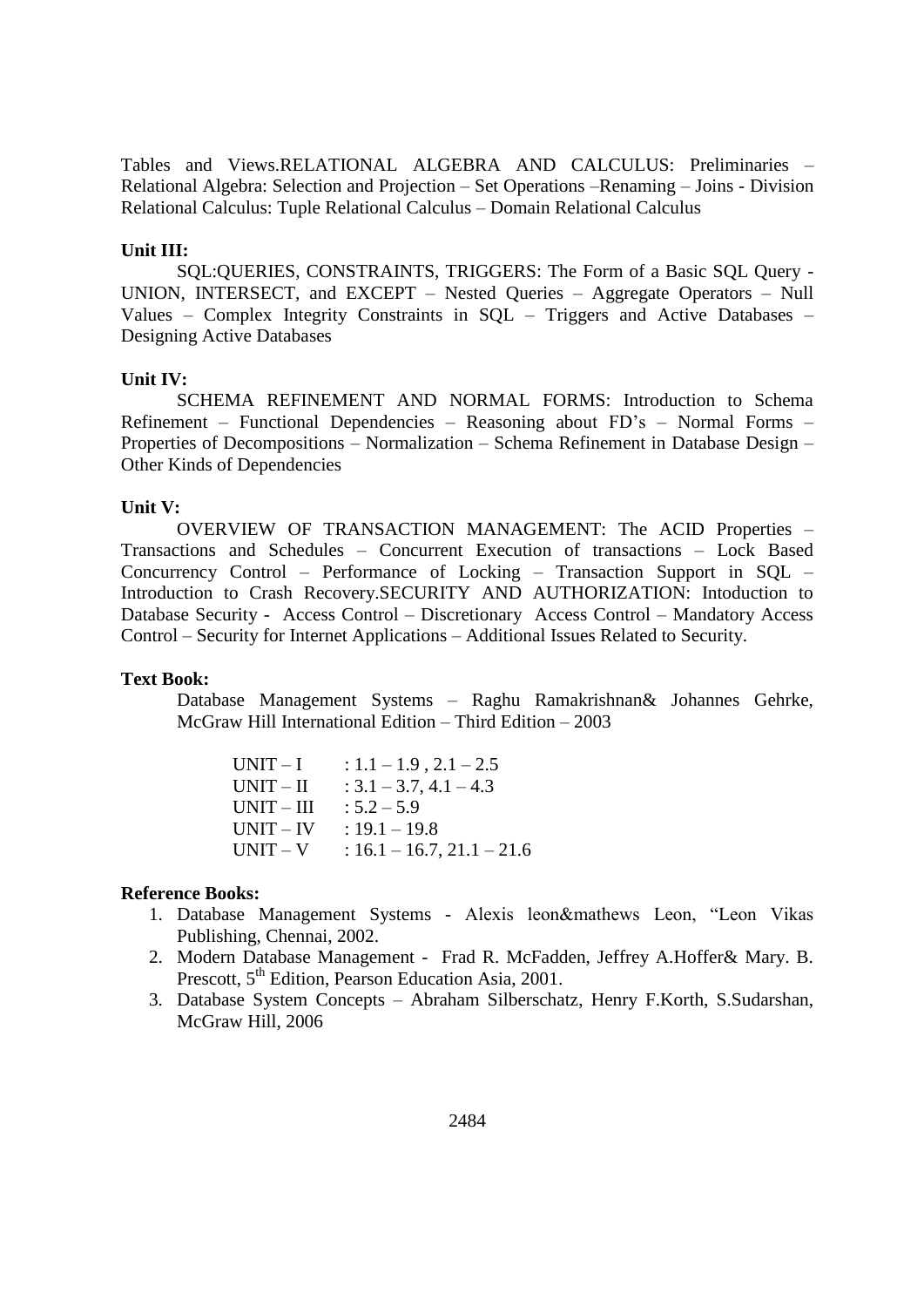Tables and Views.RELATIONAL ALGEBRA AND CALCULUS: Preliminaries – Relational Algebra: Selection and Projection – Set Operations –Renaming – Joins - Division Relational Calculus: Tuple Relational Calculus – Domain Relational Calculus

**Unit III:**

SQL:QUERIES, CONSTRAINTS, TRIGGERS: The Form of a Basic SQL Query - UNION, INTERSECT, and EXCEPT – Nested Queries – Aggregate Operators – Null Values – Complex Integrity Constraints in SQL – Triggers and Active Databases – Designing Active Databases

**Unit IV:**

SCHEMA REFINEMENT AND NORMAL FORMS: Introduction to Schema Refinement – Functional Dependencies – Reasoning about FD's – Normal Forms – Properties of Decompositions – Normalization – Schema Refinement in Database Design – Other Kinds of Dependencies

**Unit V:**

OVERVIEW OF TRANSACTION MANAGEMENT: The ACID Properties – Transactions and Schedules – Concurrent Execution of transactions – Lock Based Concurrency Control – Performance of Locking – Transaction Support in SQL – Introduction to Crash Recovery.SECURITY AND AUTHORIZATION: Intoduction to Database Security - Access Control – Discretionary Access Control – Mandatory Access Control – Security for Internet Applications – Additional Issues Related to Security.

**Text Book:**

Database Management Systems – Raghu Ramakrishnan& Johannes Gehrke, McGraw Hill International Edition – Third Edition – 2003

| | |
|---|---|
| UNIT – I | : 1.1 – 1.9 , 2.1 – 2.5 |
| UNIT – II | : 3.1 – 3.7, 4.1 – 4.3 |
| UNIT – III | : 5.2 – 5.9 |
| UNIT – IV | : 19.1 – 19.8 |
| UNIT – V | : 16.1 – 16.7, 21.1 – 21.6 |

**Reference Books:**

1. Database Management Systems - Alexis leon&mathews Leon, "Leon Vikas Publishing, Chennai, 2002.
2. Modern Database Management - Frad R. McFadden, Jeffrey A.Hoffer& Mary. B. Prescott, 5th Edition, Pearson Education Asia, 2001.
3. Database System Concepts – Abraham Silberschatz, Henry F.Korth, S.Sudarshan, McGraw Hill, 2006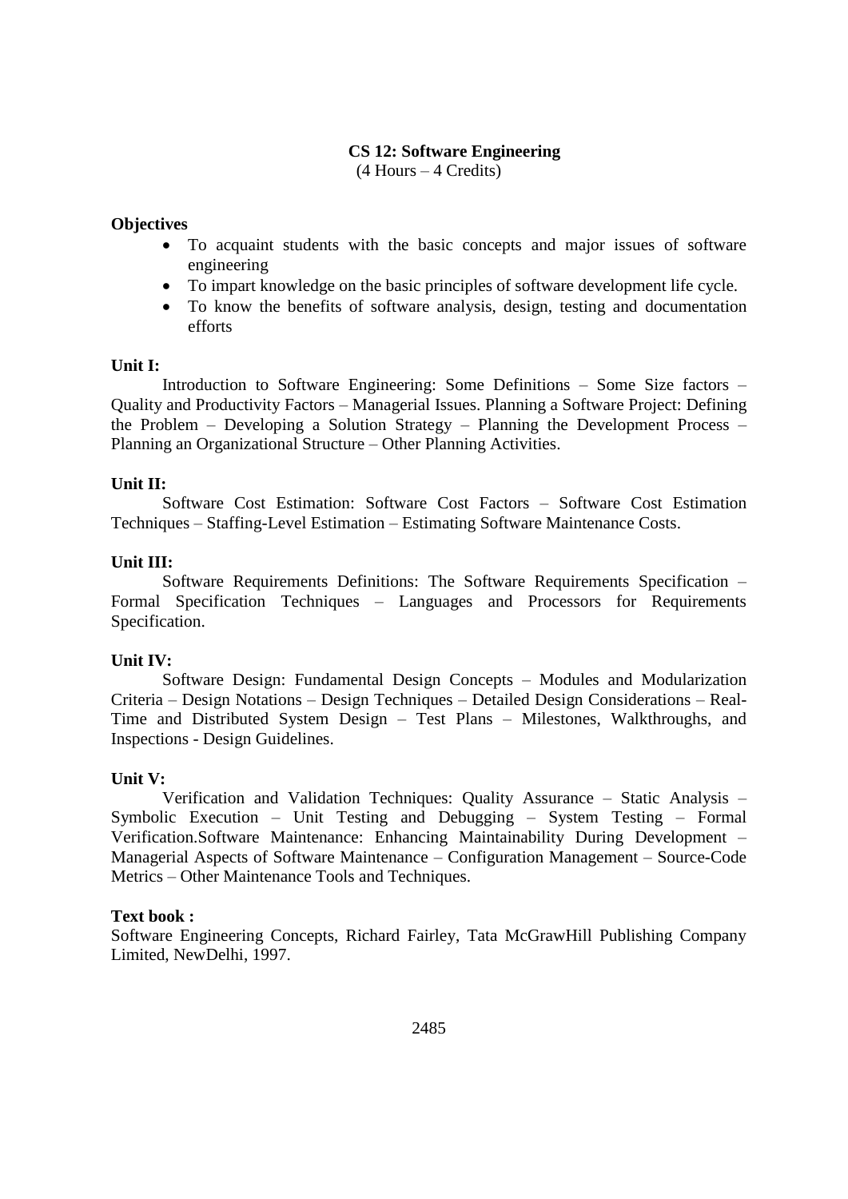## CS 12: Software Engineering

(4 Hours – 4 Credits)

**Objectives**

- To acquaint students with the basic concepts and major issues of software engineering
- To impart knowledge on the basic principles of software development life cycle.
- To know the benefits of software analysis, design, testing and documentation efforts

**Unit I:**

Introduction to Software Engineering: Some Definitions – Some Size factors – Quality and Productivity Factors – Managerial Issues. Planning a Software Project: Defining the Problem – Developing a Solution Strategy – Planning the Development Process – Planning an Organizational Structure – Other Planning Activities.

**Unit II:**

Software Cost Estimation: Software Cost Factors – Software Cost Estimation Techniques – Staffing-Level Estimation – Estimating Software Maintenance Costs.

**Unit III:**

Software Requirements Definitions: The Software Requirements Specification – Formal Specification Techniques – Languages and Processors for Requirements Specification.

**Unit IV:**

Software Design: Fundamental Design Concepts – Modules and Modularization Criteria – Design Notations – Design Techniques – Detailed Design Considerations – Real-Time and Distributed System Design – Test Plans – Milestones, Walkthroughs, and Inspections - Design Guidelines.

**Unit V:**

Verification and Validation Techniques: Quality Assurance – Static Analysis – Symbolic Execution – Unit Testing and Debugging – System Testing – Formal Verification.Software Maintenance: Enhancing Maintainability During Development – Managerial Aspects of Software Maintenance – Configuration Management – Source-Code Metrics – Other Maintenance Tools and Techniques.

**Text book :**

Software Engineering Concepts, Richard Fairley, Tata McGrawHill Publishing Company Limited, NewDelhi, 1997.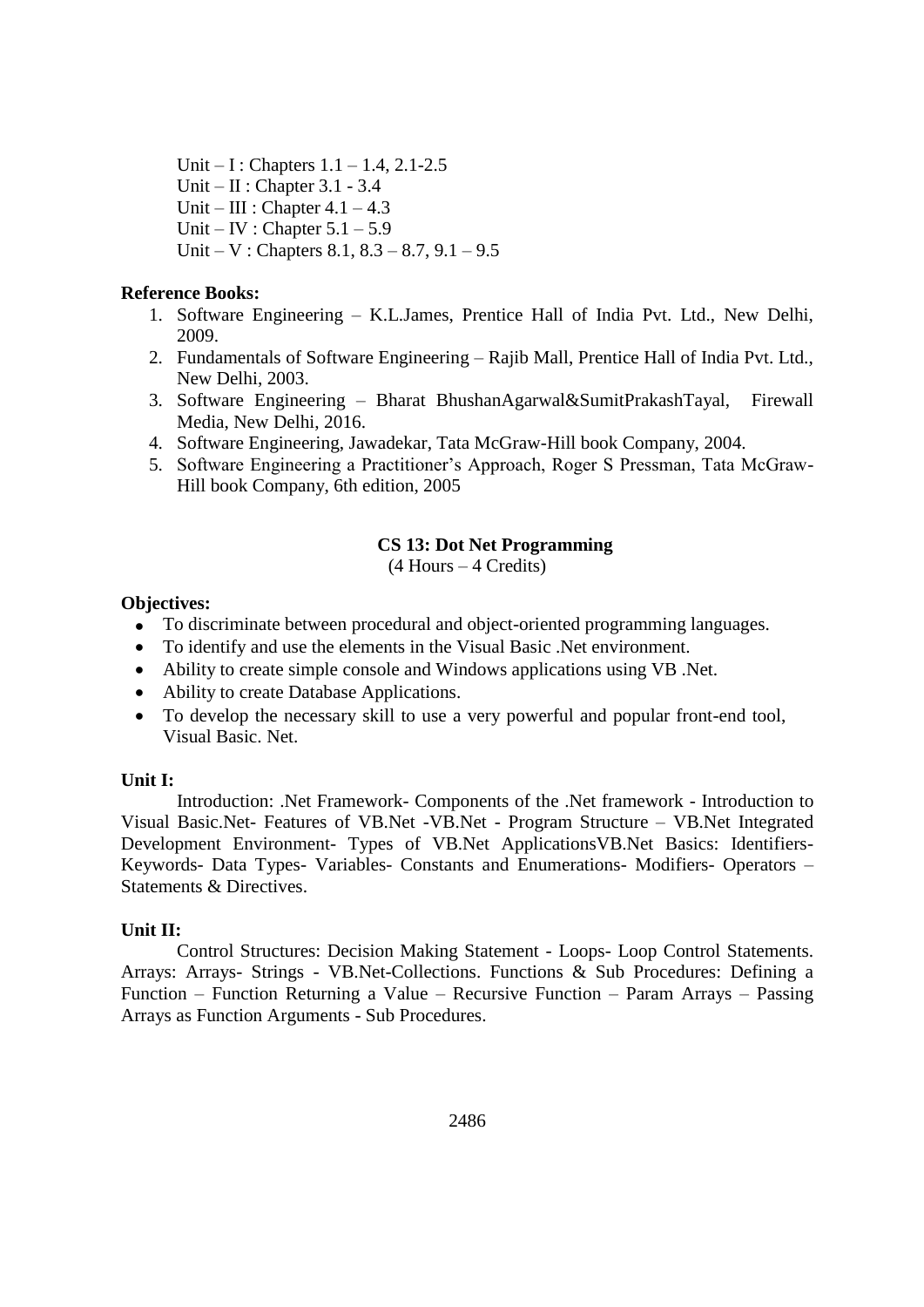Unit – I : Chapters 1.1 – 1.4, 2.1-2.5
Unit – II : Chapter 3.1 - 3.4
Unit – III : Chapter 4.1 – 4.3
Unit – IV : Chapter 5.1 – 5.9
Unit – V : Chapters 8.1, 8.3 – 8.7, 9.1 – 9.5

**Reference Books:**

1. Software Engineering – K.L.James, Prentice Hall of India Pvt. Ltd., New Delhi, 2009.
2. Fundamentals of Software Engineering – Rajib Mall, Prentice Hall of India Pvt. Ltd., New Delhi, 2003.
3. Software Engineering – Bharat BhushanAgarwal&SumitPrakashTayal, Firewall Media, New Delhi, 2016.
4. Software Engineering, Jawadekar, Tata McGraw-Hill book Company, 2004.
5. Software Engineering a Practitioner's Approach, Roger S Pressman, Tata McGraw-Hill book Company, 6th edition, 2005

## CS 13: Dot Net Programming

(4 Hours – 4 Credits)

**Objectives:**

- To discriminate between procedural and object-oriented programming languages.
- To identify and use the elements in the Visual Basic .Net environment.
- Ability to create simple console and Windows applications using VB .Net.
- Ability to create Database Applications.
- To develop the necessary skill to use a very powerful and popular front-end tool, Visual Basic. Net.

**Unit I:**

Introduction: .Net Framework- Components of the .Net framework - Introduction to Visual Basic.Net- Features of VB.Net -VB.Net - Program Structure – VB.Net Integrated Development Environment- Types of VB.Net ApplicationsVB.Net Basics: Identifiers- Keywords- Data Types- Variables- Constants and Enumerations- Modifiers- Operators – Statements & Directives.

**Unit II:**

Control Structures: Decision Making Statement - Loops- Loop Control Statements. Arrays: Arrays- Strings - VB.Net-Collections. Functions & Sub Procedures: Defining a Function – Function Returning a Value – Recursive Function – Param Arrays – Passing Arrays as Function Arguments - Sub Procedures.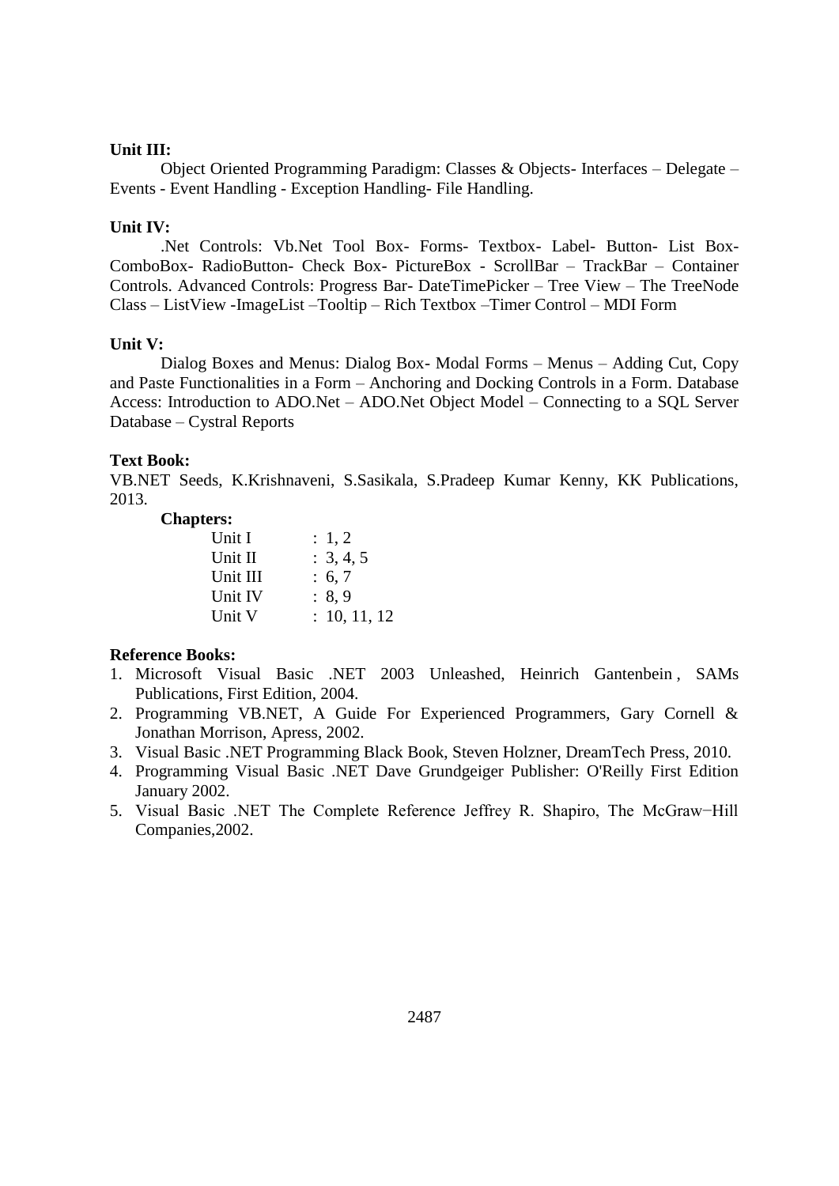**Unit III:**

Object Oriented Programming Paradigm: Classes & Objects- Interfaces – Delegate – Events - Event Handling - Exception Handling- File Handling.

**Unit IV:**

.Net Controls: Vb.Net Tool Box- Forms- Textbox- Label- Button- List Box- ComboBox- RadioButton- Check Box- PictureBox - ScrollBar – TrackBar – Container Controls. Advanced Controls: Progress Bar- DateTimePicker – Tree View – The TreeNode Class – ListView -ImageList –Tooltip – Rich Textbox –Timer Control – MDI Form

**Unit V:**

Dialog Boxes and Menus: Dialog Box- Modal Forms – Menus – Adding Cut, Copy and Paste Functionalities in a Form – Anchoring and Docking Controls in a Form. Database Access: Introduction to ADO.Net – ADO.Net Object Model – Connecting to a SQL Server Database – Cystral Reports

**Text Book:**

VB.NET Seeds, K.Krishnaveni, S.Sasikala, S.Pradeep Kumar Kenny, KK Publications, 2013.

**Chapters:**

| | |
|---|---|
| Unit I | : 1, 2 |
| Unit II | : 3, 4, 5 |
| Unit III | : 6, 7 |
| Unit IV | : 8, 9 |
| Unit V | : 10, 11, 12 |

**Reference Books:**

1. Microsoft Visual Basic .NET 2003 Unleashed, Heinrich Gantenbein , SAMs Publications, First Edition, 2004.
2. Programming VB.NET, A Guide For Experienced Programmers, Gary Cornell & Jonathan Morrison, Apress, 2002.
3. Visual Basic .NET Programming Black Book, Steven Holzner, DreamTech Press, 2010.
4. Programming Visual Basic .NET Dave Grundgeiger Publisher: O'Reilly First Edition January 2002.
5. Visual Basic .NET The Complete Reference Jeffrey R. Shapiro, The McGraw−Hill Companies,2002.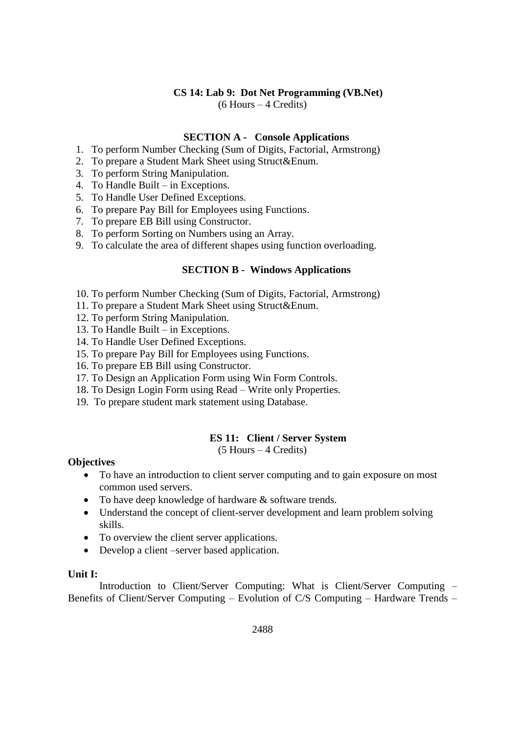## CS 14: Lab 9: Dot Net Programming (VB.Net)

(6 Hours – 4 Credits)

### SECTION A - Console Applications

1. To perform Number Checking (Sum of Digits, Factorial, Armstrong)
2. To prepare a Student Mark Sheet using Struct&Enum.
3. To perform String Manipulation.
4. To Handle Built – in Exceptions.
5. To Handle User Defined Exceptions.
6. To prepare Pay Bill for Employees using Functions.
7. To prepare EB Bill using Constructor.
8. To perform Sorting on Numbers using an Array.
9. To calculate the area of different shapes using function overloading.

### SECTION B - Windows Applications

10. To perform Number Checking (Sum of Digits, Factorial, Armstrong)
11. To prepare a Student Mark Sheet using Struct&Enum.
12. To perform String Manipulation.
13. To Handle Built – in Exceptions.
14. To Handle User Defined Exceptions.
15. To prepare Pay Bill for Employees using Functions.
16. To prepare EB Bill using Constructor.
17. To Design an Application Form using Win Form Controls.
18. To Design Login Form using Read – Write only Properties.
19. To prepare student mark statement using Database.

## ES 11: Client / Server System

(5 Hours – 4 Credits)

**Objectives**

- To have an introduction to client server computing and to gain exposure on most common used servers.
- To have deep knowledge of hardware & software trends.
- Understand the concept of client-server development and learn problem solving skills.
- To overview the client server applications.
- Develop a client –server based application.

**Unit I:**

Introduction to Client/Server Computing: What is Client/Server Computing – Benefits of Client/Server Computing – Evolution of C/S Computing – Hardware Trends –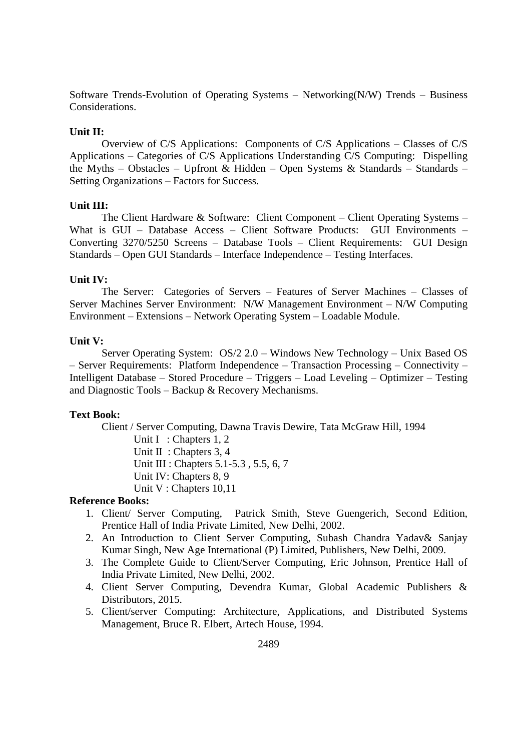Software Trends-Evolution of Operating Systems – Networking(N/W) Trends – Business Considerations.

**Unit II:**

Overview of C/S Applications: Components of C/S Applications – Classes of C/S Applications – Categories of C/S Applications Understanding C/S Computing: Dispelling the Myths – Obstacles – Upfront & Hidden – Open Systems & Standards – Standards – Setting Organizations – Factors for Success.

**Unit III:**

The Client Hardware & Software: Client Component – Client Operating Systems – What is GUI – Database Access – Client Software Products: GUI Environments – Converting 3270/5250 Screens – Database Tools – Client Requirements: GUI Design Standards – Open GUI Standards – Interface Independence – Testing Interfaces.

**Unit IV:**

The Server: Categories of Servers – Features of Server Machines – Classes of Server Machines Server Environment: N/W Management Environment – N/W Computing Environment – Extensions – Network Operating System – Loadable Module.

**Unit V:**

Server Operating System: OS/2 2.0 – Windows New Technology – Unix Based OS – Server Requirements: Platform Independence – Transaction Processing – Connectivity – Intelligent Database – Stored Procedure – Triggers – Load Leveling – Optimizer – Testing and Diagnostic Tools – Backup & Recovery Mechanisms.

**Text Book:**

Client / Server Computing, Dawna Travis Dewire, Tata McGraw Hill, 1994

Unit I : Chapters 1, 2

Unit II : Chapters 3, 4

Unit III : Chapters 5.1-5.3 , 5.5, 6, 7

Unit IV: Chapters 8, 9

Unit V : Chapters 10,11

**Reference Books:**

1. Client/ Server Computing, Patrick Smith, Steve Guengerich, Second Edition, Prentice Hall of India Private Limited, New Delhi, 2002.
2. An Introduction to Client Server Computing, Subash Chandra Yadav& Sanjay Kumar Singh, New Age International (P) Limited, Publishers, New Delhi, 2009.
3. The Complete Guide to Client/Server Computing, Eric Johnson, Prentice Hall of India Private Limited, New Delhi, 2002.
4. Client Server Computing, Devendra Kumar, Global Academic Publishers & Distributors, 2015.
5. Client/server Computing: Architecture, Applications, and Distributed Systems Management, Bruce R. Elbert, Artech House, 1994.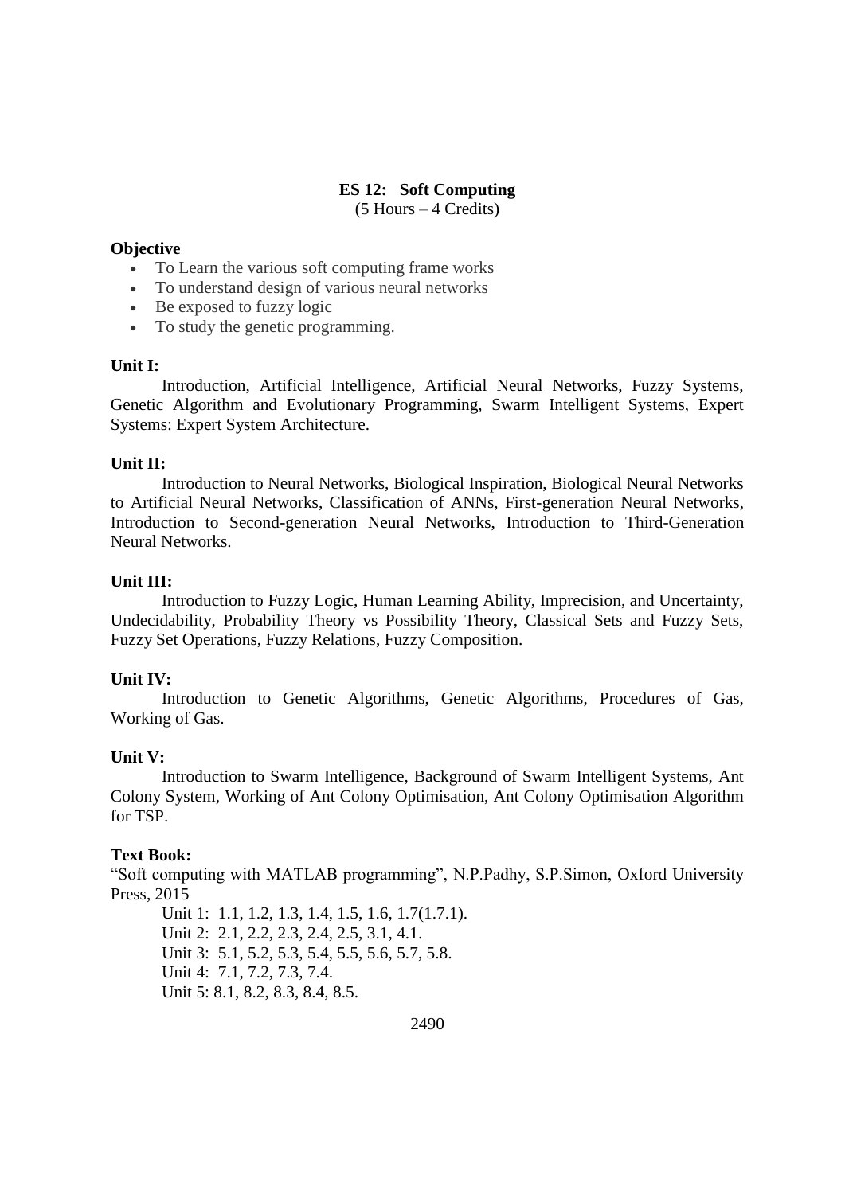## ES 12: Soft Computing

(5 Hours – 4 Credits)

**Objective**

- To Learn the various soft computing frame works
- To understand design of various neural networks
- Be exposed to fuzzy logic
- To study the genetic programming.

**Unit I:**

Introduction, Artificial Intelligence, Artificial Neural Networks, Fuzzy Systems, Genetic Algorithm and Evolutionary Programming, Swarm Intelligent Systems, Expert Systems: Expert System Architecture.

**Unit II:**

Introduction to Neural Networks, Biological Inspiration, Biological Neural Networks to Artificial Neural Networks, Classification of ANNs, First-generation Neural Networks, Introduction to Second-generation Neural Networks, Introduction to Third-Generation Neural Networks.

**Unit III:**

Introduction to Fuzzy Logic, Human Learning Ability, Imprecision, and Uncertainty, Undecidability, Probability Theory vs Possibility Theory, Classical Sets and Fuzzy Sets, Fuzzy Set Operations, Fuzzy Relations, Fuzzy Composition.

**Unit IV:**

Introduction to Genetic Algorithms, Genetic Algorithms, Procedures of Gas, Working of Gas.

**Unit V:**

Introduction to Swarm Intelligence, Background of Swarm Intelligent Systems, Ant Colony System, Working of Ant Colony Optimisation, Ant Colony Optimisation Algorithm for TSP.

**Text Book:**

"Soft computing with MATLAB programming", N.P.Padhy, S.P.Simon, Oxford University Press, 2015

Unit 1: 1.1, 1.2, 1.3, 1.4, 1.5, 1.6, 1.7(1.7.1).
Unit 2: 2.1, 2.2, 2.3, 2.4, 2.5, 3.1, 4.1.
Unit 3: 5.1, 5.2, 5.3, 5.4, 5.5, 5.6, 5.7, 5.8.
Unit 4: 7.1, 7.2, 7.3, 7.4.
Unit 5: 8.1, 8.2, 8.3, 8.4, 8.5.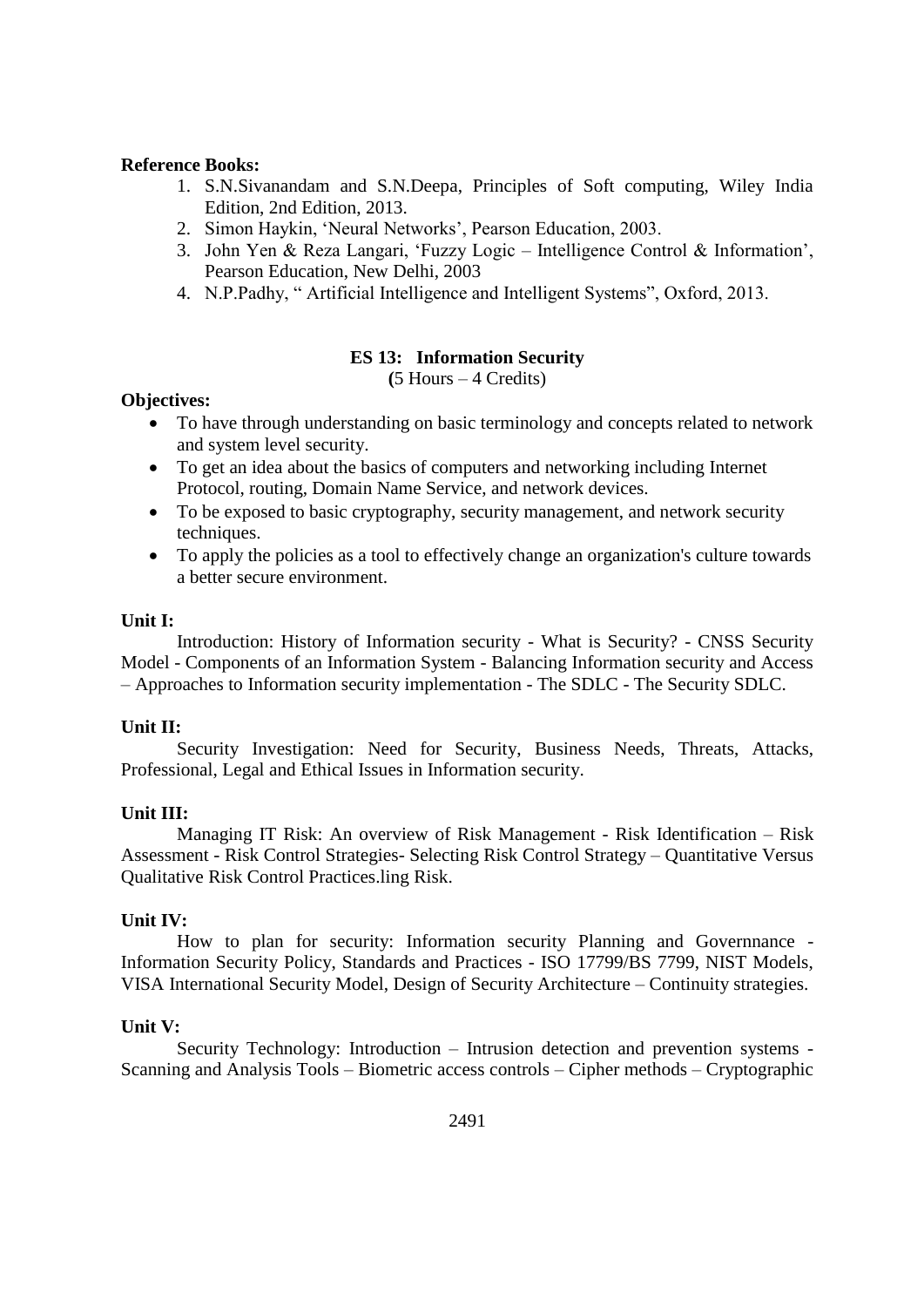**Reference Books:**

1. S.N.Sivanandam and S.N.Deepa, Principles of Soft computing, Wiley India Edition, 2nd Edition, 2013.
2. Simon Haykin, 'Neural Networks', Pearson Education, 2003.
3. John Yen & Reza Langari, 'Fuzzy Logic – Intelligence Control & Information', Pearson Education, New Delhi, 2003
4. N.P.Padhy, " Artificial Intelligence and Intelligent Systems", Oxford, 2013.

## ES 13: Information Security

(5 Hours – 4 Credits)

**Objectives:**

- To have through understanding on basic terminology and concepts related to network and system level security.
- To get an idea about the basics of computers and networking including Internet Protocol, routing, Domain Name Service, and network devices.
- To be exposed to basic cryptography, security management, and network security techniques.
- To apply the policies as a tool to effectively change an organization's culture towards a better secure environment.

**Unit I:**

Introduction: History of Information security - What is Security? - CNSS Security Model - Components of an Information System - Balancing Information security and Access – Approaches to Information security implementation - The SDLC - The Security SDLC.

**Unit II:**

Security Investigation: Need for Security, Business Needs, Threats, Attacks, Professional, Legal and Ethical Issues in Information security.

**Unit III:**

Managing IT Risk: An overview of Risk Management - Risk Identification – Risk Assessment - Risk Control Strategies- Selecting Risk Control Strategy – Quantitative Versus Qualitative Risk Control Practices.ling Risk.

**Unit IV:**

How to plan for security: Information security Planning and Governnance - Information Security Policy, Standards and Practices - ISO 17799/BS 7799, NIST Models, VISA International Security Model, Design of Security Architecture – Continuity strategies.

**Unit V:**

Security Technology: Introduction – Intrusion detection and prevention systems - Scanning and Analysis Tools – Biometric access controls – Cipher methods – Cryptographic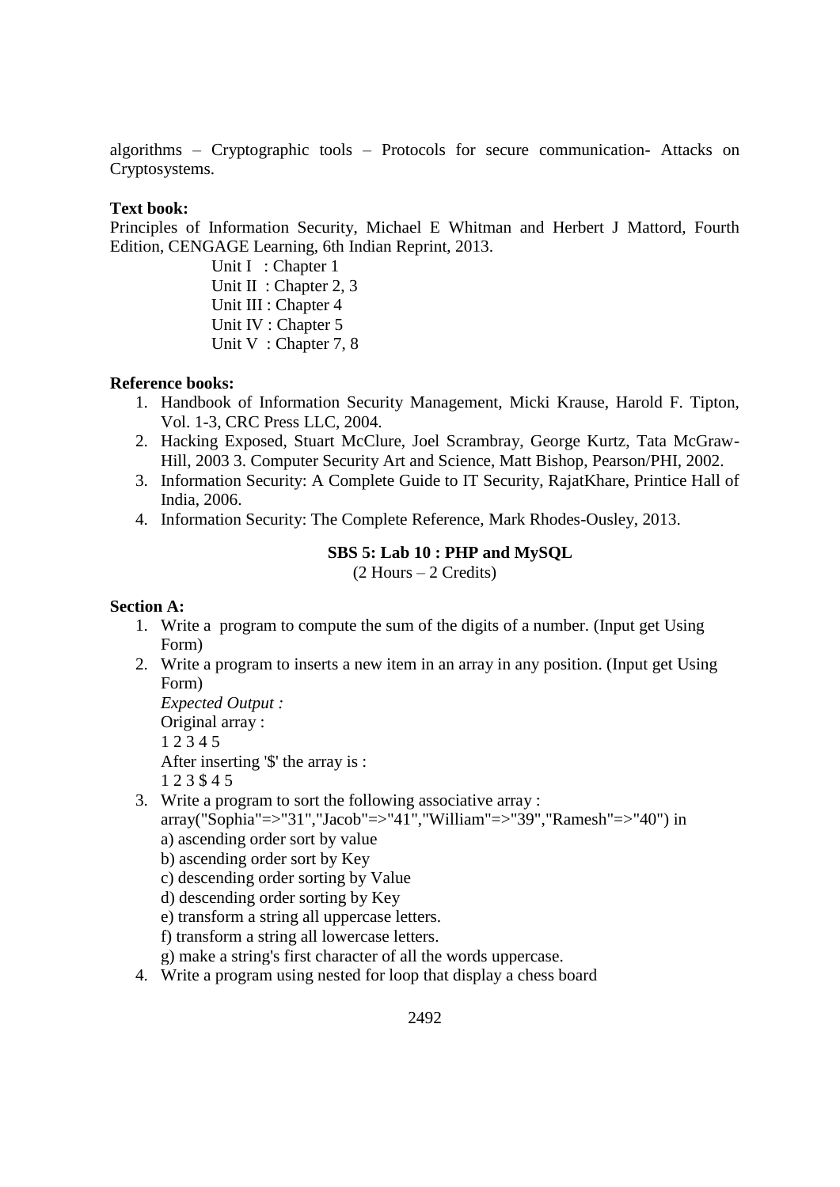algorithms – Cryptographic tools – Protocols for secure communication- Attacks on Cryptosystems.

**Text book:**

Principles of Information Security, Michael E Whitman and Herbert J Mattord, Fourth Edition, CENGAGE Learning, 6th Indian Reprint, 2013.

Unit I : Chapter 1
Unit II : Chapter 2, 3
Unit III : Chapter 4
Unit IV : Chapter 5
Unit V : Chapter 7, 8

**Reference books:**

1. Handbook of Information Security Management, Micki Krause, Harold F. Tipton, Vol. 1-3, CRC Press LLC, 2004.
2. Hacking Exposed, Stuart McClure, Joel Scrambray, George Kurtz, Tata McGraw-Hill, 2003 3. Computer Security Art and Science, Matt Bishop, Pearson/PHI, 2002.
3. Information Security: A Complete Guide to IT Security, RajatKhare, Printice Hall of India, 2006.
4. Information Security: The Complete Reference, Mark Rhodes-Ousley, 2013.

**SBS 5: Lab 10 : PHP and MySQL**

(2 Hours – 2 Credits)

**Section A:**

1. Write a program to compute the sum of the digits of a number. (Input get Using Form)
2. Write a program to inserts a new item in an array in any position. (Input get Using Form)
   *Expected Output :*
   Original array :
   1 2 3 4 5
   After inserting '$' the array is :
   1 2 3 $ 4 5
3. Write a program to sort the following associative array :
   array("Sophia"=>"31","Jacob"=>"41","William"=>"39","Ramesh"=>"40") in
   a) ascending order sort by value
   b) ascending order sort by Key
   c) descending order sorting by Value
   d) descending order sorting by Key
   e) transform a string all uppercase letters.
   f) transform a string all lowercase letters.
   g) make a string's first character of all the words uppercase.
4. Write a program using nested for loop that display a chess board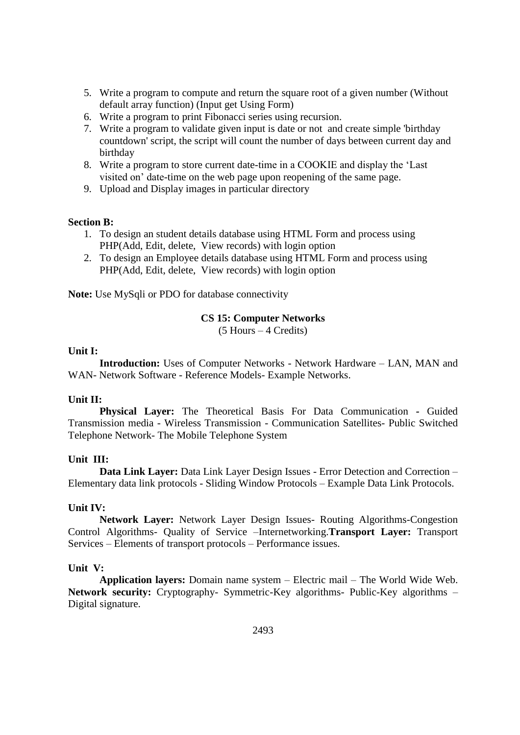5. Write a program to compute and return the square root of a given number (Without default array function) (Input get Using Form)
6. Write a program to print Fibonacci series using recursion.
7. Write a program to validate given input is date or not and create simple 'birthday countdown' script, the script will count the number of days between current day and birthday
8. Write a program to store current date-time in a COOKIE and display the 'Last visited on' date-time on the web page upon reopening of the same page.
9. Upload and Display images in particular directory

**Section B:**

1. To design an student details database using HTML Form and process using PHP(Add, Edit, delete, View records) with login option
2. To design an Employee details database using HTML Form and process using PHP(Add, Edit, delete, View records) with login option

**Note:** Use MySqli or PDO for database connectivity

## CS 15: Computer Networks

(5 Hours – 4 Credits)

**Unit I:**

**Introduction:** Uses of Computer Networks - Network Hardware – LAN, MAN and WAN- Network Software - Reference Models- Example Networks.

**Unit II:**

**Physical Layer:** The Theoretical Basis For Data Communication - Guided Transmission media - Wireless Transmission - Communication Satellites- Public Switched Telephone Network- The Mobile Telephone System

**Unit III:**

**Data Link Layer:** Data Link Layer Design Issues - Error Detection and Correction – Elementary data link protocols - Sliding Window Protocols – Example Data Link Protocols.

**Unit IV:**

**Network Layer:** Network Layer Design Issues- Routing Algorithms-Congestion Control Algorithms- Quality of Service –Internetworking.**Transport Layer:** Transport Services – Elements of transport protocols – Performance issues.

**Unit V:**

**Application layers:** Domain name system – Electric mail – The World Wide Web. **Network security:** Cryptography- Symmetric-Key algorithms- Public-Key algorithms – Digital signature.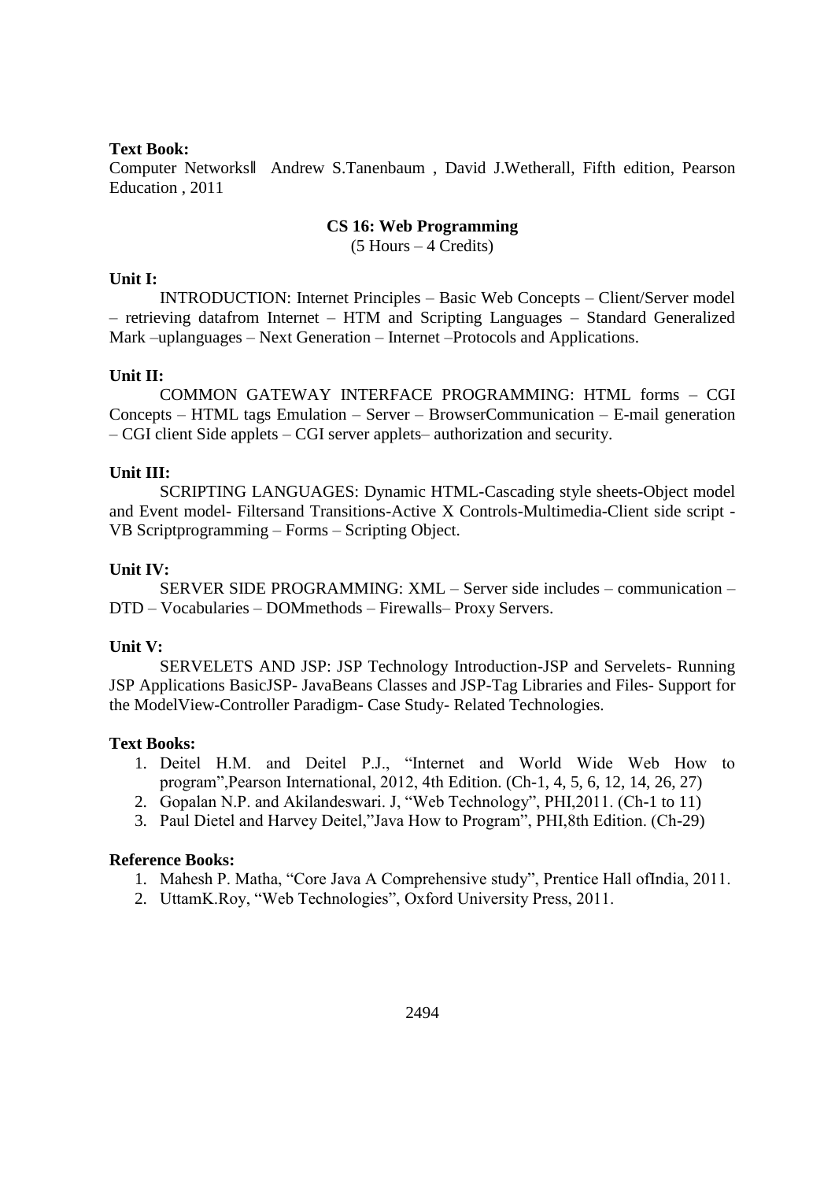**Text Book:**

Computer Networks‖ Andrew S.Tanenbaum , David J.Wetherall, Fifth edition, Pearson Education , 2011

## CS 16: Web Programming

(5 Hours – 4 Credits)

**Unit I:**

INTRODUCTION: Internet Principles – Basic Web Concepts – Client/Server model – retrieving datafrom Internet – HTM and Scripting Languages – Standard Generalized Mark –uplanguages – Next Generation – Internet –Protocols and Applications.

**Unit II:**

COMMON GATEWAY INTERFACE PROGRAMMING: HTML forms – CGI Concepts – HTML tags Emulation – Server – BrowserCommunication – E-mail generation – CGI client Side applets – CGI server applets– authorization and security.

**Unit III:**

SCRIPTING LANGUAGES: Dynamic HTML-Cascading style sheets-Object model and Event model- Filtersand Transitions-Active X Controls-Multimedia-Client side script - VB Scriptprogramming – Forms – Scripting Object.

**Unit IV:**

SERVER SIDE PROGRAMMING: XML – Server side includes – communication – DTD – Vocabularies – DOMmethods – Firewalls– Proxy Servers.

**Unit V:**

SERVELETS AND JSP: JSP Technology Introduction-JSP and Servelets- Running JSP Applications BasicJSP- JavaBeans Classes and JSP-Tag Libraries and Files- Support for the ModelView-Controller Paradigm- Case Study- Related Technologies.

**Text Books:**

1. Deitel H.M. and Deitel P.J., "Internet and World Wide Web How to program",Pearson International, 2012, 4th Edition. (Ch-1, 4, 5, 6, 12, 14, 26, 27)
2. Gopalan N.P. and Akilandeswari. J, "Web Technology", PHI,2011. (Ch-1 to 11)
3. Paul Dietel and Harvey Deitel,"Java How to Program", PHI,8th Edition. (Ch-29)

**Reference Books:**

1. Mahesh P. Matha, "Core Java A Comprehensive study", Prentice Hall ofIndia, 2011.
2. UttamK.Roy, "Web Technologies", Oxford University Press, 2011.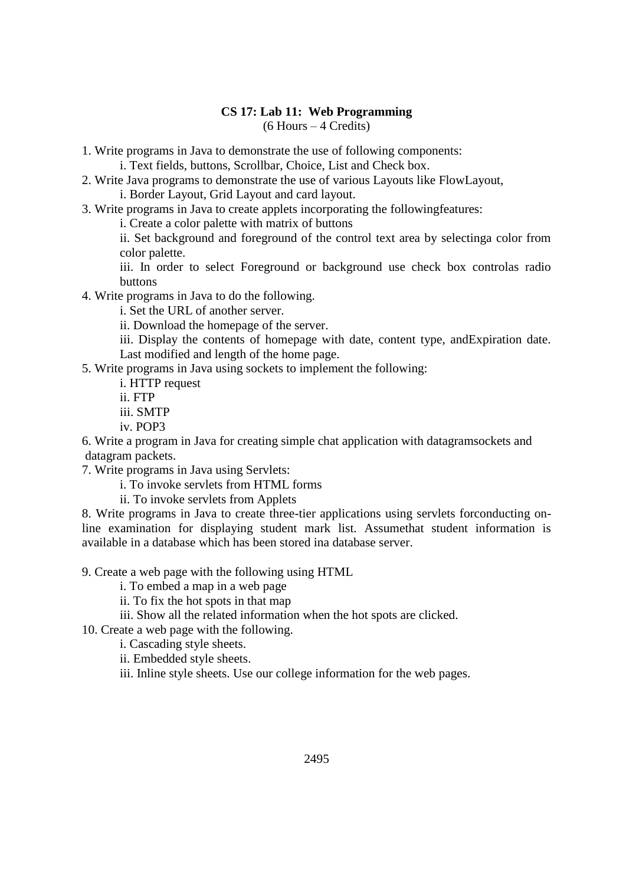## CS 17: Lab 11: Web Programming

(6 Hours – 4 Credits)

1. Write programs in Java to demonstrate the use of following components:
   - i. Text fields, buttons, Scrollbar, Choice, List and Check box.
2. Write Java programs to demonstrate the use of various Layouts like FlowLayout,
   - i. Border Layout, Grid Layout and card layout.
3. Write programs in Java to create applets incorporating the followingfeatures:
   - i. Create a color palette with matrix of buttons
   - ii. Set background and foreground of the control text area by selectinga color from color palette.
   - iii. In order to select Foreground or background use check box controlas radio buttons
4. Write programs in Java to do the following.
   - i. Set the URL of another server.
   - ii. Download the homepage of the server.
   - iii. Display the contents of homepage with date, content type, andExpiration date. Last modified and length of the home page.
5. Write programs in Java using sockets to implement the following:
   - i. HTTP request
   - ii. FTP
   - iii. SMTP
   - iv. POP3
6. Write a program in Java for creating simple chat application with datagramsockets and datagram packets.
7. Write programs in Java using Servlets:
   - i. To invoke servlets from HTML forms
   - ii. To invoke servlets from Applets
8. Write programs in Java to create three-tier applications using servlets forconducting on-line examination for displaying student mark list. Assumethat student information is available in a database which has been stored ina database server.

9. Create a web page with the following using HTML
   - i. To embed a map in a web page
   - ii. To fix the hot spots in that map
   - iii. Show all the related information when the hot spots are clicked.
10. Create a web page with the following.
    - i. Cascading style sheets.
    - ii. Embedded style sheets.
    - iii. Inline style sheets. Use our college information for the web pages.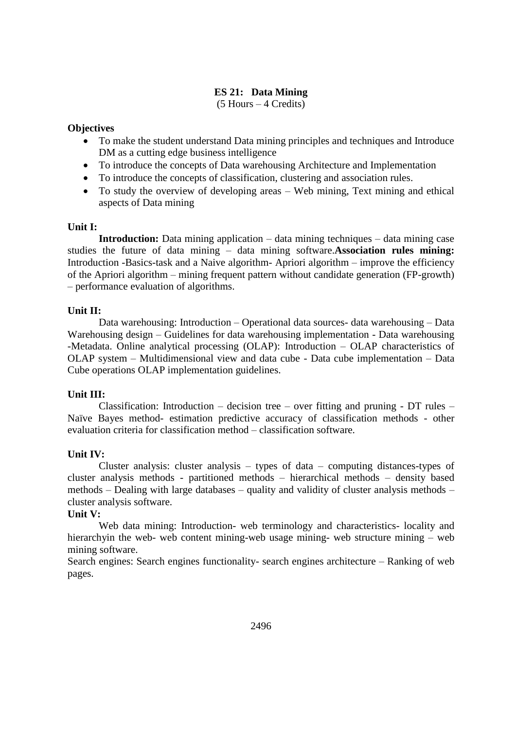## ES 21: Data Mining

(5 Hours – 4 Credits)

**Objectives**

- To make the student understand Data mining principles and techniques and Introduce DM as a cutting edge business intelligence
- To introduce the concepts of Data warehousing Architecture and Implementation
- To introduce the concepts of classification, clustering and association rules.
- To study the overview of developing areas – Web mining, Text mining and ethical aspects of Data mining

**Unit I:**

**Introduction:** Data mining application – data mining techniques – data mining case studies the future of data mining – data mining software.**Association rules mining:** Introduction -Basics-task and a Naive algorithm- Apriori algorithm – improve the efficiency of the Apriori algorithm – mining frequent pattern without candidate generation (FP-growth) – performance evaluation of algorithms.

**Unit II:**

Data warehousing: Introduction – Operational data sources- data warehousing – Data Warehousing design – Guidelines for data warehousing implementation - Data warehousing -Metadata. Online analytical processing (OLAP): Introduction – OLAP characteristics of OLAP system – Multidimensional view and data cube - Data cube implementation – Data Cube operations OLAP implementation guidelines.

**Unit III:**

Classification: Introduction – decision tree – over fitting and pruning - DT rules – Naïve Bayes method- estimation predictive accuracy of classification methods - other evaluation criteria for classification method – classification software.

**Unit IV:**

Cluster analysis: cluster analysis – types of data – computing distances-types of cluster analysis methods - partitioned methods – hierarchical methods – density based methods – Dealing with large databases – quality and validity of cluster analysis methods – cluster analysis software.

**Unit V:**

Web data mining: Introduction- web terminology and characteristics- locality and hierarchyin the web- web content mining-web usage mining- web structure mining – web mining software.

Search engines: Search engines functionality- search engines architecture – Ranking of web pages.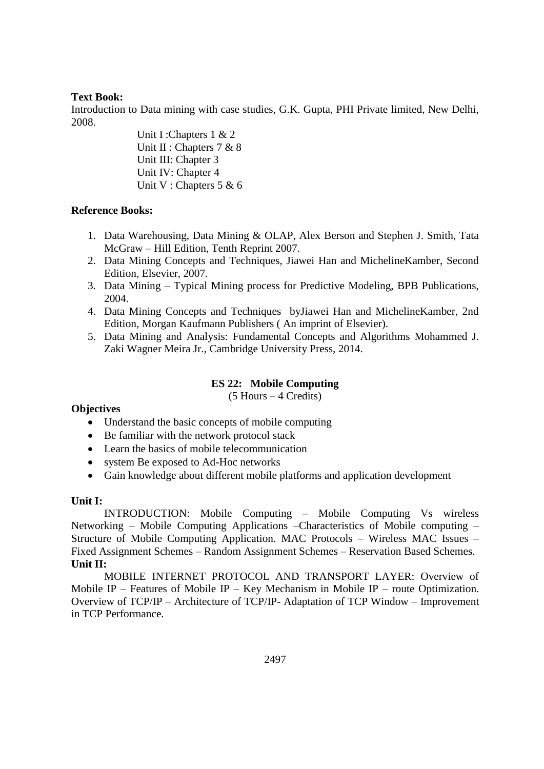**Text Book:**

Introduction to Data mining with case studies, G.K. Gupta, PHI Private limited, New Delhi, 2008.

Unit I :Chapters 1 & 2
Unit II : Chapters 7 & 8
Unit III: Chapter 3
Unit IV: Chapter 4
Unit V : Chapters 5 & 6

**Reference Books:**

1. Data Warehousing, Data Mining & OLAP, Alex Berson and Stephen J. Smith, Tata McGraw – Hill Edition, Tenth Reprint 2007.
2. Data Mining Concepts and Techniques, Jiawei Han and MichelineKamber, Second Edition, Elsevier, 2007.
3. Data Mining – Typical Mining process for Predictive Modeling, BPB Publications, 2004.
4. Data Mining Concepts and Techniques byJiawei Han and MichelineKamber, 2nd Edition, Morgan Kaufmann Publishers ( An imprint of Elsevier).
5. Data Mining and Analysis: Fundamental Concepts and Algorithms Mohammed J. Zaki Wagner Meira Jr., Cambridge University Press, 2014.

## ES 22: Mobile Computing

(5 Hours – 4 Credits)

**Objectives**

- Understand the basic concepts of mobile computing
- Be familiar with the network protocol stack
- Learn the basics of mobile telecommunication
- system Be exposed to Ad-Hoc networks
- Gain knowledge about different mobile platforms and application development

**Unit I:**

INTRODUCTION: Mobile Computing – Mobile Computing Vs wireless Networking – Mobile Computing Applications –Characteristics of Mobile computing – Structure of Mobile Computing Application. MAC Protocols – Wireless MAC Issues – Fixed Assignment Schemes – Random Assignment Schemes – Reservation Based Schemes.

**Unit II:**

MOBILE INTERNET PROTOCOL AND TRANSPORT LAYER: Overview of Mobile IP – Features of Mobile IP – Key Mechanism in Mobile IP – route Optimization. Overview of TCP/IP – Architecture of TCP/IP- Adaptation of TCP Window – Improvement in TCP Performance.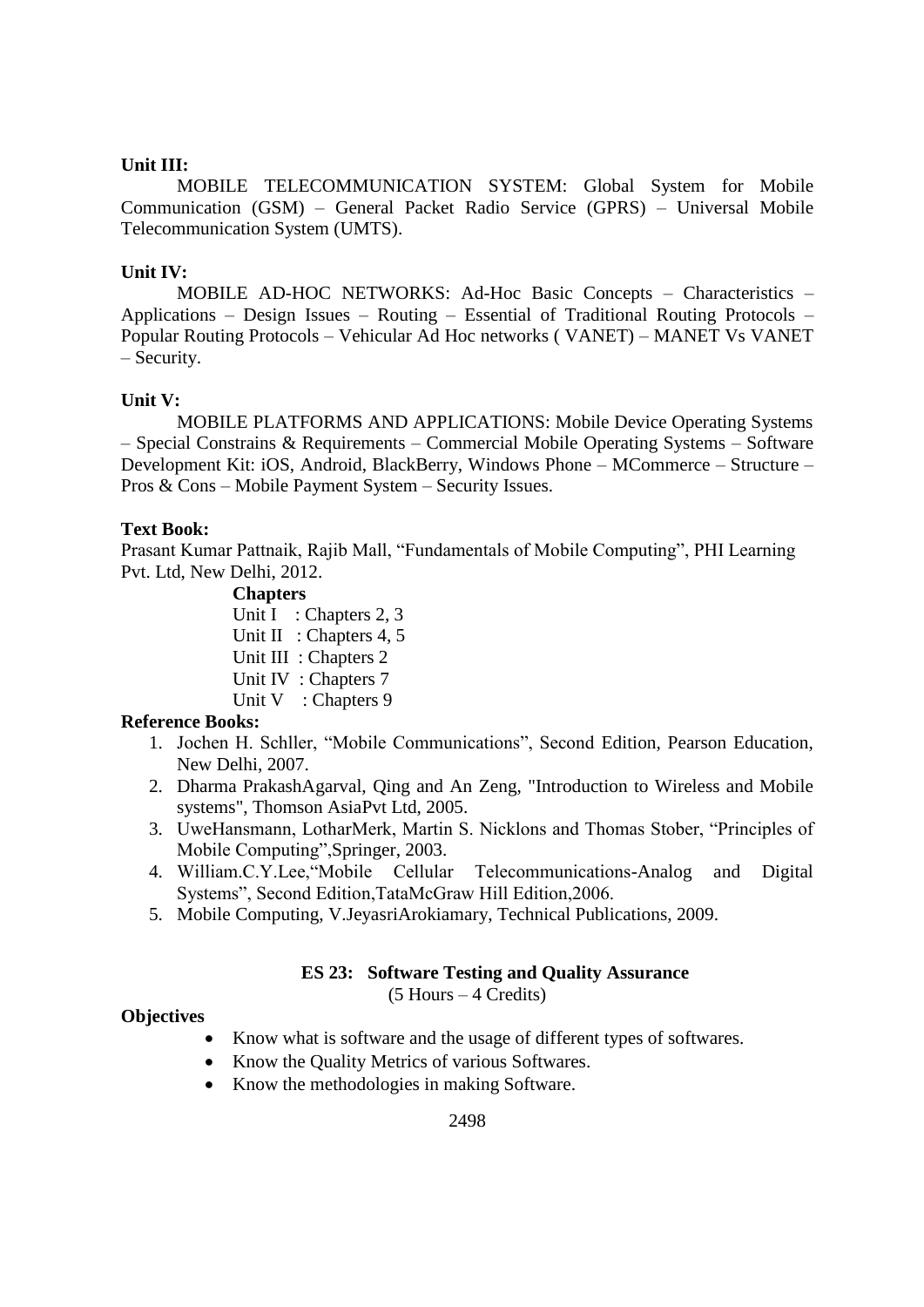**Unit III:**

MOBILE TELECOMMUNICATION SYSTEM: Global System for Mobile Communication (GSM) – General Packet Radio Service (GPRS) – Universal Mobile Telecommunication System (UMTS).

**Unit IV:**

MOBILE AD-HOC NETWORKS: Ad-Hoc Basic Concepts – Characteristics – Applications – Design Issues – Routing – Essential of Traditional Routing Protocols – Popular Routing Protocols – Vehicular Ad Hoc networks ( VANET) – MANET Vs VANET – Security.

**Unit V:**

MOBILE PLATFORMS AND APPLICATIONS: Mobile Device Operating Systems – Special Constrains & Requirements – Commercial Mobile Operating Systems – Software Development Kit: iOS, Android, BlackBerry, Windows Phone – MCommerce – Structure – Pros & Cons – Mobile Payment System – Security Issues.

**Text Book:**

Prasant Kumar Pattnaik, Rajib Mall, "Fundamentals of Mobile Computing", PHI Learning Pvt. Ltd, New Delhi, 2012.

**Chapters**

Unit I : Chapters 2, 3
Unit II : Chapters 4, 5
Unit III : Chapters 2
Unit IV : Chapters 7
Unit V : Chapters 9

**Reference Books:**

1. Jochen H. Schller, "Mobile Communications", Second Edition, Pearson Education, New Delhi, 2007.
2. Dharma PrakashAgarval, Qing and An Zeng, "Introduction to Wireless and Mobile systems", Thomson AsiaPvt Ltd, 2005.
3. UweHansmann, LotharMerk, Martin S. Nicklons and Thomas Stober, "Principles of Mobile Computing",Springer, 2003.
4. William.C.Y.Lee,"Mobile Cellular Telecommunications-Analog and Digital Systems", Second Edition,TataMcGraw Hill Edition,2006.
5. Mobile Computing, V.JeyasriArokiamary, Technical Publications, 2009.

## ES 23: Software Testing and Quality Assurance

(5 Hours – 4 Credits)

**Objectives**

- Know what is software and the usage of different types of softwares.
- Know the Quality Metrics of various Softwares.
- Know the methodologies in making Software.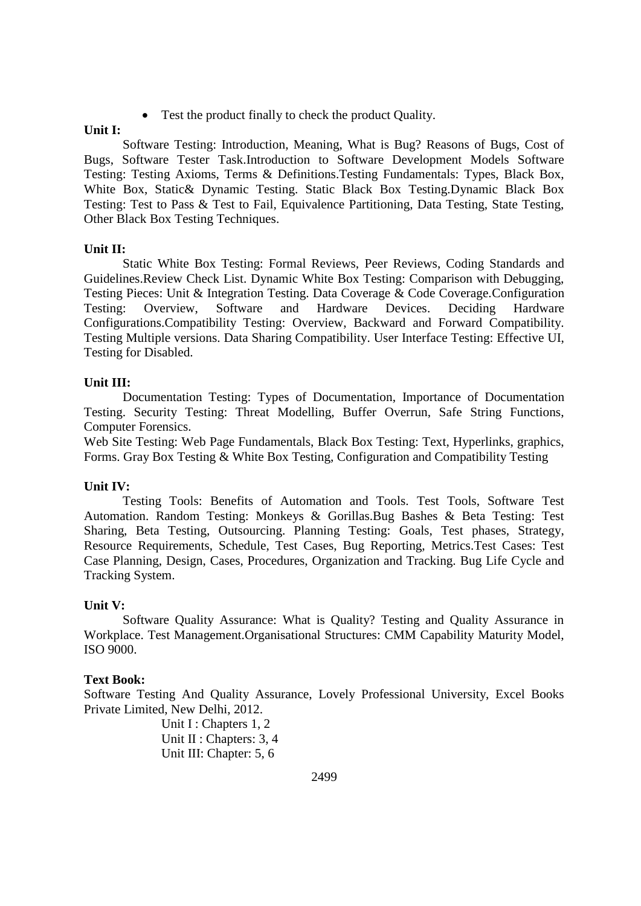- Test the product finally to check the product Quality.

**Unit I:**

Software Testing: Introduction, Meaning, What is Bug? Reasons of Bugs, Cost of Bugs, Software Tester Task.Introduction to Software Development Models Software Testing: Testing Axioms, Terms & Definitions.Testing Fundamentals: Types, Black Box, White Box, Static& Dynamic Testing. Static Black Box Testing.Dynamic Black Box Testing: Test to Pass & Test to Fail, Equivalence Partitioning, Data Testing, State Testing, Other Black Box Testing Techniques.

**Unit II:**

Static White Box Testing: Formal Reviews, Peer Reviews, Coding Standards and Guidelines.Review Check List. Dynamic White Box Testing: Comparison with Debugging, Testing Pieces: Unit & Integration Testing. Data Coverage & Code Coverage.Configuration Testing: Overview, Software and Hardware Devices. Deciding Hardware Configurations.Compatibility Testing: Overview, Backward and Forward Compatibility. Testing Multiple versions. Data Sharing Compatibility. User Interface Testing: Effective UI, Testing for Disabled.

**Unit III:**

Documentation Testing: Types of Documentation, Importance of Documentation Testing. Security Testing: Threat Modelling, Buffer Overrun, Safe String Functions, Computer Forensics.

Web Site Testing: Web Page Fundamentals, Black Box Testing: Text, Hyperlinks, graphics, Forms. Gray Box Testing & White Box Testing, Configuration and Compatibility Testing

**Unit IV:**

Testing Tools: Benefits of Automation and Tools. Test Tools, Software Test Automation. Random Testing: Monkeys & Gorillas.Bug Bashes & Beta Testing: Test Sharing, Beta Testing, Outsourcing. Planning Testing: Goals, Test phases, Strategy, Resource Requirements, Schedule, Test Cases, Bug Reporting, Metrics.Test Cases: Test Case Planning, Design, Cases, Procedures, Organization and Tracking. Bug Life Cycle and Tracking System.

**Unit V:**

Software Quality Assurance: What is Quality? Testing and Quality Assurance in Workplace. Test Management.Organisational Structures: CMM Capability Maturity Model, ISO 9000.

**Text Book:**

Software Testing And Quality Assurance, Lovely Professional University, Excel Books Private Limited, New Delhi, 2012.

Unit I : Chapters 1, 2
Unit II : Chapters: 3, 4
Unit III: Chapter: 5, 6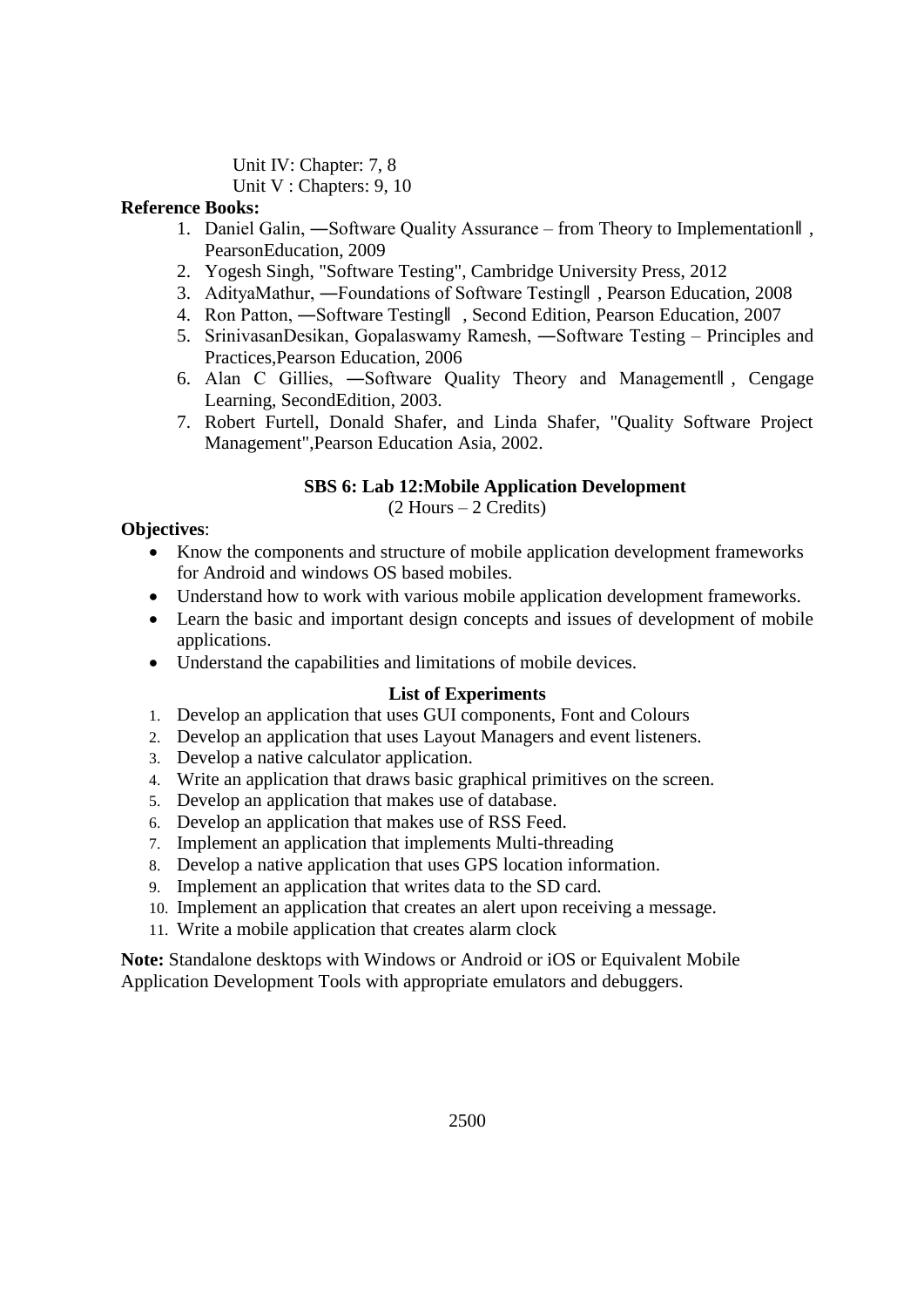Unit IV: Chapter: 7, 8

Unit V : Chapters: 9, 10

**Reference Books:**

1. Daniel Galin, ―Software Quality Assurance – from Theory to Implementation‖ , PearsonEducation, 2009
2. Yogesh Singh, "Software Testing", Cambridge University Press, 2012
3. AdityaMathur, ―Foundations of Software Testing‖ , Pearson Education, 2008
4. Ron Patton, ―Software Testing‖ , Second Edition, Pearson Education, 2007
5. SrinivasanDesikan, Gopalaswamy Ramesh, ―Software Testing – Principles and Practices,Pearson Education, 2006
6. Alan C Gillies, ―Software Quality Theory and Management‖ , Cengage Learning, SecondEdition, 2003.
7. Robert Furtell, Donald Shafer, and Linda Shafer, "Quality Software Project Management",Pearson Education Asia, 2002.

## SBS 6: Lab 12:Mobile Application Development

(2 Hours – 2 Credits)

**Objectives**:

- Know the components and structure of mobile application development frameworks for Android and windows OS based mobiles.
- Understand how to work with various mobile application development frameworks.
- Learn the basic and important design concepts and issues of development of mobile applications.
- Understand the capabilities and limitations of mobile devices.

### List of Experiments

1. Develop an application that uses GUI components, Font and Colours
2. Develop an application that uses Layout Managers and event listeners.
3. Develop a native calculator application.
4. Write an application that draws basic graphical primitives on the screen.
5. Develop an application that makes use of database.
6. Develop an application that makes use of RSS Feed.
7. Implement an application that implements Multi-threading
8. Develop a native application that uses GPS location information.
9. Implement an application that writes data to the SD card.
10. Implement an application that creates an alert upon receiving a message.
11. Write a mobile application that creates alarm clock

**Note:** Standalone desktops with Windows or Android or iOS or Equivalent Mobile Application Development Tools with appropriate emulators and debuggers.